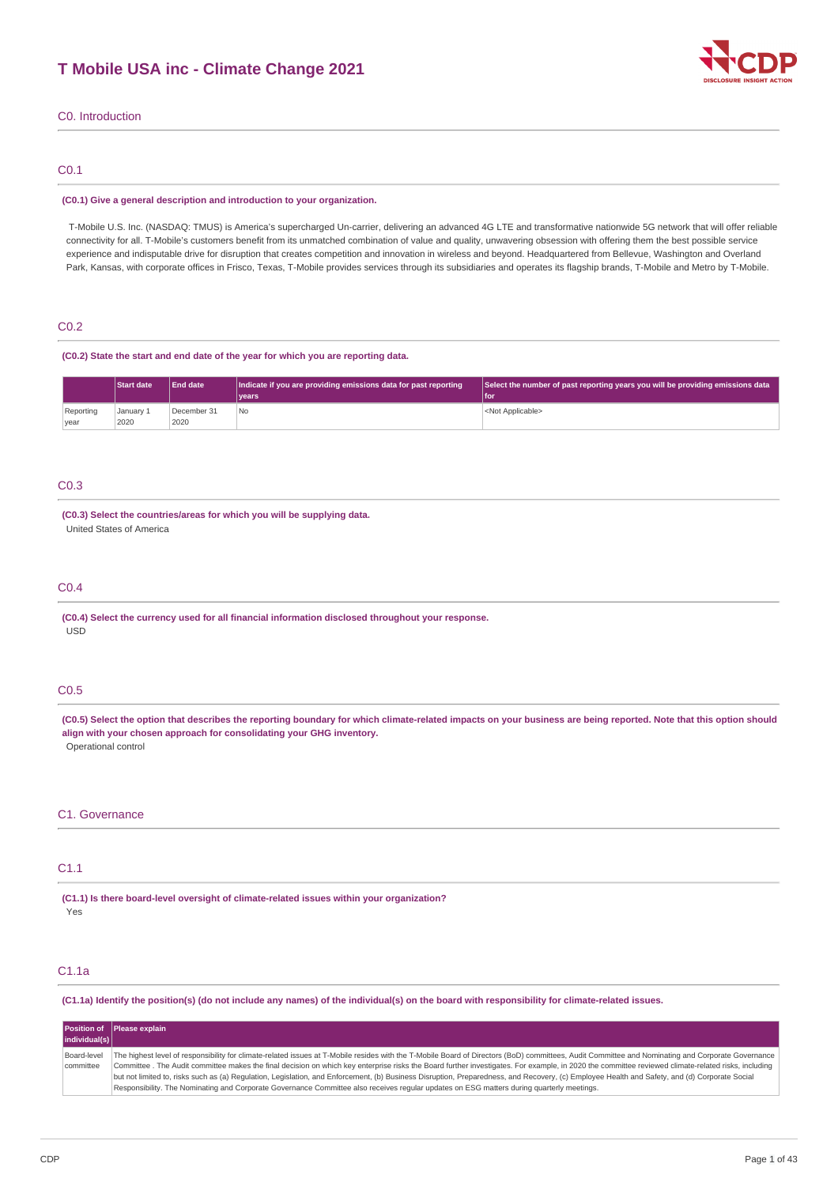# T Mobile USA inc - Climate Change 2021

## C0. Introduction

### C0.1

**(C0.1) Give a general description and introduction to your organization.**

T-Mobile U.S. Inc. (NASDAQ: TMUS) is America's supercharged Un-carrier, delivering an advanced 4G LTE and transformative nationwide 5G network that will offer reliable connectivity for all. T-Mobile's customers benefit from its unmatched combination of value and quality, unwavering obsession with offering them the best possible service experience and indisputable drive for disruption that creates competition and innovation in wireless and beyond. Headquartered from Bellevue, Washington and Overland Park, Kansas, with corporate offices in Frisco, Texas, T-Mobile provides services through its subsidiaries and operates its flagship brands, T-Mobile and Metro by T-Mobile.

### C0.2

**(C0.2) State the start and end date of the year for which you are reporting data.**

| | Start date | End date | Indicate if you are providing emissions data for past reporting years | Select the number of past reporting years you will be providing emissions data for |
|---|---|---|---|---|
| Reporting year | January 1 2020 | December 31 2020 | No | <Not Applicable> |

### C0.3

**(C0.3) Select the countries/areas for which you will be supplying data.**

United States of America

### C0.4

**(C0.4) Select the currency used for all financial information disclosed throughout your response.**

USD

### C0.5

**(C0.5) Select the option that describes the reporting boundary for which climate-related impacts on your business are being reported. Note that this option should align with your chosen approach for consolidating your GHG inventory.**

Operational control

## C1. Governance

### C1.1

**(C1.1) Is there board-level oversight of climate-related issues within your organization?**

Yes

### C1.1a

**(C1.1a) Identify the position(s) (do not include any names) of the individual(s) on the board with responsibility for climate-related issues.**

| Position of individual(s) | Please explain |
|---|---|
| Board-level committee | The highest level of responsibility for climate-related issues at T-Mobile resides with the T-Mobile Board of Directors (BoD) committees, Audit Committee and Nominating and Corporate Governance Committee . The Audit committee makes the final decision on which key enterprise risks the Board further investigates. For example, in 2020 the committee reviewed climate-related risks, including but not limited to, risks such as (a) Regulation, Legislation, and Enforcement, (b) Business Disruption, Preparedness, and Recovery, (c) Employee Health and Safety, and (d) Corporate Social Responsibility. The Nominating and Corporate Governance Committee also receives regular updates on ESG matters during quarterly meetings. |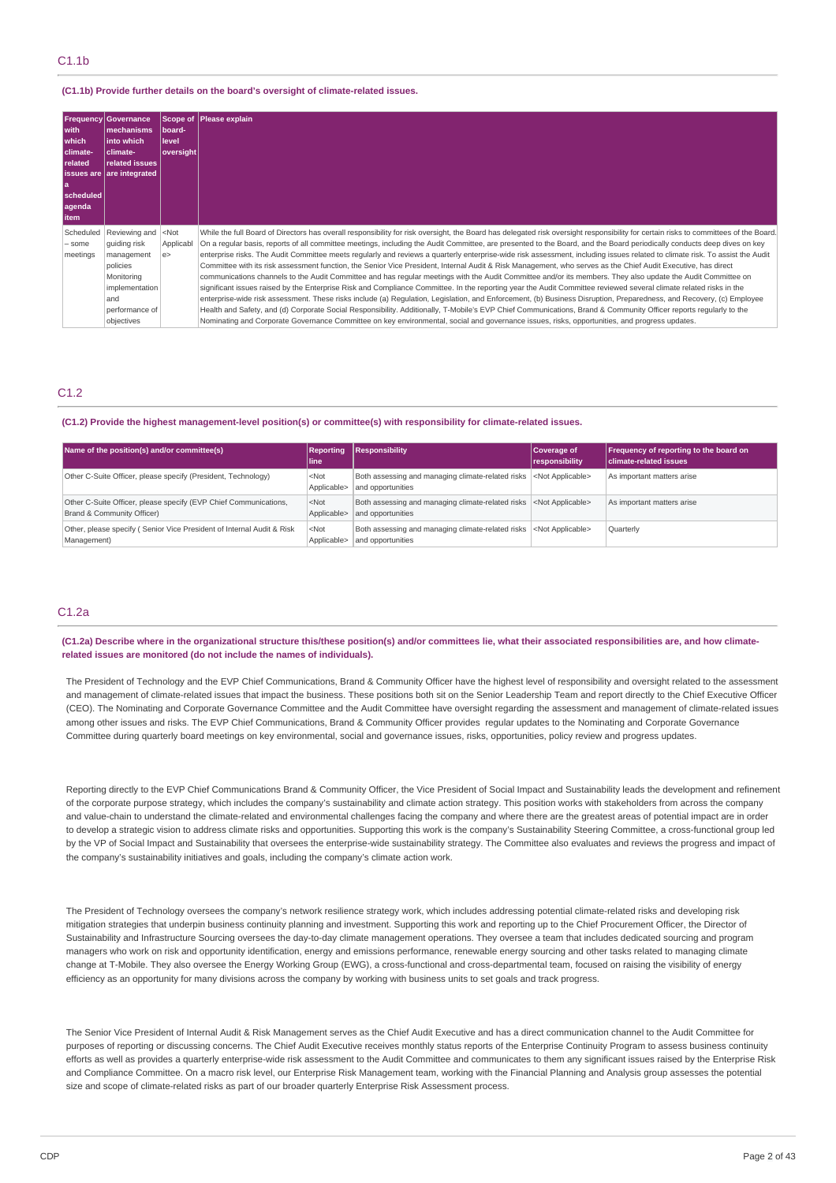## C1.1b

**(C1.1b) Provide further details on the board's oversight of climate-related issues.**

| Frequency with which climate-related issues are a scheduled agenda item | Governance mechanisms into which climate-related issues are integrated | Scope of board-level oversight | Please explain |
|---|---|---|---|
| Scheduled – some meetings | Reviewing and guiding risk management policies Monitoring implementation and performance of objectives | <Not Applicable> | While the full Board of Directors has overall responsibility for risk oversight, the Board has delegated risk oversight responsibility for certain risks to committees of the Board. On a regular basis, reports of all committee meetings, including the Audit Committee, are presented to the Board, and the Board periodically conducts deep dives on key enterprise risks. The Audit Committee meets regularly and reviews a quarterly enterprise-wide risk assessment, including issues related to climate risk. To assist the Audit Committee with its risk assessment function, the Senior Vice President, Internal Audit & Risk Management, who serves as the Chief Audit Executive, has direct communications channels to the Audit Committee and has regular meetings with the Audit Committee and/or its members. They also update the Audit Committee on significant issues raised by the Enterprise Risk and Compliance Committee. In the reporting year the Audit Committee reviewed several climate related risks in the enterprise-wide risk assessment. These risks include (a) Regulation, Legislation, and Enforcement, (b) Business Disruption, Preparedness, and Recovery, (c) Employee Health and Safety, and (d) Corporate Social Responsibility. Additionally, T-Mobile's EVP Chief Communications, Brand & Community Officer reports regularly to the Nominating and Corporate Governance Committee on key environmental, social and governance issues, risks, opportunities, and progress updates. |

## C1.2

**(C1.2) Provide the highest management-level position(s) or committee(s) with responsibility for climate-related issues.**

| Name of the position(s) and/or committee(s) | Reporting line | Responsibility | Coverage of responsibility | Frequency of reporting to the board on climate-related issues |
|---|---|---|---|---|
| Other C-Suite Officer, please specify (President, Technology) | <Not Applicable> | Both assessing and managing climate-related risks and opportunities | <Not Applicable> | As important matters arise |
| Other C-Suite Officer, please specify (EVP Chief Communications, Brand & Community Officer) | <Not Applicable> | Both assessing and managing climate-related risks and opportunities | <Not Applicable> | As important matters arise |
| Other, please specify ( Senior Vice President of Internal Audit & Risk Management) | <Not Applicable> | Both assessing and managing climate-related risks and opportunities | <Not Applicable> | Quarterly |

## C1.2a

**(C1.2a) Describe where in the organizational structure this/these position(s) and/or committees lie, what their associated responsibilities are, and how climate-related issues are monitored (do not include the names of individuals).**

The President of Technology and the EVP Chief Communications, Brand & Community Officer have the highest level of responsibility and oversight related to the assessment and management of climate-related issues that impact the business. These positions both sit on the Senior Leadership Team and report directly to the Chief Executive Officer (CEO). The Nominating and Corporate Governance Committee and the Audit Committee have oversight regarding the assessment and management of climate-related issues among other issues and risks. The EVP Chief Communications, Brand & Community Officer provides regular updates to the Nominating and Corporate Governance Committee during quarterly board meetings on key environmental, social and governance issues, risks, opportunities, policy review and progress updates.

Reporting directly to the EVP Chief Communications Brand & Community Officer, the Vice President of Social Impact and Sustainability leads the development and refinement of the corporate purpose strategy, which includes the company's sustainability and climate action strategy. This position works with stakeholders from across the company and value-chain to understand the climate-related and environmental challenges facing the company and where there are the greatest areas of potential impact are in order to develop a strategic vision to address climate risks and opportunities. Supporting this work is the company's Sustainability Steering Committee, a cross-functional group led by the VP of Social Impact and Sustainability that oversees the enterprise-wide sustainability strategy. The Committee also evaluates and reviews the progress and impact of the company's sustainability initiatives and goals, including the company's climate action work.

The President of Technology oversees the company's network resilience strategy work, which includes addressing potential climate-related risks and developing risk mitigation strategies that underpin business continuity planning and investment. Supporting this work and reporting up to the Chief Procurement Officer, the Director of Sustainability and Infrastructure Sourcing oversees the day-to-day climate management operations. They oversee a team that includes dedicated sourcing and program managers who work on risk and opportunity identification, energy and emissions performance, renewable energy sourcing and other tasks related to managing climate change at T-Mobile. They also oversee the Energy Working Group (EWG), a cross-functional and cross-departmental team, focused on raising the visibility of energy efficiency as an opportunity for many divisions across the company by working with business units to set goals and track progress.

The Senior Vice President of Internal Audit & Risk Management serves as the Chief Audit Executive and has a direct communication channel to the Audit Committee for purposes of reporting or discussing concerns. The Chief Audit Executive receives monthly status reports of the Enterprise Continuity Program to assess business continuity efforts as well as provides a quarterly enterprise-wide risk assessment to the Audit Committee and communicates to them any significant issues raised by the Enterprise Risk and Compliance Committee. On a macro risk level, our Enterprise Risk Management team, working with the Financial Planning and Analysis group assesses the potential size and scope of climate-related risks as part of our broader quarterly Enterprise Risk Assessment process.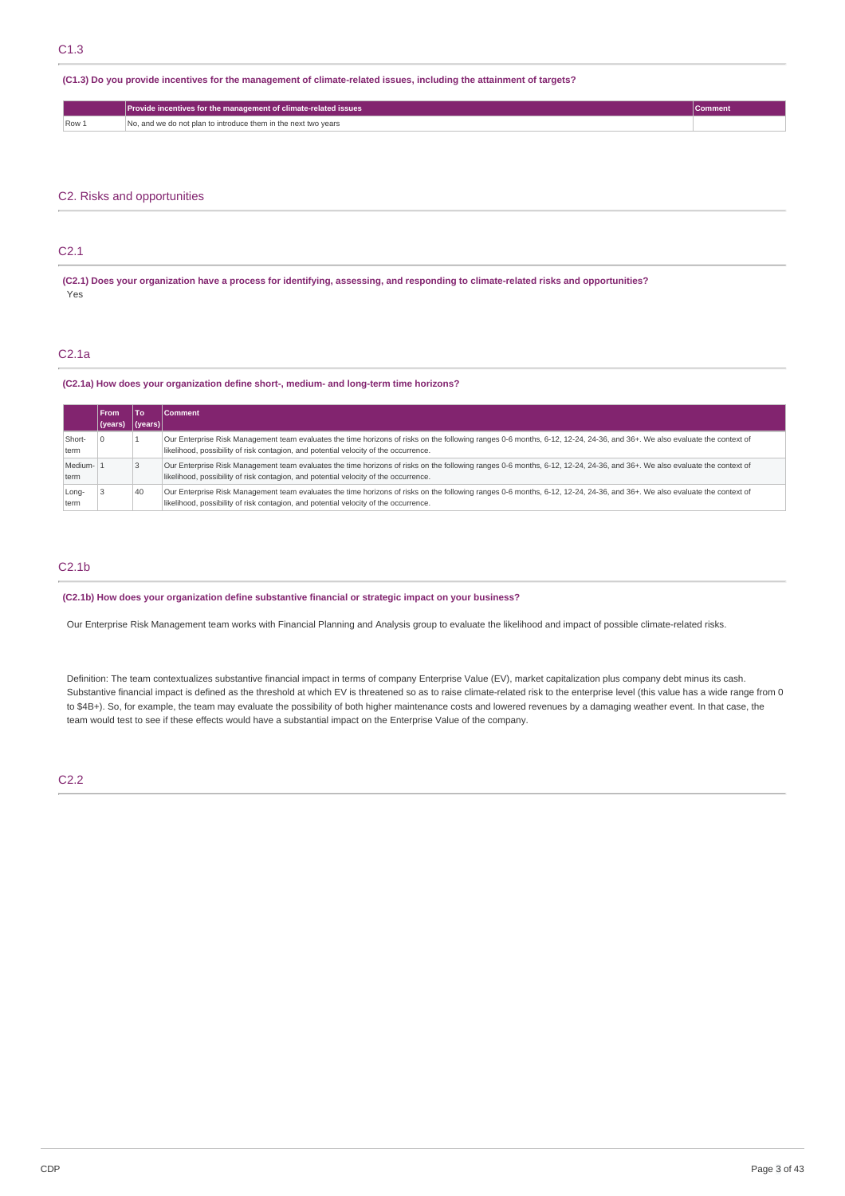## C1.3

**(C1.3) Do you provide incentives for the management of climate-related issues, including the attainment of targets?**

| | Provide incentives for the management of climate-related issues | Comment |
|---|---|---|
| Row 1 | No, and we do not plan to introduce them in the next two years | |

# C2. Risks and opportunities

## C2.1

**(C2.1) Does your organization have a process for identifying, assessing, and responding to climate-related risks and opportunities?**

Yes

## C2.1a

**(C2.1a) How does your organization define short-, medium- and long-term time horizons?**

| | From (years) | To (years) | Comment |
|---|---|---|---|
| Short-term | 0 | 1 | Our Enterprise Risk Management team evaluates the time horizons of risks on the following ranges 0-6 months, 6-12, 12-24, 24-36, and 36+. We also evaluate the context of likelihood, possibility of risk contagion, and potential velocity of the occurrence. |
| Medium-term | 1 | 3 | Our Enterprise Risk Management team evaluates the time horizons of risks on the following ranges 0-6 months, 6-12, 12-24, 24-36, and 36+. We also evaluate the context of likelihood, possibility of risk contagion, and potential velocity of the occurrence. |
| Long-term | 3 | 40 | Our Enterprise Risk Management team evaluates the time horizons of risks on the following ranges 0-6 months, 6-12, 12-24, 24-36, and 36+. We also evaluate the context of likelihood, possibility of risk contagion, and potential velocity of the occurrence. |

## C2.1b

**(C2.1b) How does your organization define substantive financial or strategic impact on your business?**

Our Enterprise Risk Management team works with Financial Planning and Analysis group to evaluate the likelihood and impact of possible climate-related risks.

Definition: The team contextualizes substantive financial impact in terms of company Enterprise Value (EV), market capitalization plus company debt minus its cash. Substantive financial impact is defined as the threshold at which EV is threatened so as to raise climate-related risk to the enterprise level (this value has a wide range from 0 to $4B+). So, for example, the team may evaluate the possibility of both higher maintenance costs and lowered revenues by a damaging weather event. In that case, the team would test to see if these effects would have a substantial impact on the Enterprise Value of the company.

## C2.2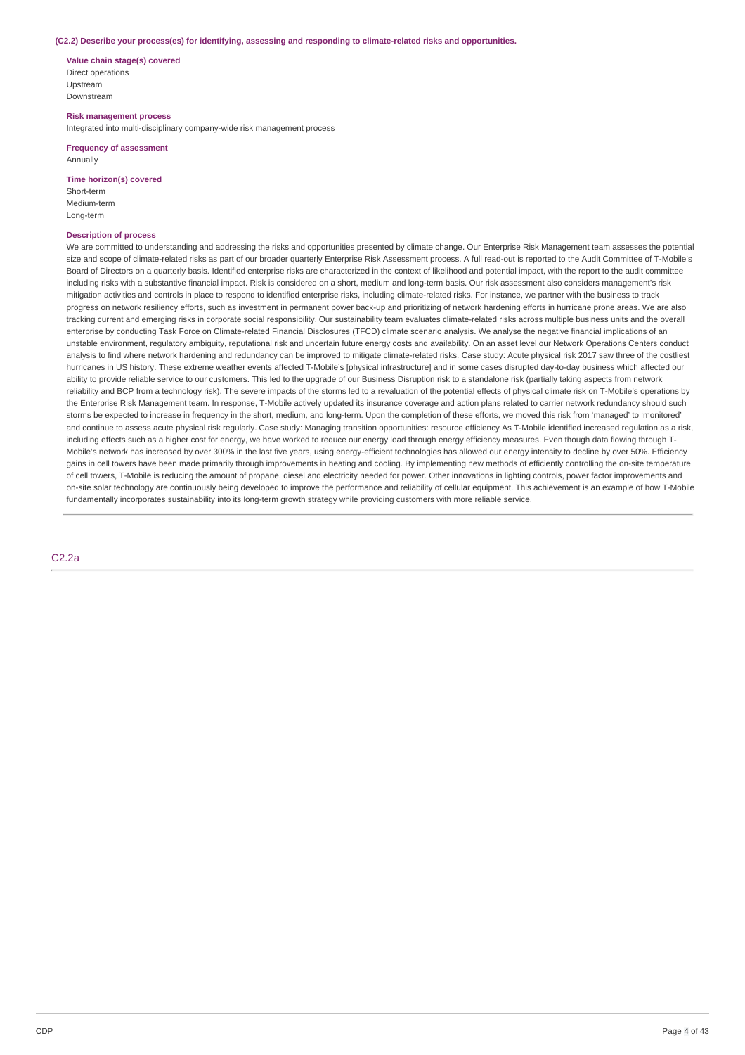**(C2.2) Describe your process(es) for identifying, assessing and responding to climate-related risks and opportunities.**

**Value chain stage(s) covered**
Direct operations
Upstream
Downstream

**Risk management process**
Integrated into multi-disciplinary company-wide risk management process

**Frequency of assessment**
Annually

**Time horizon(s) covered**
Short-term
Medium-term
Long-term

**Description of process**
We are committed to understanding and addressing the risks and opportunities presented by climate change. Our Enterprise Risk Management team assesses the potential size and scope of climate-related risks as part of our broader quarterly Enterprise Risk Assessment process. A full read-out is reported to the Audit Committee of T-Mobile's Board of Directors on a quarterly basis. Identified enterprise risks are characterized in the context of likelihood and potential impact, with the report to the audit committee including risks with a substantive financial impact. Risk is considered on a short, medium and long-term basis. Our risk assessment also considers management's risk mitigation activities and controls in place to respond to identified enterprise risks, including climate-related risks. For instance, we partner with the business to track progress on network resiliency efforts, such as investment in permanent power back-up and prioritizing of network hardening efforts in hurricane prone areas. We are also tracking current and emerging risks in corporate social responsibility. Our sustainability team evaluates climate-related risks across multiple business units and the overall enterprise by conducting Task Force on Climate-related Financial Disclosures (TFCD) climate scenario analysis. We analyse the negative financial implications of an unstable environment, regulatory ambiguity, reputational risk and uncertain future energy costs and availability. On an asset level our Network Operations Centers conduct analysis to find where network hardening and redundancy can be improved to mitigate climate-related risks. Case study: Acute physical risk 2017 saw three of the costliest hurricanes in US history. These extreme weather events affected T-Mobile's [physical infrastructure] and in some cases disrupted day-to-day business which affected our ability to provide reliable service to our customers. This led to the upgrade of our Business Disruption risk to a standalone risk (partially taking aspects from network reliability and BCP from a technology risk). The severe impacts of the storms led to a revaluation of the potential effects of physical climate risk on T-Mobile's operations by the Enterprise Risk Management team. In response, T-Mobile actively updated its insurance coverage and action plans related to carrier network redundancy should such storms be expected to increase in frequency in the short, medium, and long-term. Upon the completion of these efforts, we moved this risk from 'managed' to 'monitored' and continue to assess acute physical risk regularly. Case study: Managing transition opportunities: resource efficiency As T-Mobile identified increased regulation as a risk, including effects such as a higher cost for energy, we have worked to reduce our energy load through energy efficiency measures. Even though data flowing through T-Mobile's network has increased by over 300% in the last five years, using energy-efficient technologies has allowed our energy intensity to decline by over 50%. Efficiency gains in cell towers have been made primarily through improvements in heating and cooling. By implementing new methods of efficiently controlling the on-site temperature of cell towers, T-Mobile is reducing the amount of propane, diesel and electricity needed for power. Other innovations in lighting controls, power factor improvements and on-site solar technology are continuously being developed to improve the performance and reliability of cellular equipment. This achievement is an example of how T-Mobile fundamentally incorporates sustainability into its long-term growth strategy while providing customers with more reliable service.

## C2.2a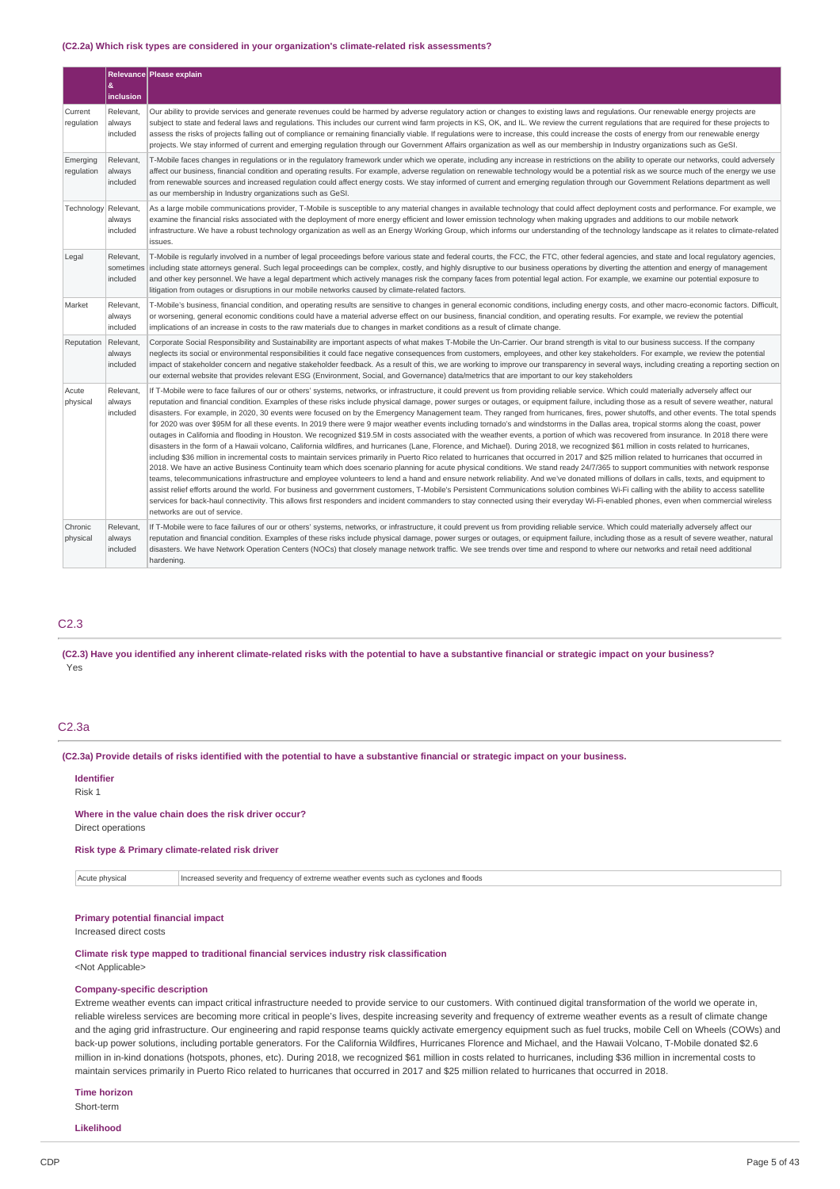#### (C2.2a) Which risk types are considered in your organization's climate-related risk assessments?

| | Relevance & inclusion | Please explain |
|---|---|---|
| Current regulation | Relevant, always included | Our ability to provide services and generate revenues could be harmed by adverse regulatory action or changes to existing laws and regulations. Our renewable energy projects are subject to state and federal laws and regulations. This includes our current wind farm projects in KS, OK, and IL. We review the current regulations that are required for these projects to assess the risks of projects falling out of compliance or remaining financially viable. If regulations were to increase, this could increase the costs of energy from our renewable energy projects. We stay informed of current and emerging regulation through our Government Affairs organization as well as our membership in Industry organizations such as GeSI. |
| Emerging regulation | Relevant, always included | T-Mobile faces changes in regulations or in the regulatory framework under which we operate, including any increase in restrictions on the ability to operate our networks, could adversely affect our business, financial condition and operating results. For example, adverse regulation on renewable technology would be a potential risk as we source much of the energy we use from renewable sources and increased regulation could affect energy costs. We stay informed of current and emerging regulation through our Government Relations department as well as our membership in Industry organizations such as GeSI. |
| Technology | Relevant, always included | As a large mobile communications provider, T-Mobile is susceptible to any material changes in available technology that could affect deployment costs and performance. For example, we examine the financial risks associated with the deployment of more energy efficient and lower emission technology when making upgrades and additions to our mobile network infrastructure. We have a robust technology organization as well as an Energy Working Group, which informs our understanding of the technology landscape as it relates to climate-related issues. |
| Legal | Relevant, sometimes included | T-Mobile is regularly involved in a number of legal proceedings before various state and federal courts, the FCC, the FTC, other federal agencies, and state and local regulatory agencies, including state attorneys general. Such legal proceedings can be complex, costly, and highly disruptive to our business operations by diverting the attention and energy of management and other key personnel. We have a legal department which actively manages risk the company faces from potential legal action. For example, we examine our potential exposure to litigation from outages or disruptions in our mobile networks caused by climate-related factors. |
| Market | Relevant, always included | T-Mobile's business, financial condition, and operating results are sensitive to changes in general economic conditions, including energy costs, and other macro-economic factors. Difficult, or worsening, general economic conditions could have a material adverse effect on our business, financial condition, and operating results. For example, we review the potential implications of an increase in costs to the raw materials due to changes in market conditions as a result of climate change. |
| Reputation | Relevant, always included | Corporate Social Responsibility and Sustainability are important aspects of what makes T-Mobile the Un-Carrier. Our brand strength is vital to our business success. If the company neglects its social or environmental responsibilities it could face negative consequences from customers, employees, and other key stakeholders. For example, we review the potential impact of stakeholder concern and negative stakeholder feedback. As a result of this, we are working to improve our transparency in several ways, including creating a reporting section on our external website that provides relevant ESG (Environment, Social, and Governance) data/metrics that are important to our key stakeholders |
| Acute physical | Relevant, always included | If T-Mobile were to face failures of our or others' systems, networks, or infrastructure, it could prevent us from providing reliable service. Which could materially adversely affect our reputation and financial condition. Examples of these risks include physical damage, power surges or outages, or equipment failure, including those as a result of severe weather, natural disasters. For example, in 2020, 30 events were focused on by the Emergency Management team. They ranged from hurricanes, fires, power shutoffs, and other events. The total spends for 2020 was over $95M for all these events. In 2019 there were 9 major weather events including tornado's and windstorms in the Dallas area, tropical storms along the coast, power outages in California and flooding in Houston. We recognized $19.5M in costs associated with the weather events, a portion of which was recovered from insurance. In 2018 there were disasters in the form of a Hawaii volcano, California wildfires, and hurricanes (Lane, Florence, and Michael). During 2018, we recognized $61 million in costs related to hurricanes, including $36 million in incremental costs to maintain services primarily in Puerto Rico related to hurricanes that occurred in 2017 and $25 million related to hurricanes that occurred in 2018. We have an active Business Continuity team which does scenario planning for acute physical conditions. We stand ready 24/7/365 to support communities with network response teams, telecommunications infrastructure and employee volunteers to lend a hand and ensure network reliability. And we've donated millions of dollars in calls, texts, and equipment to assist relief efforts around the world. For business and government customers, T-Mobile's Persistent Communications solution combines Wi-Fi calling with the ability to access satellite services for back-haul connectivity. This allows first responders and incident commanders to stay connected using their everyday Wi-Fi-enabled phones, even when commercial wireless networks are out of service. |
| Chronic physical | Relevant, always included | If T-Mobile were to face failures of our or others' systems, networks, or infrastructure, it could prevent us from providing reliable service. Which could materially adversely affect our reputation and financial condition. Examples of these risks include physical damage, power surges or outages, or equipment failure, including those as a result of severe weather, natural disasters. We have Network Operation Centers (NOCs) that closely manage network traffic. We see trends over time and respond to where our networks and retail need additional hardening. |

## C2.3

**(C2.3) Have you identified any inherent climate-related risks with the potential to have a substantive financial or strategic impact on your business?**

Yes

## C2.3a

**(C2.3a) Provide details of risks identified with the potential to have a substantive financial or strategic impact on your business.**

**Identifier**

Risk 1

**Where in the value chain does the risk driver occur?**

Direct operations

**Risk type & Primary climate-related risk driver**

| | |
|---|---|
| Acute physical | Increased severity and frequency of extreme weather events such as cyclones and floods |

**Primary potential financial impact**

Increased direct costs

**Climate risk type mapped to traditional financial services industry risk classification**

<Not Applicable>

**Company-specific description**

Extreme weather events can impact critical infrastructure needed to provide service to our customers. With continued digital transformation of the world we operate in, reliable wireless services are becoming more critical in people's lives, despite increasing severity and frequency of extreme weather events as a result of climate change and the aging grid infrastructure. Our engineering and rapid response teams quickly activate emergency equipment such as fuel trucks, mobile Cell on Wheels (COWs) and back-up power solutions, including portable generators. For the California Wildfires, Hurricanes Florence and Michael, and the Hawaii Volcano, T-Mobile donated $2.6 million in in-kind donations (hotspots, phones, etc). During 2018, we recognized $61 million in costs related to hurricanes, including $36 million in incremental costs to maintain services primarily in Puerto Rico related to hurricanes that occurred in 2017 and $25 million related to hurricanes that occurred in 2018.

**Time horizon**

Short-term

**Likelihood**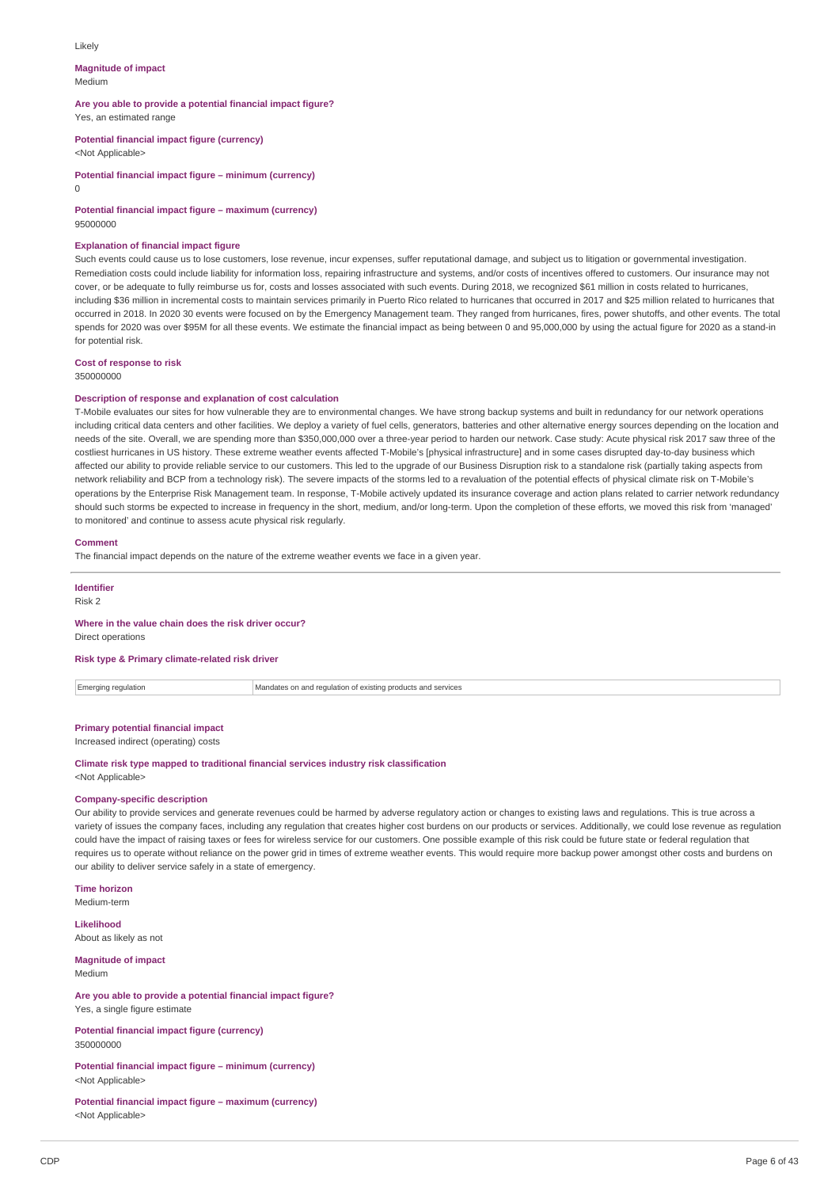Likely

**Magnitude of impact**
Medium

**Are you able to provide a potential financial impact figure?**
Yes, an estimated range

**Potential financial impact figure (currency)**
<Not Applicable>

**Potential financial impact figure – minimum (currency)**
0

**Potential financial impact figure – maximum (currency)**
95000000

**Explanation of financial impact figure**
Such events could cause us to lose customers, lose revenue, incur expenses, suffer reputational damage, and subject us to litigation or governmental investigation. Remediation costs could include liability for information loss, repairing infrastructure and systems, and/or costs of incentives offered to customers. Our insurance may not cover, or be adequate to fully reimburse us for, costs and losses associated with such events. During 2018, we recognized $61 million in costs related to hurricanes, including $36 million in incremental costs to maintain services primarily in Puerto Rico related to hurricanes that occurred in 2017 and $25 million related to hurricanes that occurred in 2018. In 2020 30 events were focused on by the Emergency Management team. They ranged from hurricanes, fires, power shutoffs, and other events. The total spends for 2020 was over $95M for all these events. We estimate the financial impact as being between 0 and 95,000,000 by using the actual figure for 2020 as a stand-in for potential risk.

**Cost of response to risk**
350000000

**Description of response and explanation of cost calculation**
T-Mobile evaluates our sites for how vulnerable they are to environmental changes. We have strong backup systems and built in redundancy for our network operations including critical data centers and other facilities. We deploy a variety of fuel cells, generators, batteries and other alternative energy sources depending on the location and needs of the site. Overall, we are spending more than $350,000,000 over a three-year period to harden our network. Case study: Acute physical risk 2017 saw three of the costliest hurricanes in US history. These extreme weather events affected T-Mobile's [physical infrastructure] and in some cases disrupted day-to-day business which affected our ability to provide reliable service to our customers. This led to the upgrade of our Business Disruption risk to a standalone risk (partially taking aspects from network reliability and BCP from a technology risk). The severe impacts of the storms led to a revaluation of the potential effects of physical climate risk on T-Mobile's operations by the Enterprise Risk Management team. In response, T-Mobile actively updated its insurance coverage and action plans related to carrier network redundancy should such storms be expected to increase in frequency in the short, medium, and/or long-term. Upon the completion of these efforts, we moved this risk from 'managed' to monitored' and continue to assess acute physical risk regularly.

**Comment**
The financial impact depends on the nature of the extreme weather events we face in a given year.

---

**Identifier**
Risk 2

**Where in the value chain does the risk driver occur?**
Direct operations

**Risk type & Primary climate-related risk driver**

| Emerging regulation | Mandates on and regulation of existing products and services |
|---|---|

**Primary potential financial impact**
Increased indirect (operating) costs

**Climate risk type mapped to traditional financial services industry risk classification**
<Not Applicable>

**Company-specific description**
Our ability to provide services and generate revenues could be harmed by adverse regulatory action or changes to existing laws and regulations. This is true across a variety of issues the company faces, including any regulation that creates higher cost burdens on our products or services. Additionally, we could lose revenue as regulation could have the impact of raising taxes or fees for wireless service for our customers. One possible example of this risk could be future state or federal regulation that requires us to operate without reliance on the power grid in times of extreme weather events. This would require more backup power amongst other costs and burdens on our ability to deliver service safely in a state of emergency.

**Time horizon**
Medium-term

**Likelihood**
About as likely as not

**Magnitude of impact**
Medium

**Are you able to provide a potential financial impact figure?**
Yes, a single figure estimate

**Potential financial impact figure (currency)**
350000000

**Potential financial impact figure – minimum (currency)**
<Not Applicable>

**Potential financial impact figure – maximum (currency)**
<Not Applicable>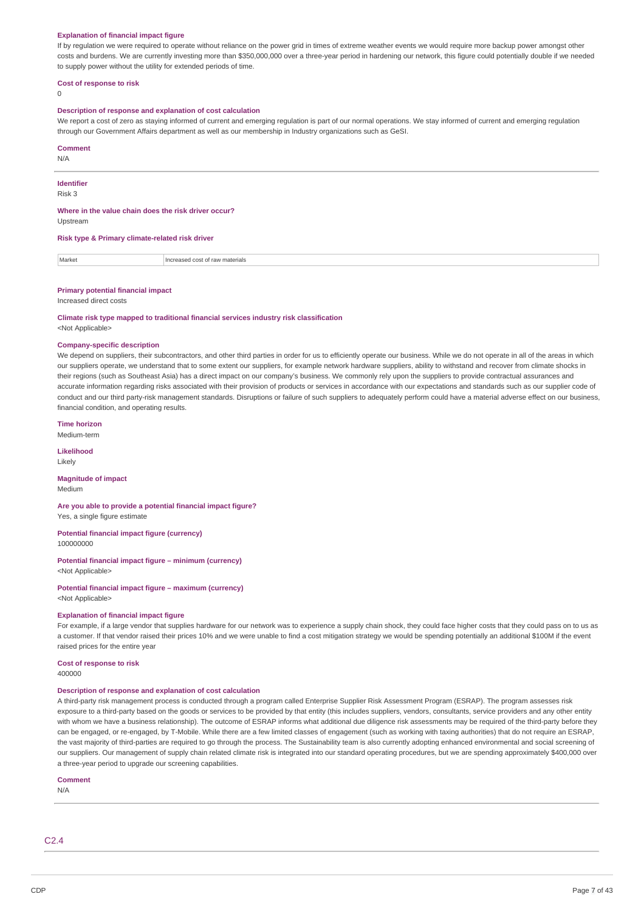**Explanation of financial impact figure**

If by regulation we were required to operate without reliance on the power grid in times of extreme weather events we would require more backup power amongst other costs and burdens. We are currently investing more than $350,000,000 over a three-year period in hardening our network, this figure could potentially double if we needed to supply power without the utility for extended periods of time.

**Cost of response to risk**

0

**Description of response and explanation of cost calculation**

We report a cost of zero as staying informed of current and emerging regulation is part of our normal operations. We stay informed of current and emerging regulation through our Government Affairs department as well as our membership in Industry organizations such as GeSI.

**Comment**

N/A

**Identifier**

Risk 3

**Where in the value chain does the risk driver occur?**

Upstream

**Risk type & Primary climate-related risk driver**

| Market | Increased cost of raw materials |
| --- | --- |

**Primary potential financial impact**

Increased direct costs

**Climate risk type mapped to traditional financial services industry risk classification**

<Not Applicable>

**Company-specific description**

We depend on suppliers, their subcontractors, and other third parties in order for us to efficiently operate our business. While we do not operate in all of the areas in which our suppliers operate, we understand that to some extent our suppliers, for example network hardware suppliers, ability to withstand and recover from climate shocks in their regions (such as Southeast Asia) has a direct impact on our company's business. We commonly rely upon the suppliers to provide contractual assurances and accurate information regarding risks associated with their provision of products or services in accordance with our expectations and standards such as our supplier code of conduct and our third party-risk management standards. Disruptions or failure of such suppliers to adequately perform could have a material adverse effect on our business, financial condition, and operating results.

**Time horizon**

Medium-term

**Likelihood**

Likely

**Magnitude of impact**

Medium

**Are you able to provide a potential financial impact figure?**

Yes, a single figure estimate

**Potential financial impact figure (currency)**

100000000

**Potential financial impact figure – minimum (currency)**

<Not Applicable>

**Potential financial impact figure – maximum (currency)**

<Not Applicable>

**Explanation of financial impact figure**

For example, if a large vendor that supplies hardware for our network was to experience a supply chain shock, they could face higher costs that they could pass on to us as a customer. If that vendor raised their prices 10% and we were unable to find a cost mitigation strategy we would be spending potentially an additional $100M if the event raised prices for the entire year

**Cost of response to risk**

400000

**Description of response and explanation of cost calculation**

A third-party risk management process is conducted through a program called Enterprise Supplier Risk Assessment Program (ESRAP). The program assesses risk exposure to a third-party based on the goods or services to be provided by that entity (this includes suppliers, vendors, consultants, service providers and any other entity with whom we have a business relationship). The outcome of ESRAP informs what additional due diligence risk assessments may be required of the third-party before they can be engaged, or re-engaged, by T-Mobile. While there are a few limited classes of engagement (such as working with taxing authorities) that do not require an ESRAP, the vast majority of third-parties are required to go through the process. The Sustainability team is also currently adopting enhanced environmental and social screening of our suppliers. Our management of supply chain related climate risk is integrated into our standard operating procedures, but we are spending approximately $400,000 over a three-year period to upgrade our screening capabilities.

**Comment**

N/A

## C2.4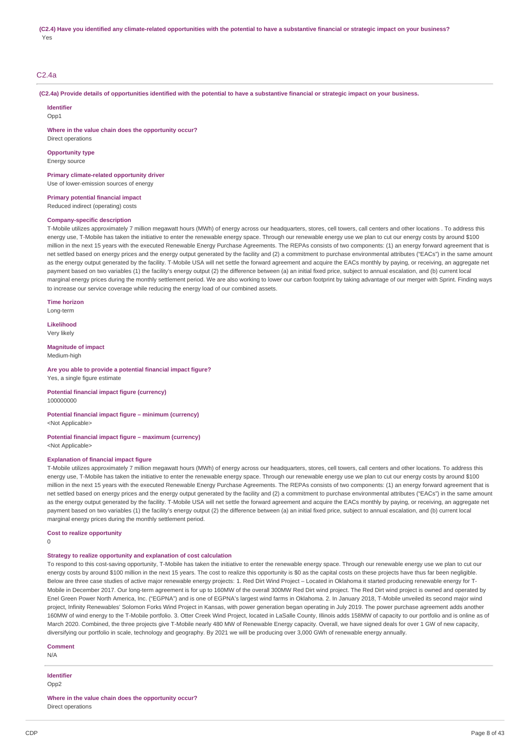**(C2.4) Have you identified any climate-related opportunities with the potential to have a substantive financial or strategic impact on your business?**

Yes

## C2.4a

**(C2.4a) Provide details of opportunities identified with the potential to have a substantive financial or strategic impact on your business.**

**Identifier**
Opp1

**Where in the value chain does the opportunity occur?**
Direct operations

**Opportunity type**
Energy source

**Primary climate-related opportunity driver**
Use of lower-emission sources of energy

**Primary potential financial impact**
Reduced indirect (operating) costs

**Company-specific description**
T-Mobile utilizes approximately 7 million megawatt hours (MWh) of energy across our headquarters, stores, cell towers, call centers and other locations . To address this energy use, T-Mobile has taken the initiative to enter the renewable energy space. Through our renewable energy use we plan to cut our energy costs by around $100 million in the next 15 years with the executed Renewable Energy Purchase Agreements. The REPAs consists of two components: (1) an energy forward agreement that is net settled based on energy prices and the energy output generated by the facility and (2) a commitment to purchase environmental attributes ("EACs") in the same amount as the energy output generated by the facility. T-Mobile USA will net settle the forward agreement and acquire the EACs monthly by paying, or receiving, an aggregate net payment based on two variables (1) the facility's energy output (2) the difference between (a) an initial fixed price, subject to annual escalation, and (b) current local marginal energy prices during the monthly settlement period. We are also working to lower our carbon footprint by taking advantage of our merger with Sprint. Finding ways to increase our service coverage while reducing the energy load of our combined assets.

**Time horizon**
Long-term

**Likelihood**
Very likely

**Magnitude of impact**
Medium-high

**Are you able to provide a potential financial impact figure?**
Yes, a single figure estimate

**Potential financial impact figure (currency)**
100000000

**Potential financial impact figure – minimum (currency)**
<Not Applicable>

**Potential financial impact figure – maximum (currency)**
<Not Applicable>

**Explanation of financial impact figure**
T-Mobile utilizes approximately 7 million megawatt hours (MWh) of energy across our headquarters, stores, cell towers, call centers and other locations. To address this energy use, T-Mobile has taken the initiative to enter the renewable energy space. Through our renewable energy use we plan to cut our energy costs by around $100 million in the next 15 years with the executed Renewable Energy Purchase Agreements. The REPAs consists of two components: (1) an energy forward agreement that is net settled based on energy prices and the energy output generated by the facility and (2) a commitment to purchase environmental attributes ("EACs") in the same amount as the energy output generated by the facility. T-Mobile USA will net settle the forward agreement and acquire the EACs monthly by paying, or receiving, an aggregate net payment based on two variables (1) the facility's energy output (2) the difference between (a) an initial fixed price, subject to annual escalation, and (b) current local marginal energy prices during the monthly settlement period.

**Cost to realize opportunity**
0

**Strategy to realize opportunity and explanation of cost calculation**
To respond to this cost-saving opportunity, T-Mobile has taken the initiative to enter the renewable energy space. Through our renewable energy use we plan to cut our energy costs by around $100 million in the next 15 years. The cost to realize this opportunity is $0 as the capital costs on these projects have thus far been negligible. Below are three case studies of active major renewable energy projects: 1. Red Dirt Wind Project – Located in Oklahoma it started producing renewable energy for T-Mobile in December 2017. Our long-term agreement is for up to 160MW of the overall 300MW Red Dirt wind project. The Red Dirt wind project is owned and operated by Enel Green Power North America, Inc. ("EGPNA") and is one of EGPNA's largest wind farms in Oklahoma. 2. In January 2018, T-Mobile unveiled its second major wind project, Infinity Renewables' Solomon Forks Wind Project in Kansas, with power generation began operating in July 2019. The power purchase agreement adds another 160MW of wind energy to the T-Mobile portfolio. 3. Otter Creek Wind Project, located in LaSalle County, Illinois adds 158MW of capacity to our portfolio and is online as of March 2020. Combined, the three projects give T-Mobile nearly 480 MW of Renewable Energy capacity. Overall, we have signed deals for over 1 GW of new capacity, diversifying our portfolio in scale, technology and geography. By 2021 we will be producing over 3,000 GWh of renewable energy annually.

**Comment**
N/A

**Identifier**
Opp2

**Where in the value chain does the opportunity occur?**
Direct operations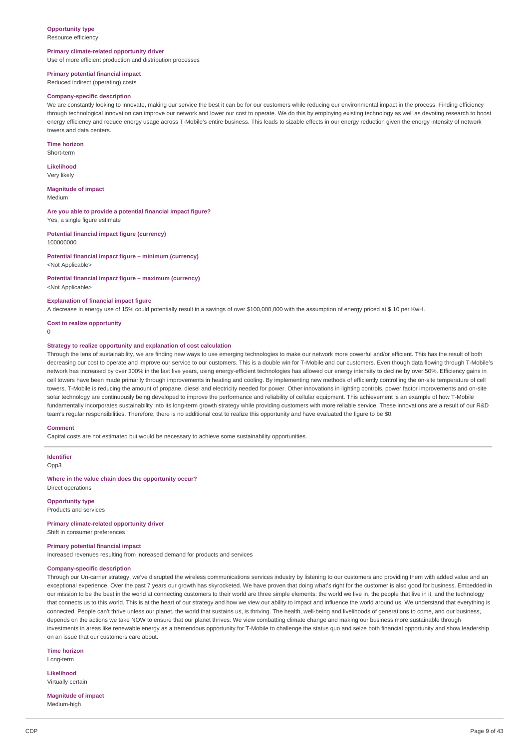**Opportunity type**
Resource efficiency

**Primary climate-related opportunity driver**
Use of more efficient production and distribution processes

**Primary potential financial impact**
Reduced indirect (operating) costs

**Company-specific description**
We are constantly looking to innovate, making our service the best it can be for our customers while reducing our environmental impact in the process. Finding efficiency through technological innovation can improve our network and lower our cost to operate. We do this by employing existing technology as well as devoting research to boost energy efficiency and reduce energy usage across T-Mobile's entire business. This leads to sizable effects in our energy reduction given the energy intensity of network towers and data centers.

**Time horizon**
Short-term

**Likelihood**
Very likely

**Magnitude of impact**
Medium

**Are you able to provide a potential financial impact figure?**
Yes, a single figure estimate

**Potential financial impact figure (currency)**
100000000

**Potential financial impact figure – minimum (currency)**
<Not Applicable>

**Potential financial impact figure – maximum (currency)**
<Not Applicable>

**Explanation of financial impact figure**
A decrease in energy use of 15% could potentially result in a savings of over $100,000,000 with the assumption of energy priced at $.10 per KwH.

**Cost to realize opportunity**
0

**Strategy to realize opportunity and explanation of cost calculation**
Through the lens of sustainability, we are finding new ways to use emerging technologies to make our network more powerful and/or efficient. This has the result of both decreasing our cost to operate and improve our service to our customers. This is a double win for T-Mobile and our customers. Even though data flowing through T-Mobile's network has increased by over 300% in the last five years, using energy-efficient technologies has allowed our energy intensity to decline by over 50%. Efficiency gains in cell towers have been made primarily through improvements in heating and cooling. By implementing new methods of efficiently controlling the on-site temperature of cell towers, T-Mobile is reducing the amount of propane, diesel and electricity needed for power. Other innovations in lighting controls, power factor improvements and on-site solar technology are continuously being developed to improve the performance and reliability of cellular equipment. This achievement is an example of how T-Mobile fundamentally incorporates sustainability into its long-term growth strategy while providing customers with more reliable service. These innovations are a result of our R&D team's regular responsibilities. Therefore, there is no additional cost to realize this opportunity and have evaluated the figure to be $0.

**Comment**
Capital costs are not estimated but would be necessary to achieve some sustainability opportunities.

---

**Identifier**
Opp3

**Where in the value chain does the opportunity occur?**
Direct operations

**Opportunity type**
Products and services

**Primary climate-related opportunity driver**
Shift in consumer preferences

**Primary potential financial impact**
Increased revenues resulting from increased demand for products and services

**Company-specific description**
Through our Un-carrier strategy, we've disrupted the wireless communications services industry by listening to our customers and providing them with added value and an exceptional experience. Over the past 7 years our growth has skyrocketed. We have proven that doing what's right for the customer is also good for business. Embedded in our mission to be the best in the world at connecting customers to their world are three simple elements: the world we live in, the people that live in it, and the technology that connects us to this world. This is at the heart of our strategy and how we view our ability to impact and influence the world around us. We understand that everything is connected. People can't thrive unless our planet, the world that sustains us, is thriving. The health, well-being and livelihoods of generations to come, and our business, depends on the actions we take NOW to ensure that our planet thrives. We view combatting climate change and making our business more sustainable through investments in areas like renewable energy as a tremendous opportunity for T-Mobile to challenge the status quo and seize both financial opportunity and show leadership on an issue that our customers care about.

**Time horizon**
Long-term

**Likelihood**
Virtually certain

**Magnitude of impact**
Medium-high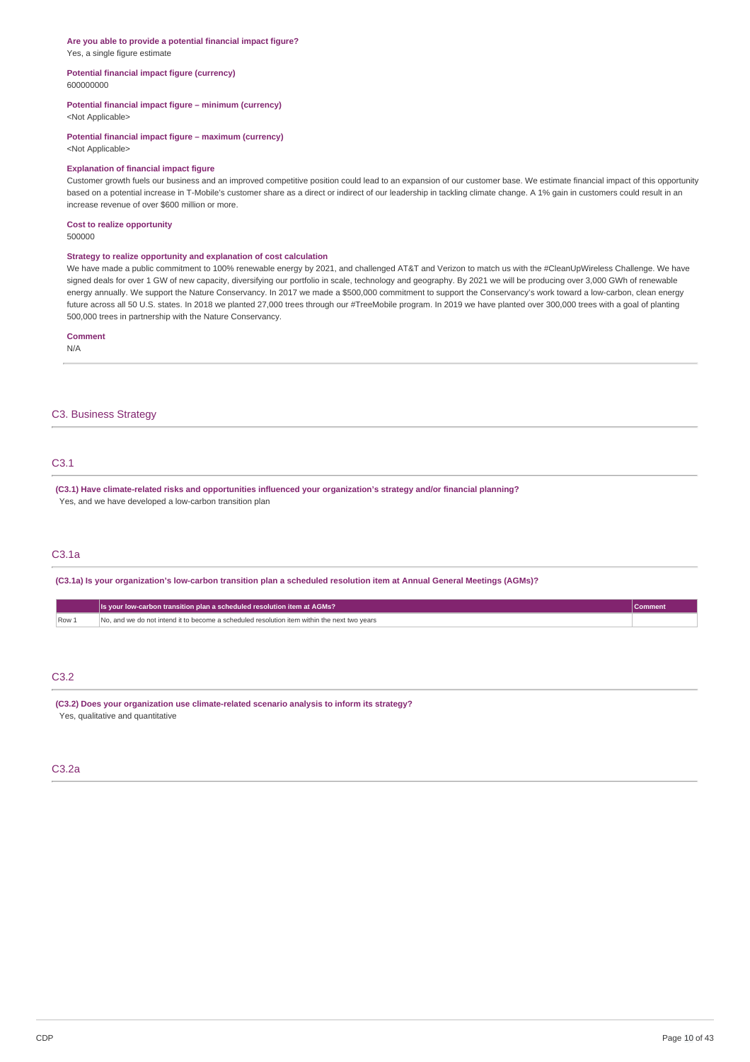**Are you able to provide a potential financial impact figure?**
Yes, a single figure estimate

**Potential financial impact figure (currency)**
600000000

**Potential financial impact figure – minimum (currency)**
<Not Applicable>

**Potential financial impact figure – maximum (currency)**
<Not Applicable>

**Explanation of financial impact figure**
Customer growth fuels our business and an improved competitive position could lead to an expansion of our customer base. We estimate financial impact of this opportunity based on a potential increase in T-Mobile's customer share as a direct or indirect of our leadership in tackling climate change. A 1% gain in customers could result in an increase revenue of over $600 million or more.

**Cost to realize opportunity**
500000

**Strategy to realize opportunity and explanation of cost calculation**
We have made a public commitment to 100% renewable energy by 2021, and challenged AT&T and Verizon to match us with the #CleanUpWireless Challenge. We have signed deals for over 1 GW of new capacity, diversifying our portfolio in scale, technology and geography. By 2021 we will be producing over 3,000 GWh of renewable energy annually. We support the Nature Conservancy. In 2017 we made a $500,000 commitment to support the Conservancy's work toward a low-carbon, clean energy future across all 50 U.S. states. In 2018 we planted 27,000 trees through our #TreeMobile program. In 2019 we have planted over 300,000 trees with a goal of planting 500,000 trees in partnership with the Nature Conservancy.

**Comment**
N/A

## C3. Business Strategy

### C3.1

**(C3.1) Have climate-related risks and opportunities influenced your organization's strategy and/or financial planning?**
Yes, and we have developed a low-carbon transition plan

### C3.1a

**(C3.1a) Is your organization's low-carbon transition plan a scheduled resolution item at Annual General Meetings (AGMs)?**

| | Is your low-carbon transition plan a scheduled resolution item at AGMs? | Comment |
|---|---|---|
| Row 1 | No, and we do not intend it to become a scheduled resolution item within the next two years | |

### C3.2

**(C3.2) Does your organization use climate-related scenario analysis to inform its strategy?**
Yes, qualitative and quantitative

### C3.2a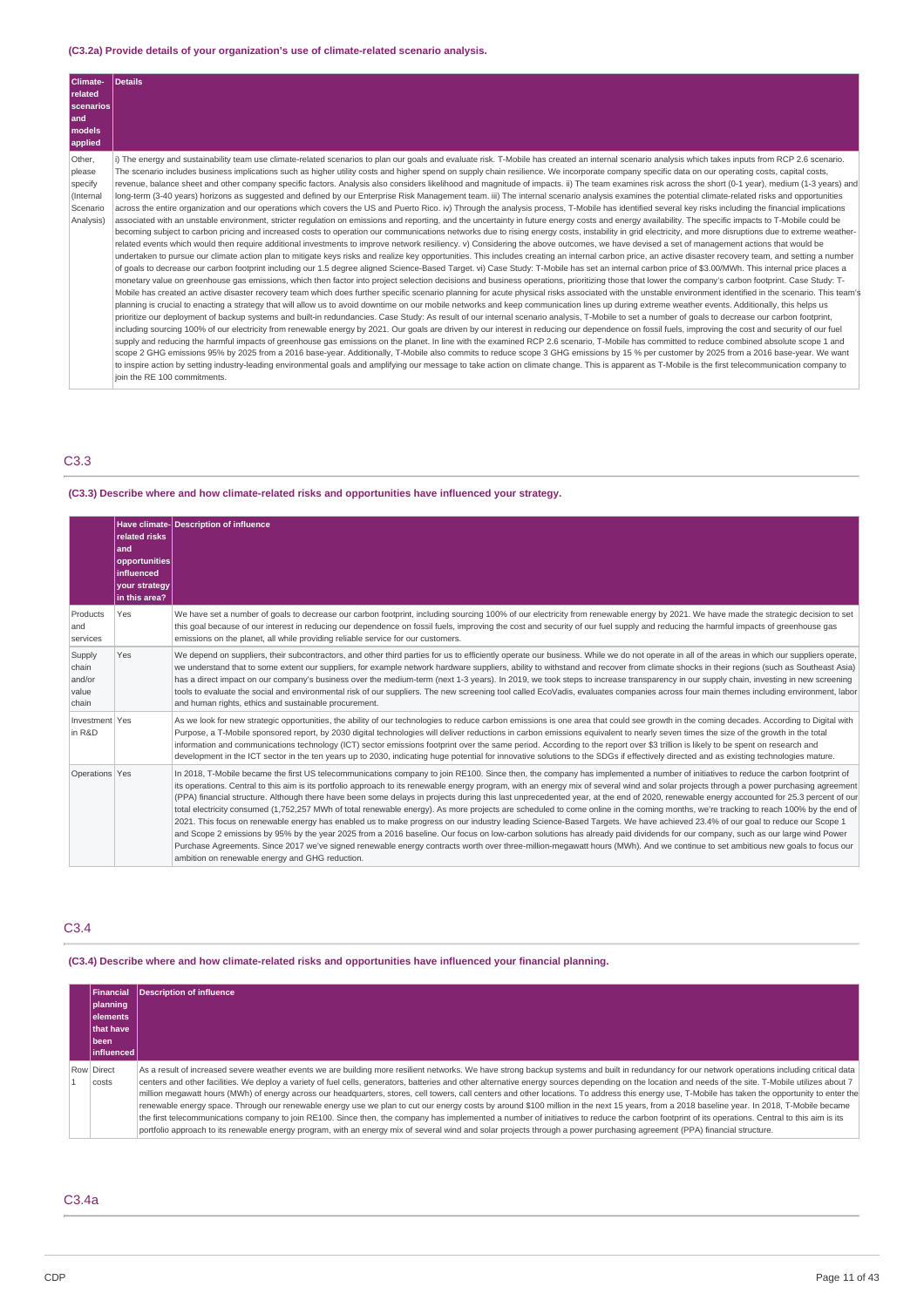**(C3.2a) Provide details of your organization's use of climate-related scenario analysis.**

| Climate-related scenarios and models applied | Details |
|---|---|
| Other, please specify (Internal Scenario Analysis) | i) The energy and sustainability team use climate-related scenarios to plan our goals and evaluate risk. T-Mobile has created an internal scenario analysis which takes inputs from RCP 2.6 scenario. The scenario includes business implications such as higher utility costs and higher spend on supply chain resilience. We incorporate company specific data on our operating costs, capital costs, revenue, balance sheet and other company specific factors. Analysis also considers likelihood and magnitude of impacts. ii) The team examines risk across the short (0-1 year), medium (1-3 years) and long-term (3-40 years) horizons as suggested and defined by our Enterprise Risk Management team. iii) The internal scenario analysis examines the potential climate-related risks and opportunities across the entire organization and our operations which covers the US and Puerto Rico. iv) Through the analysis process, T-Mobile has identified several key risks including the financial implications associated with an unstable environment, stricter regulation on emissions and reporting, and the uncertainty in future energy costs and energy availability. The specific impacts to T-Mobile could be becoming subject to carbon pricing and increased costs to operation our communications networks due to rising energy costs, instability in grid electricity, and more disruptions due to extreme weather-related events which would then require additional investments to improve network resiliency. v) Considering the above outcomes, we have devised a set of management actions that would be undertaken to pursue our climate action plan to mitigate keys risks and realize key opportunities. This includes creating an internal carbon price, an active disaster recovery team, and setting a number of goals to decrease our carbon footprint including our 1.5 degree aligned Science-Based Target. vi) Case Study: T-Mobile has set an internal carbon price of $3.00/MWh. This internal price places a monetary value on greenhouse gas emissions, which then factor into project selection decisions and business operations, prioritizing those that lower the company's carbon footprint. Case Study: T-Mobile has created an active disaster recovery team which does further specific scenario planning for acute physical risks associated with the unstable environment identified in the scenario. This team's planning is crucial to enacting a strategy that will allow us to avoid downtime on our mobile networks and keep communication lines up during extreme weather events. Additionally, this helps us prioritize our deployment of backup systems and built-in redundancies. Case Study: As result of our internal scenario analysis, T-Mobile to set a number of goals to decrease our carbon footprint, including sourcing 100% of our electricity from renewable energy by 2021. Our goals are driven by our interest in reducing our dependence on fossil fuels, improving the cost and security of our fuel supply and reducing the harmful impacts of greenhouse gas emissions on the planet. In line with the examined RCP 2.6 scenario, T-Mobile has committed to reduce combined absolute scope 1 and scope 2 GHG emissions 95% by 2025 from a 2016 base-year. Additionally, T-Mobile also commits to reduce scope 3 GHG emissions by 15 % per customer by 2025 from a 2016 base-year. We want to inspire action by setting industry-leading environmental goals and amplifying our message to take action on climate change. This is apparent as T-Mobile is the first telecommunication company to join the RE 100 commitments. |

## C3.3

**(C3.3) Describe where and how climate-related risks and opportunities have influenced your strategy.**

| | Have climate-related risks and opportunities influenced your strategy in this area? | Description of influence |
|---|---|---|
| Products and services | Yes | We have set a number of goals to decrease our carbon footprint, including sourcing 100% of our electricity from renewable energy by 2021. We have made the strategic decision to set this goal because of our interest in reducing our dependence on fossil fuels, improving the cost and security of our fuel supply and reducing the harmful impacts of greenhouse gas emissions on the planet, all while providing reliable service for our customers. |
| Supply chain and/or value chain | Yes | We depend on suppliers, their subcontractors, and other third parties for us to efficiently operate our business. While we do not operate in all of the areas in which our suppliers operate, we understand that to some extent our suppliers, for example network hardware suppliers, ability to withstand and recover from climate shocks in their regions (such as Southeast Asia) has a direct impact on our company's business over the medium-term (next 1-3 years). In 2019, we took steps to increase transparency in our supply chain, investing in new screening tools to evaluate the social and environmental risk of our suppliers. The new screening tool called EcoVadis, evaluates companies across four main themes including environment, labor and human rights, ethics and sustainable procurement. |
| Investment in R&D | Yes | As we look for new strategic opportunities, the ability of our technologies to reduce carbon emissions is one area that could see growth in the coming decades. According to Digital with Purpose, a T-Mobile sponsored report, by 2030 digital technologies will deliver reductions in carbon emissions equivalent to nearly seven times the size of the growth in the total information and communications technology (ICT) sector emissions footprint over the same period. According to the report over $3 trillion is likely to be spent on research and development in the ICT sector in the ten years up to 2030, indicating huge potential for innovative solutions to the SDGs if effectively directed and as existing technologies mature. |
| Operations | Yes | In 2018, T-Mobile became the first US telecommunications company to join RE100. Since then, the company has implemented a number of initiatives to reduce the carbon footprint of its operations. Central to this aim is its portfolio approach to its renewable energy program, with an energy mix of several wind and solar projects through a power purchasing agreement (PPA) financial structure. Although there have been some delays in projects during this last unprecedented year, at the end of 2020, renewable energy accounted for 25.3 percent of our total electricity consumed (1,752,257 MWh of total renewable energy). As more projects are scheduled to come online in the coming months, we're tracking to reach 100% by the end of 2021. This focus on renewable energy has enabled us to make progress on our industry leading Science-Based Targets. We have achieved 23.4% of our goal to reduce our Scope 1 and Scope 2 emissions by 95% by the year 2025 from a 2016 baseline. Our focus on low-carbon solutions has already paid dividends for our company, such as our large wind Power Purchase Agreements. Since 2017 we've signed renewable energy contracts worth over three-million-megawatt hours (MWh). And we continue to set ambitious new goals to focus our ambition on renewable energy and GHG reduction. |

## C3.4

**(C3.4) Describe where and how climate-related risks and opportunities have influenced your financial planning.**

| | Financial planning elements that have been influenced | Description of influence |
|---|---|---|
| Row 1 | Direct costs | As a result of increased severe weather events we are building more resilient networks. We have strong backup systems and built in redundancy for our network operations including critical data centers and other facilities. We deploy a variety of fuel cells, generators, batteries and other alternative energy sources depending on the location and needs of the site. T-Mobile utilizes about 7 million megawatt hours (MWh) of energy across our headquarters, stores, cell towers, call centers and other locations. To address this energy use, T-Mobile has taken the opportunity to enter the renewable energy space. Through our renewable energy use we plan to cut our energy costs by around $100 million in the next 15 years, from a 2018 baseline year. In 2018, T-Mobile became the first telecommunications company to join RE100. Since then, the company has implemented a number of initiatives to reduce the carbon footprint of its operations. Central to this aim is its portfolio approach to its renewable energy program, with an energy mix of several wind and solar projects through a power purchasing agreement (PPA) financial structure. |

## C3.4a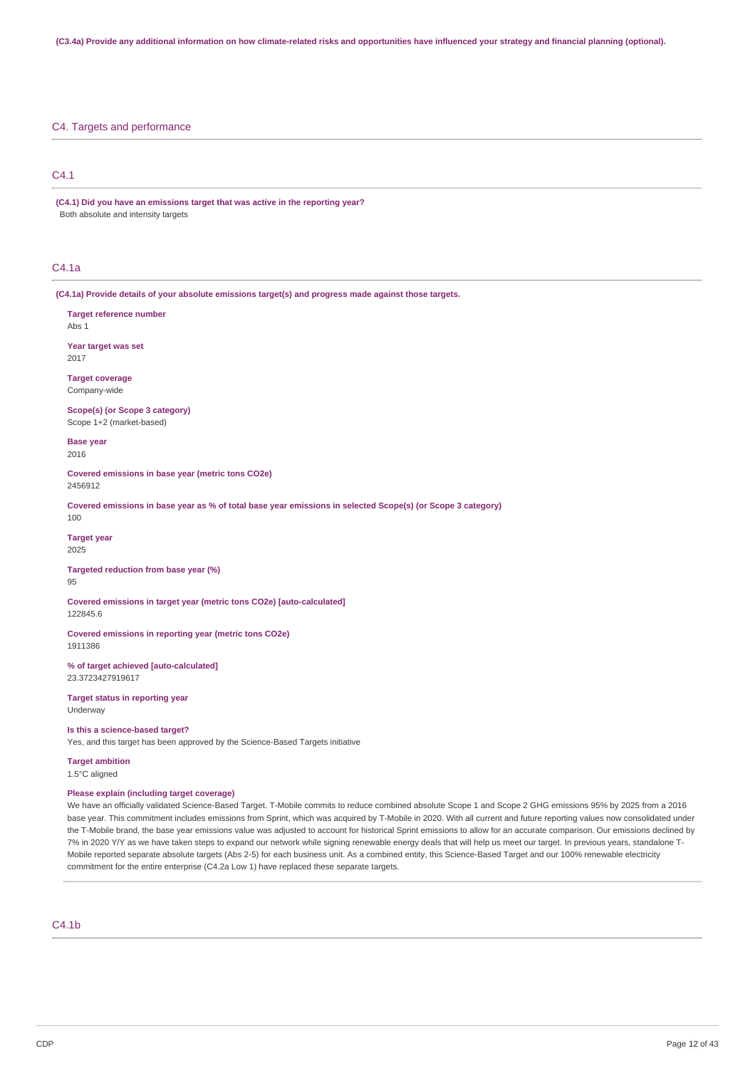**(C3.4a) Provide any additional information on how climate-related risks and opportunities have influenced your strategy and financial planning (optional).**

## C4. Targets and performance

### C4.1

**(C4.1) Did you have an emissions target that was active in the reporting year?**

Both absolute and intensity targets

### C4.1a

**(C4.1a) Provide details of your absolute emissions target(s) and progress made against those targets.**

**Target reference number**
Abs 1

**Year target was set**
2017

**Target coverage**
Company-wide

**Scope(s) (or Scope 3 category)**
Scope 1+2 (market-based)

**Base year**
2016

**Covered emissions in base year (metric tons CO2e)**
2456912

**Covered emissions in base year as % of total base year emissions in selected Scope(s) (or Scope 3 category)**
100

**Target year**
2025

**Targeted reduction from base year (%)**
95

**Covered emissions in target year (metric tons CO2e) [auto-calculated]**
122845.6

**Covered emissions in reporting year (metric tons CO2e)**
1911386

**% of target achieved [auto-calculated]**
23.3723427919617

**Target status in reporting year**
Underway

**Is this a science-based target?**
Yes, and this target has been approved by the Science-Based Targets initiative

**Target ambition**
1.5°C aligned

**Please explain (including target coverage)**
We have an officially validated Science-Based Target. T-Mobile commits to reduce combined absolute Scope 1 and Scope 2 GHG emissions 95% by 2025 from a 2016 base year. This commitment includes emissions from Sprint, which was acquired by T-Mobile in 2020. With all current and future reporting values now consolidated under the T-Mobile brand, the base year emissions value was adjusted to account for historical Sprint emissions to allow for an accurate comparison. Our emissions declined by 7% in 2020 Y/Y as we have taken steps to expand our network while signing renewable energy deals that will help us meet our target. In previous years, standalone T-Mobile reported separate absolute targets (Abs 2-5) for each business unit. As a combined entity, this Science-Based Target and our 100% renewable electricity commitment for the entire enterprise (C4.2a Low 1) have replaced these separate targets.

### C4.1b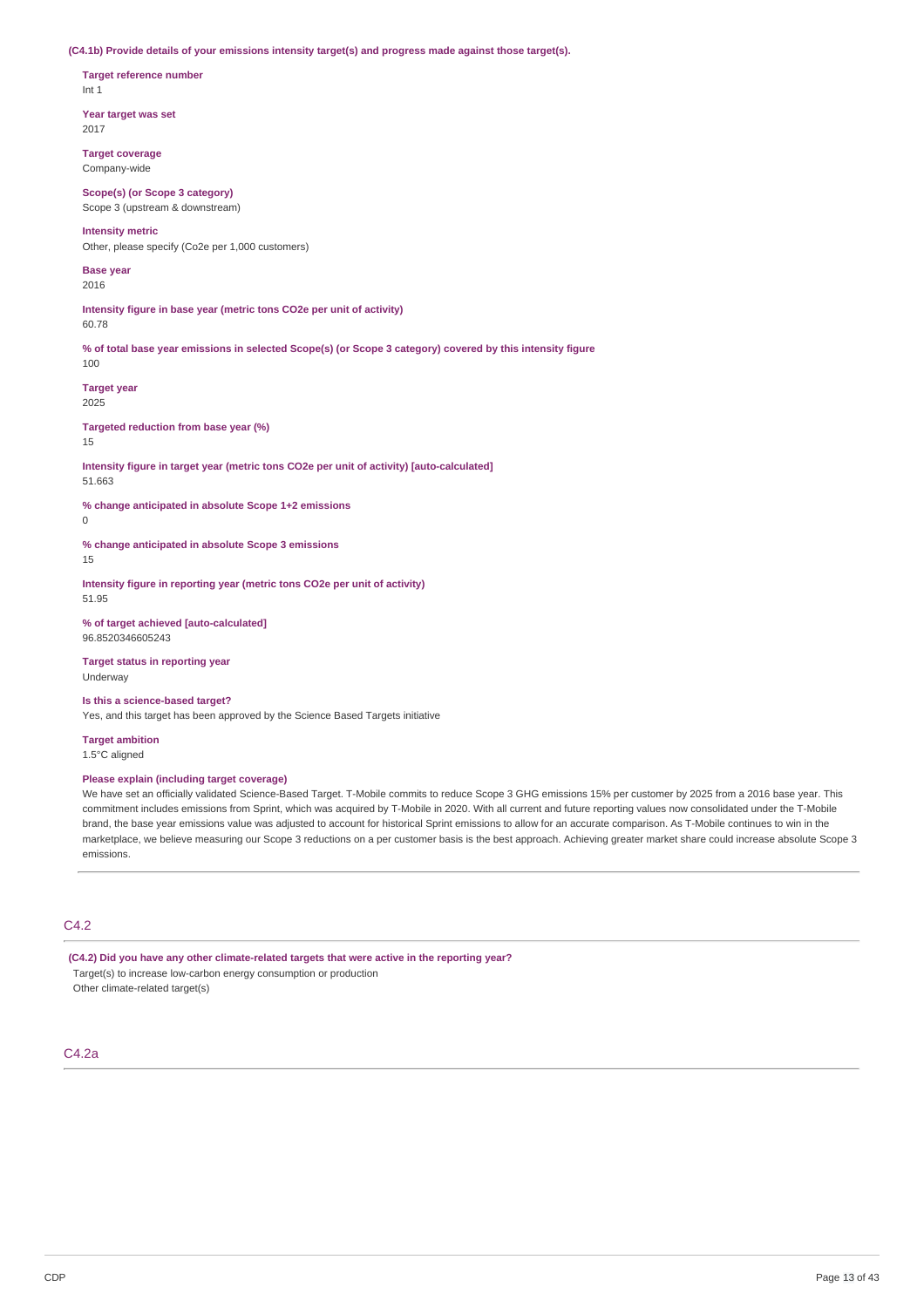**(C4.1b) Provide details of your emissions intensity target(s) and progress made against those target(s).**

**Target reference number**
Int 1

**Year target was set**
2017

**Target coverage**
Company-wide

**Scope(s) (or Scope 3 category)**
Scope 3 (upstream & downstream)

**Intensity metric**
Other, please specify (Co2e per 1,000 customers)

**Base year**
2016

**Intensity figure in base year (metric tons CO2e per unit of activity)**
60.78

**% of total base year emissions in selected Scope(s) (or Scope 3 category) covered by this intensity figure**
100

**Target year**
2025

**Targeted reduction from base year (%)**
15

**Intensity figure in target year (metric tons CO2e per unit of activity) [auto-calculated]**
51.663

**% change anticipated in absolute Scope 1+2 emissions**
0

**% change anticipated in absolute Scope 3 emissions**
15

**Intensity figure in reporting year (metric tons CO2e per unit of activity)**
51.95

**% of target achieved [auto-calculated]**
96.8520346605243

**Target status in reporting year**
Underway

**Is this a science-based target?**
Yes, and this target has been approved by the Science Based Targets initiative

**Target ambition**
1.5°C aligned

**Please explain (including target coverage)**
We have set an officially validated Science-Based Target. T-Mobile commits to reduce Scope 3 GHG emissions 15% per customer by 2025 from a 2016 base year. This commitment includes emissions from Sprint, which was acquired by T-Mobile in 2020. With all current and future reporting values now consolidated under the T-Mobile brand, the base year emissions value was adjusted to account for historical Sprint emissions to allow for an accurate comparison. As T-Mobile continues to win in the marketplace, we believe measuring our Scope 3 reductions on a per customer basis is the best approach. Achieving greater market share could increase absolute Scope 3 emissions.

## C4.2

**(C4.2) Did you have any other climate-related targets that were active in the reporting year?**
Target(s) to increase low-carbon energy consumption or production
Other climate-related target(s)

## C4.2a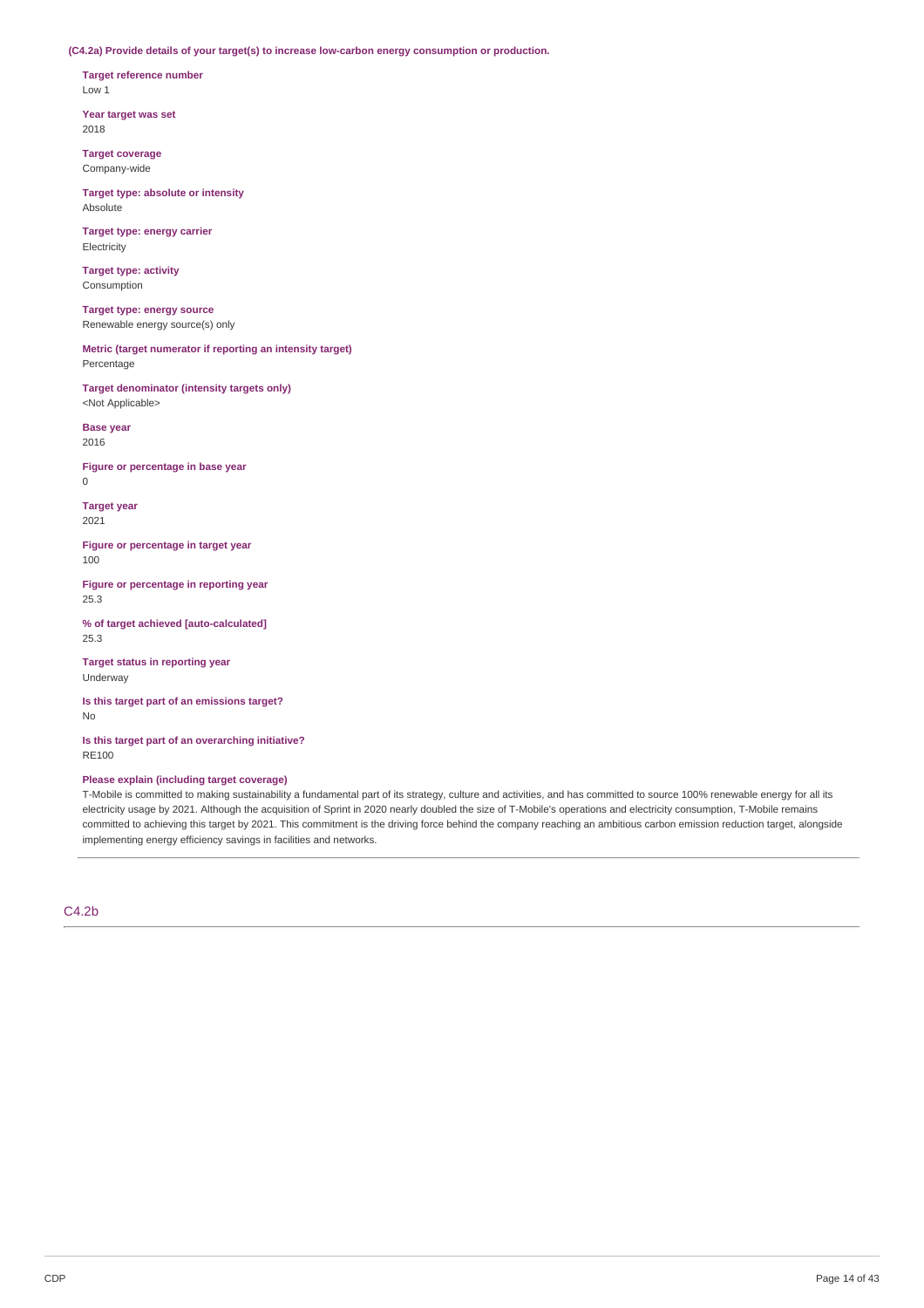**(C4.2a) Provide details of your target(s) to increase low-carbon energy consumption or production.**

**Target reference number**
Low 1

**Year target was set**
2018

**Target coverage**
Company-wide

**Target type: absolute or intensity**
Absolute

**Target type: energy carrier**
Electricity

**Target type: activity**
Consumption

**Target type: energy source**
Renewable energy source(s) only

**Metric (target numerator if reporting an intensity target)**
Percentage

**Target denominator (intensity targets only)**
<Not Applicable>

**Base year**
2016

**Figure or percentage in base year**
0

**Target year**
2021

**Figure or percentage in target year**
100

**Figure or percentage in reporting year**
25.3

**% of target achieved [auto-calculated]**
25.3

**Target status in reporting year**
Underway

**Is this target part of an emissions target?**
No

**Is this target part of an overarching initiative?**
RE100

**Please explain (including target coverage)**
T-Mobile is committed to making sustainability a fundamental part of its strategy, culture and activities, and has committed to source 100% renewable energy for all its electricity usage by 2021. Although the acquisition of Sprint in 2020 nearly doubled the size of T-Mobile's operations and electricity consumption, T-Mobile remains committed to achieving this target by 2021. This commitment is the driving force behind the company reaching an ambitious carbon emission reduction target, alongside implementing energy efficiency savings in facilities and networks.

## C4.2b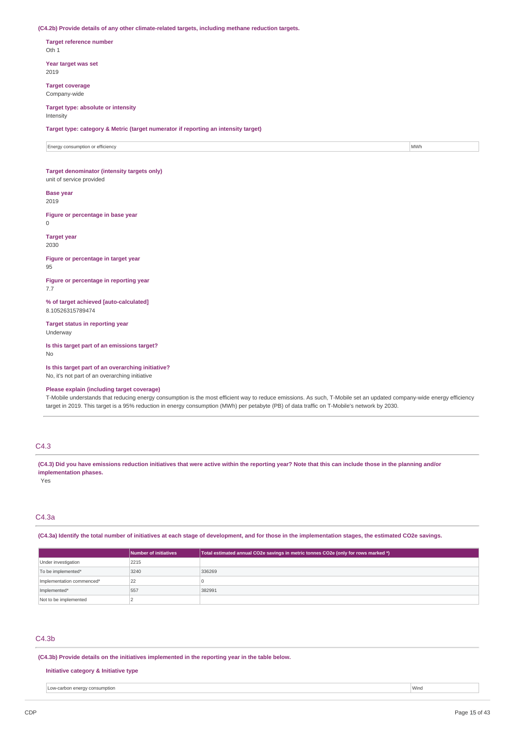**(C4.2b) Provide details of any other climate-related targets, including methane reduction targets.**

**Target reference number**
Oth 1

**Year target was set**
2019

**Target coverage**
Company-wide

**Target type: absolute or intensity**
Intensity

**Target type: category & Metric (target numerator if reporting an intensity target)**

| Energy consumption or efficiency | MWh |
|---|---|

**Target denominator (intensity targets only)**
unit of service provided

**Base year**
2019

**Figure or percentage in base year**
0

**Target year**
2030

**Figure or percentage in target year**
95

**Figure or percentage in reporting year**
7.7

**% of target achieved [auto-calculated]**
8.10526315789474

**Target status in reporting year**
Underway

**Is this target part of an emissions target?**
No

**Is this target part of an overarching initiative?**
No, it's not part of an overarching initiative

**Please explain (including target coverage)**
T-Mobile understands that reducing energy consumption is the most efficient way to reduce emissions. As such, T-Mobile set an updated company-wide energy efficiency target in 2019. This target is a 95% reduction in energy consumption (MWh) per petabyte (PB) of data traffic on T-Mobile's network by 2030.

## C4.3

**(C4.3) Did you have emissions reduction initiatives that were active within the reporting year? Note that this can include those in the planning and/or implementation phases.**
Yes

## C4.3a

**(C4.3a) Identify the total number of initiatives at each stage of development, and for those in the implementation stages, the estimated CO2e savings.**

| | Number of initiatives | Total estimated annual CO2e savings in metric tonnes CO2e (only for rows marked *) |
|---|---|---|
| Under investigation | 2215 | |
| To be implemented* | 3240 | 336269 |
| Implementation commenced* | 22 | 0 |
| Implemented* | 557 | 382991 |
| Not to be implemented | 2 | |

## C4.3b

**(C4.3b) Provide details on the initiatives implemented in the reporting year in the table below.**

**Initiative category & Initiative type**

| Low-carbon energy consumption | Wind |
|---|---|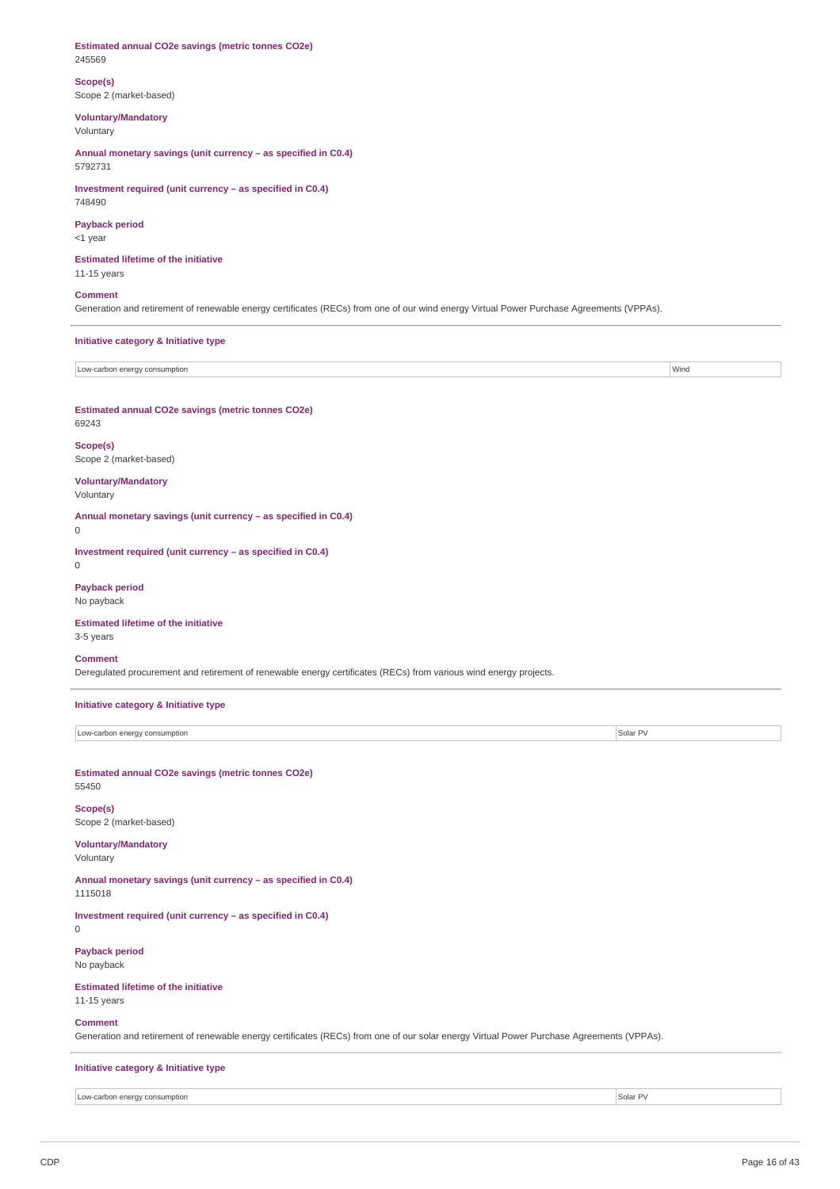**Estimated annual CO2e savings (metric tonnes CO2e)**
245569

**Scope(s)**
Scope 2 (market-based)

**Voluntary/Mandatory**
Voluntary

**Annual monetary savings (unit currency – as specified in C0.4)**
5792731

**Investment required (unit currency – as specified in C0.4)**
748490

**Payback period**
<1 year

**Estimated lifetime of the initiative**
11-15 years

**Comment**
Generation and retirement of renewable energy certificates (RECs) from one of our wind energy Virtual Power Purchase Agreements (VPPAs).

---

**Initiative category & Initiative type**

| Low-carbon energy consumption | Wind |
|---|---|

**Estimated annual CO2e savings (metric tonnes CO2e)**
69243

**Scope(s)**
Scope 2 (market-based)

**Voluntary/Mandatory**
Voluntary

**Annual monetary savings (unit currency – as specified in C0.4)**
0

**Investment required (unit currency – as specified in C0.4)**
0

**Payback period**
No payback

**Estimated lifetime of the initiative**
3-5 years

**Comment**
Deregulated procurement and retirement of renewable energy certificates (RECs) from various wind energy projects.

---

**Initiative category & Initiative type**

| Low-carbon energy consumption | Solar PV |
|---|---|

**Estimated annual CO2e savings (metric tonnes CO2e)**
55450

**Scope(s)**
Scope 2 (market-based)

**Voluntary/Mandatory**
Voluntary

**Annual monetary savings (unit currency – as specified in C0.4)**
1115018

**Investment required (unit currency – as specified in C0.4)**
0

**Payback period**
No payback

**Estimated lifetime of the initiative**
11-15 years

**Comment**
Generation and retirement of renewable energy certificates (RECs) from one of our solar energy Virtual Power Purchase Agreements (VPPAs).

---

**Initiative category & Initiative type**

| Low-carbon energy consumption | Solar PV |
|---|---|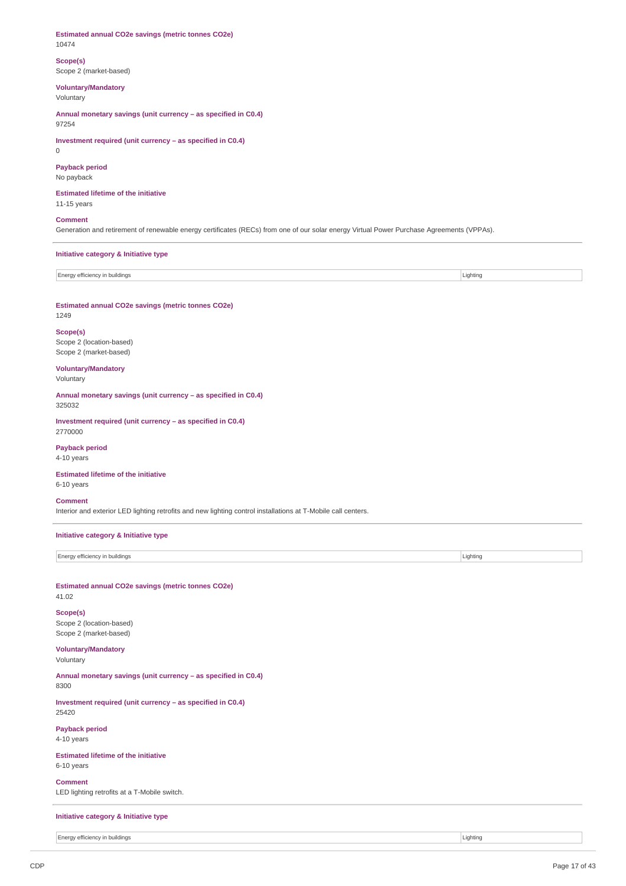**Estimated annual CO2e savings (metric tonnes CO2e)**
10474

**Scope(s)**
Scope 2 (market-based)

**Voluntary/Mandatory**
Voluntary

**Annual monetary savings (unit currency – as specified in C0.4)**
97254

**Investment required (unit currency – as specified in C0.4)**
0

**Payback period**
No payback

**Estimated lifetime of the initiative**
11-15 years

**Comment**
Generation and retirement of renewable energy certificates (RECs) from one of our solar energy Virtual Power Purchase Agreements (VPPAs).

---

**Initiative category & Initiative type**

| Energy efficiency in buildings | Lighting |
|---|---|

**Estimated annual CO2e savings (metric tonnes CO2e)**
1249

**Scope(s)**
Scope 2 (location-based)
Scope 2 (market-based)

**Voluntary/Mandatory**
Voluntary

**Annual monetary savings (unit currency – as specified in C0.4)**
325032

**Investment required (unit currency – as specified in C0.4)**
2770000

**Payback period**
4-10 years

**Estimated lifetime of the initiative**
6-10 years

**Comment**
Interior and exterior LED lighting retrofits and new lighting control installations at T-Mobile call centers.

---

**Initiative category & Initiative type**

| Energy efficiency in buildings | Lighting |
|---|---|

**Estimated annual CO2e savings (metric tonnes CO2e)**
41.02

**Scope(s)**
Scope 2 (location-based)
Scope 2 (market-based)

**Voluntary/Mandatory**
Voluntary

**Annual monetary savings (unit currency – as specified in C0.4)**
8300

**Investment required (unit currency – as specified in C0.4)**
25420

**Payback period**
4-10 years

**Estimated lifetime of the initiative**
6-10 years

**Comment**
LED lighting retrofits at a T-Mobile switch.

---

**Initiative category & Initiative type**

| Energy efficiency in buildings | Lighting |
|---|---|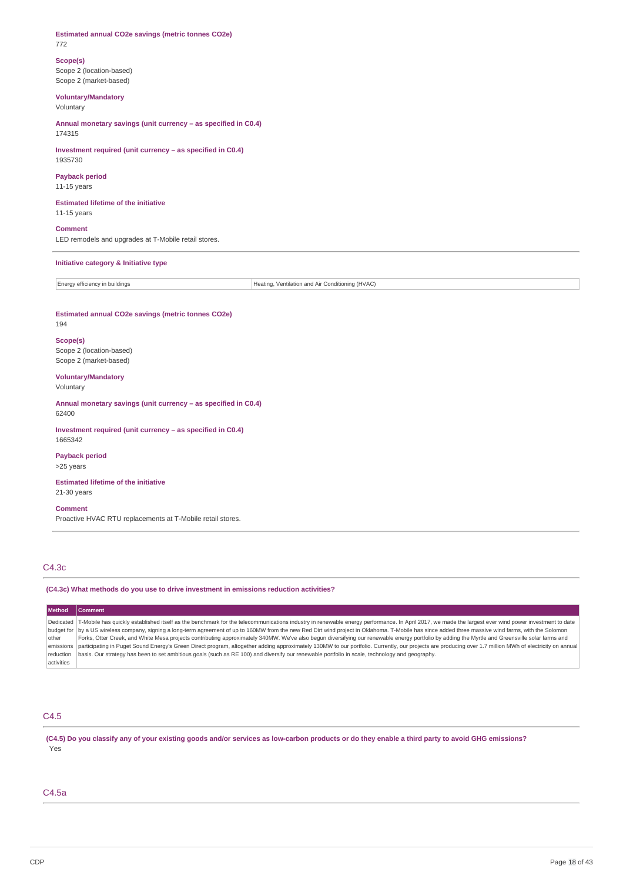**Estimated annual CO2e savings (metric tonnes CO2e)**
772

**Scope(s)**
Scope 2 (location-based)
Scope 2 (market-based)

**Voluntary/Mandatory**
Voluntary

**Annual monetary savings (unit currency – as specified in C0.4)**
174315

**Investment required (unit currency – as specified in C0.4)**
1935730

**Payback period**
11-15 years

**Estimated lifetime of the initiative**
11-15 years

**Comment**
LED remodels and upgrades at T-Mobile retail stores.

**Initiative category & Initiative type**

| Energy efficiency in buildings | Heating, Ventilation and Air Conditioning (HVAC) |
|---|---|

**Estimated annual CO2e savings (metric tonnes CO2e)**
194

**Scope(s)**
Scope 2 (location-based)
Scope 2 (market-based)

**Voluntary/Mandatory**
Voluntary

**Annual monetary savings (unit currency – as specified in C0.4)**
62400

**Investment required (unit currency – as specified in C0.4)**
1665342

**Payback period**
>25 years

**Estimated lifetime of the initiative**
21-30 years

**Comment**
Proactive HVAC RTU replacements at T-Mobile retail stores.

## C4.3c

**(C4.3c) What methods do you use to drive investment in emissions reduction activities?**

| Method | Comment |
|---|---|
| Dedicated budget for other emissions reduction activities | T-Mobile has quickly established itself as the benchmark for the telecommunications industry in renewable energy performance. In April 2017, we made the largest ever wind power investment to date by a US wireless company, signing a long-term agreement of up to 160MW from the new Red Dirt wind project in Oklahoma. T-Mobile has since added three massive wind farms, with the Solomon Forks, Otter Creek, and White Mesa projects contributing approximately 340MW. We've also begun diversifying our renewable energy portfolio by adding the Myrtle and Greensville solar farms and participating in Puget Sound Energy's Green Direct program, altogether adding approximately 130MW to our portfolio. Currently, our projects are producing over 1.7 million MWh of electricity on annual basis. Our strategy has been to set ambitious goals (such as RE 100) and diversify our renewable portfolio in scale, technology and geography. |

## C4.5

**(C4.5) Do you classify any of your existing goods and/or services as low-carbon products or do they enable a third party to avoid GHG emissions?**
Yes

## C4.5a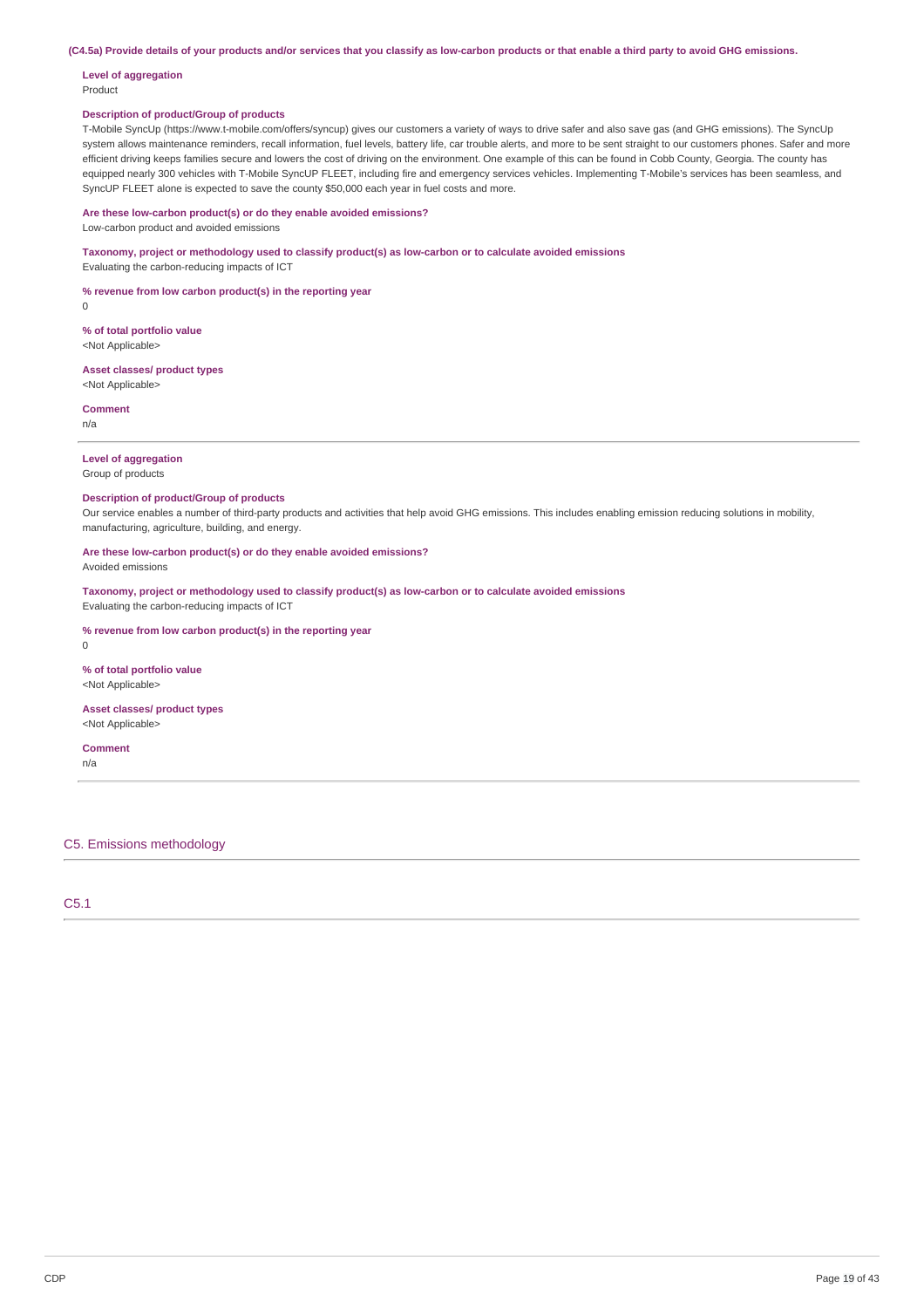**(C4.5a) Provide details of your products and/or services that you classify as low-carbon products or that enable a third party to avoid GHG emissions.**

**Level of aggregation**
Product

**Description of product/Group of products**
T-Mobile SyncUp (https://www.t-mobile.com/offers/syncup) gives our customers a variety of ways to drive safer and also save gas (and GHG emissions). The SyncUp system allows maintenance reminders, recall information, fuel levels, battery life, car trouble alerts, and more to be sent straight to our customers phones. Safer and more efficient driving keeps families secure and lowers the cost of driving on the environment. One example of this can be found in Cobb County, Georgia. The county has equipped nearly 300 vehicles with T-Mobile SyncUP FLEET, including fire and emergency services vehicles. Implementing T-Mobile's services has been seamless, and SyncUP FLEET alone is expected to save the county $50,000 each year in fuel costs and more.

**Are these low-carbon product(s) or do they enable avoided emissions?**
Low-carbon product and avoided emissions

**Taxonomy, project or methodology used to classify product(s) as low-carbon or to calculate avoided emissions**
Evaluating the carbon-reducing impacts of ICT

**% revenue from low carbon product(s) in the reporting year**
0

**% of total portfolio value**
<Not Applicable>

**Asset classes/ product types**
<Not Applicable>

**Comment**
n/a

---

**Level of aggregation**
Group of products

**Description of product/Group of products**
Our service enables a number of third-party products and activities that help avoid GHG emissions. This includes enabling emission reducing solutions in mobility, manufacturing, agriculture, building, and energy.

**Are these low-carbon product(s) or do they enable avoided emissions?**
Avoided emissions

**Taxonomy, project or methodology used to classify product(s) as low-carbon or to calculate avoided emissions**
Evaluating the carbon-reducing impacts of ICT

**% revenue from low carbon product(s) in the reporting year**
0

**% of total portfolio value**
<Not Applicable>

**Asset classes/ product types**
<Not Applicable>

**Comment**
n/a

---

## C5. Emissions methodology

### C5.1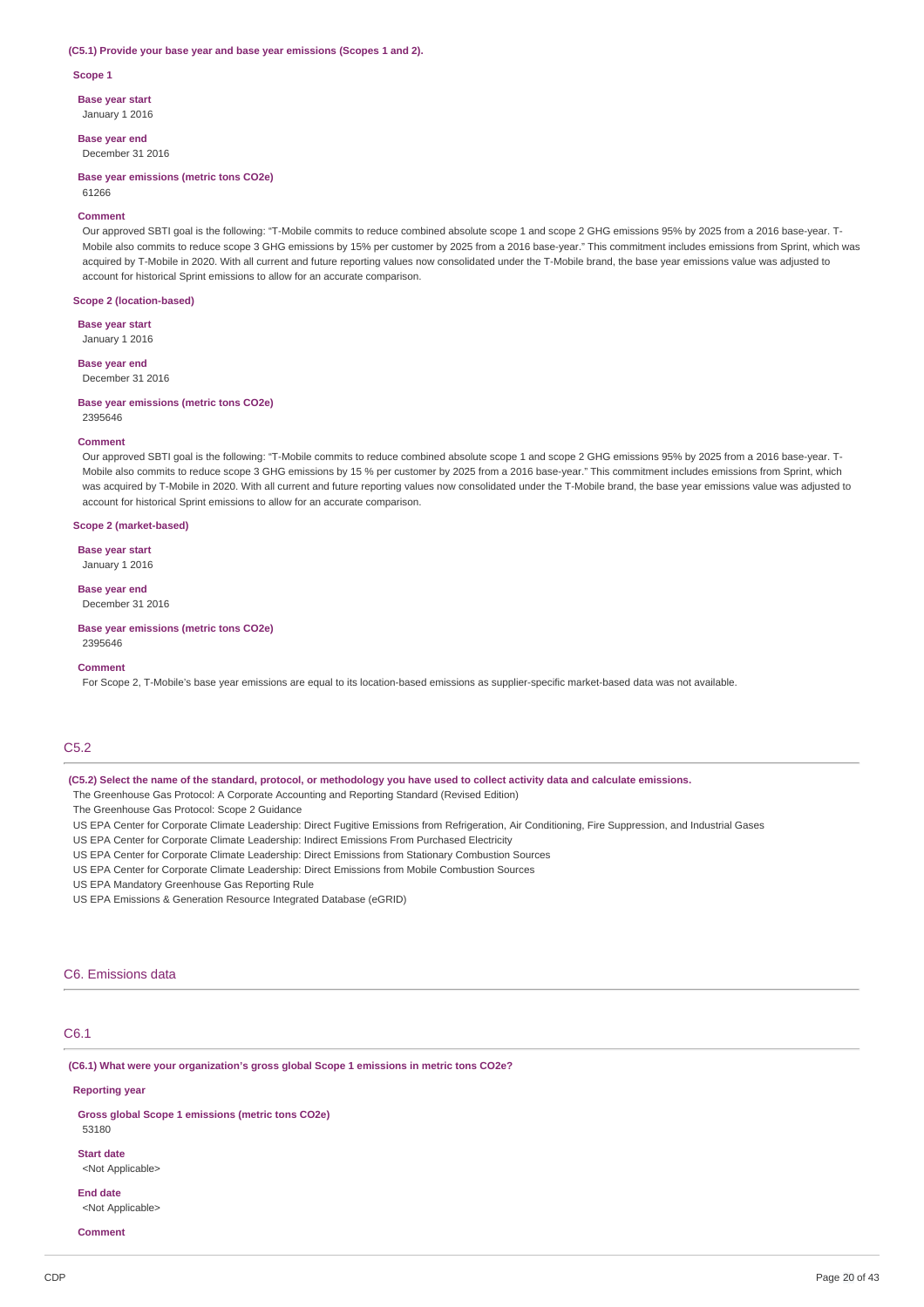**(C5.1) Provide your base year and base year emissions (Scopes 1 and 2).**

**Scope 1**

**Base year start**
January 1 2016

**Base year end**
December 31 2016

**Base year emissions (metric tons CO2e)**
61266

**Comment**
Our approved SBTI goal is the following: "T-Mobile commits to reduce combined absolute scope 1 and scope 2 GHG emissions 95% by 2025 from a 2016 base-year. T-Mobile also commits to reduce scope 3 GHG emissions by 15% per customer by 2025 from a 2016 base-year." This commitment includes emissions from Sprint, which was acquired by T-Mobile in 2020. With all current and future reporting values now consolidated under the T-Mobile brand, the base year emissions value was adjusted to account for historical Sprint emissions to allow for an accurate comparison.

**Scope 2 (location-based)**

**Base year start**
January 1 2016

**Base year end**
December 31 2016

**Base year emissions (metric tons CO2e)**
2395646

**Comment**
Our approved SBTI goal is the following: "T-Mobile commits to reduce combined absolute scope 1 and scope 2 GHG emissions 95% by 2025 from a 2016 base-year. T-Mobile also commits to reduce scope 3 GHG emissions by 15 % per customer by 2025 from a 2016 base-year." This commitment includes emissions from Sprint, which was acquired by T-Mobile in 2020. With all current and future reporting values now consolidated under the T-Mobile brand, the base year emissions value was adjusted to account for historical Sprint emissions to allow for an accurate comparison.

**Scope 2 (market-based)**

**Base year start**
January 1 2016

**Base year end**
December 31 2016

**Base year emissions (metric tons CO2e)**
2395646

**Comment**
For Scope 2, T-Mobile's base year emissions are equal to its location-based emissions as supplier-specific market-based data was not available.

## C5.2

**(C5.2) Select the name of the standard, protocol, or methodology you have used to collect activity data and calculate emissions.**

The Greenhouse Gas Protocol: A Corporate Accounting and Reporting Standard (Revised Edition)
The Greenhouse Gas Protocol: Scope 2 Guidance
US EPA Center for Corporate Climate Leadership: Direct Fugitive Emissions from Refrigeration, Air Conditioning, Fire Suppression, and Industrial Gases
US EPA Center for Corporate Climate Leadership: Indirect Emissions From Purchased Electricity
US EPA Center for Corporate Climate Leadership: Direct Emissions from Stationary Combustion Sources
US EPA Center for Corporate Climate Leadership: Direct Emissions from Mobile Combustion Sources
US EPA Mandatory Greenhouse Gas Reporting Rule
US EPA Emissions & Generation Resource Integrated Database (eGRID)

# C6. Emissions data

## C6.1

**(C6.1) What were your organization's gross global Scope 1 emissions in metric tons CO2e?**

**Reporting year**

**Gross global Scope 1 emissions (metric tons CO2e)**
53180

**Start date**
<Not Applicable>

**End date**
<Not Applicable>

**Comment**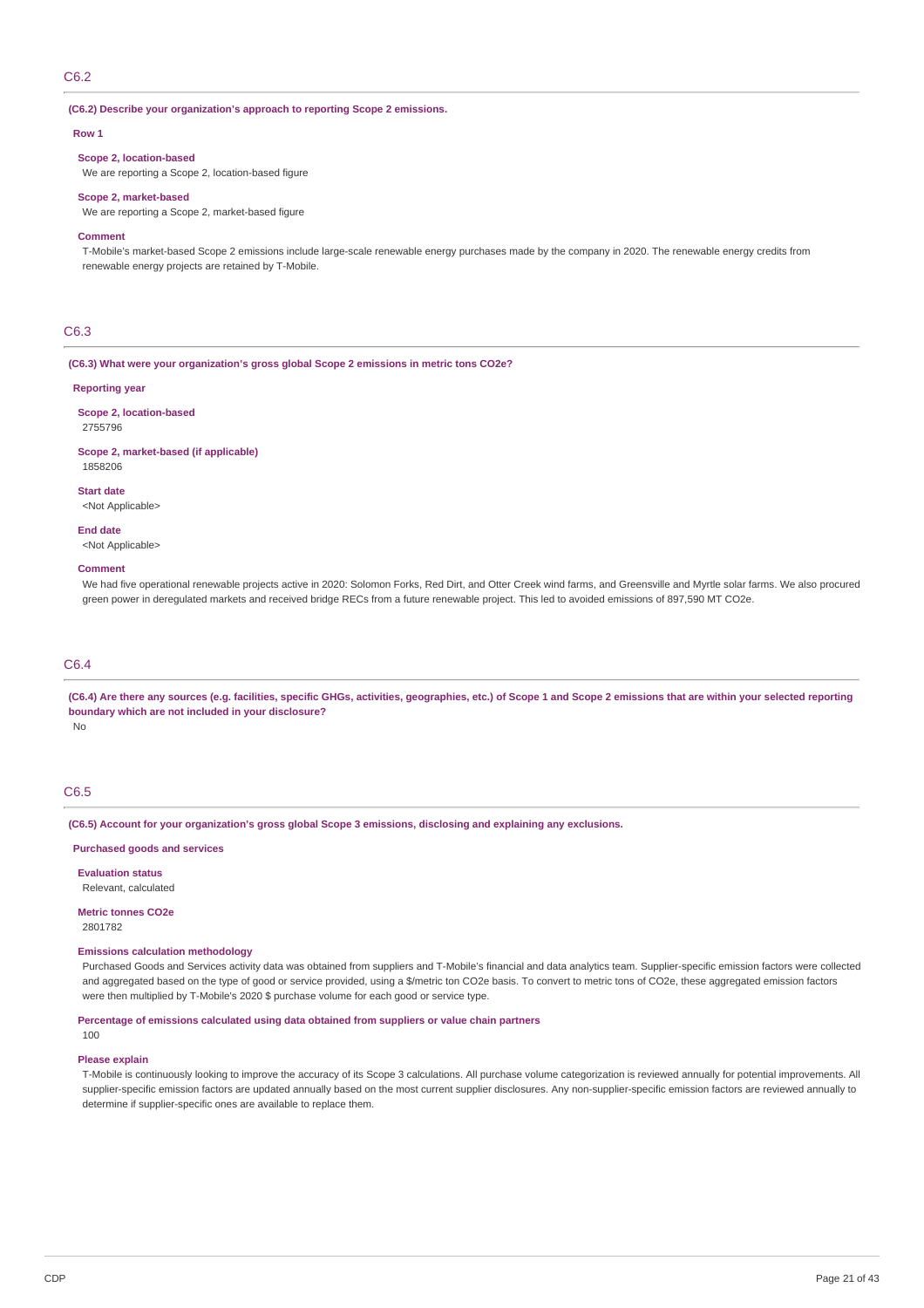## C6.2

**(C6.2) Describe your organization's approach to reporting Scope 2 emissions.**

**Row 1**

**Scope 2, location-based**

We are reporting a Scope 2, location-based figure

**Scope 2, market-based**

We are reporting a Scope 2, market-based figure

**Comment**

T-Mobile's market-based Scope 2 emissions include large-scale renewable energy purchases made by the company in 2020. The renewable energy credits from renewable energy projects are retained by T-Mobile.

## C6.3

**(C6.3) What were your organization's gross global Scope 2 emissions in metric tons CO2e?**

**Reporting year**

**Scope 2, location-based**

2755796

**Scope 2, market-based (if applicable)**

1858206

**Start date**

<Not Applicable>

**End date**

<Not Applicable>

**Comment**

We had five operational renewable projects active in 2020: Solomon Forks, Red Dirt, and Otter Creek wind farms, and Greensville and Myrtle solar farms. We also procured green power in deregulated markets and received bridge RECs from a future renewable project. This led to avoided emissions of 897,590 MT CO2e.

## C6.4

**(C6.4) Are there any sources (e.g. facilities, specific GHGs, activities, geographies, etc.) of Scope 1 and Scope 2 emissions that are within your selected reporting boundary which are not included in your disclosure?**

No

## C6.5

**(C6.5) Account for your organization's gross global Scope 3 emissions, disclosing and explaining any exclusions.**

**Purchased goods and services**

**Evaluation status**

Relevant, calculated

**Metric tonnes CO2e**

2801782

**Emissions calculation methodology**

Purchased Goods and Services activity data was obtained from suppliers and T-Mobile's financial and data analytics team. Supplier-specific emission factors were collected and aggregated based on the type of good or service provided, using a $/metric ton CO2e basis. To convert to metric tons of CO2e, these aggregated emission factors were then multiplied by T-Mobile's 2020 $ purchase volume for each good or service type.

**Percentage of emissions calculated using data obtained from suppliers or value chain partners**

100

**Please explain**

T-Mobile is continuously looking to improve the accuracy of its Scope 3 calculations. All purchase volume categorization is reviewed annually for potential improvements. All supplier-specific emission factors are updated annually based on the most current supplier disclosures. Any non-supplier-specific emission factors are reviewed annually to determine if supplier-specific ones are available to replace them.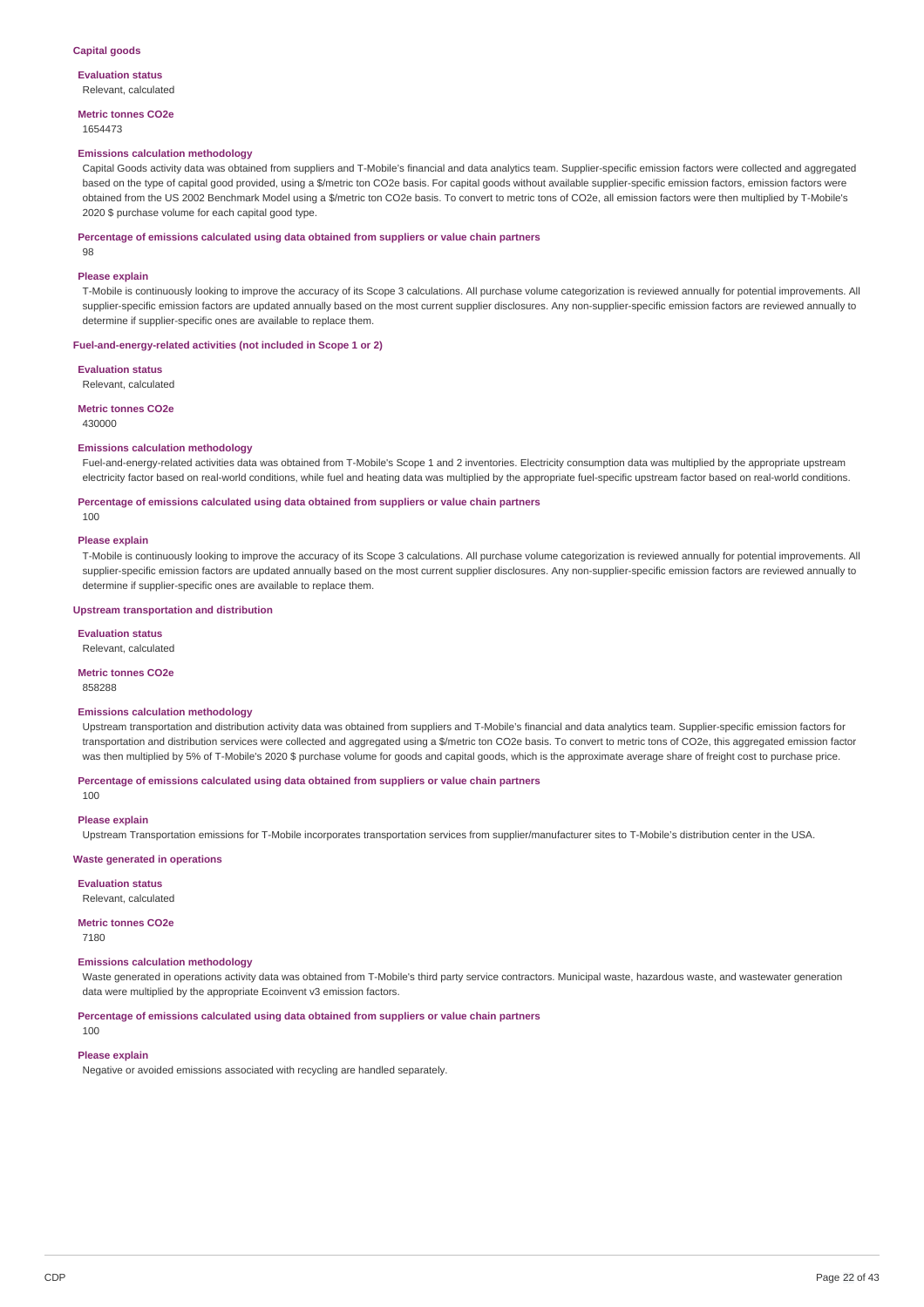#### Capital goods

**Evaluation status**

Relevant, calculated

**Metric tonnes CO2e**

1654473

**Emissions calculation methodology**

Capital Goods activity data was obtained from suppliers and T-Mobile's financial and data analytics team. Supplier-specific emission factors were collected and aggregated based on the type of capital good provided, using a $/metric ton CO2e basis. For capital goods without available supplier-specific emission factors, emission factors were obtained from the US 2002 Benchmark Model using a $/metric ton CO2e basis. To convert to metric tons of CO2e, all emission factors were then multiplied by T-Mobile's 2020 $ purchase volume for each capital good type.

**Percentage of emissions calculated using data obtained from suppliers or value chain partners**

98

**Please explain**

T-Mobile is continuously looking to improve the accuracy of its Scope 3 calculations. All purchase volume categorization is reviewed annually for potential improvements. All supplier-specific emission factors are updated annually based on the most current supplier disclosures. Any non-supplier-specific emission factors are reviewed annually to determine if supplier-specific ones are available to replace them.

#### Fuel-and-energy-related activities (not included in Scope 1 or 2)

**Evaluation status**

Relevant, calculated

**Metric tonnes CO2e**

430000

**Emissions calculation methodology**

Fuel-and-energy-related activities data was obtained from T-Mobile's Scope 1 and 2 inventories. Electricity consumption data was multiplied by the appropriate upstream electricity factor based on real-world conditions, while fuel and heating data was multiplied by the appropriate fuel-specific upstream factor based on real-world conditions.

**Percentage of emissions calculated using data obtained from suppliers or value chain partners**

100

**Please explain**

T-Mobile is continuously looking to improve the accuracy of its Scope 3 calculations. All purchase volume categorization is reviewed annually for potential improvements. All supplier-specific emission factors are updated annually based on the most current supplier disclosures. Any non-supplier-specific emission factors are reviewed annually to determine if supplier-specific ones are available to replace them.

#### Upstream transportation and distribution

**Evaluation status**

Relevant, calculated

**Metric tonnes CO2e**

858288

**Emissions calculation methodology**

Upstream transportation and distribution activity data was obtained from suppliers and T-Mobile's financial and data analytics team. Supplier-specific emission factors for transportation and distribution services were collected and aggregated using a $/metric ton CO2e basis. To convert to metric tons of CO2e, this aggregated emission factor was then multiplied by 5% of T-Mobile's 2020 $ purchase volume for goods and capital goods, which is the approximate average share of freight cost to purchase price.

**Percentage of emissions calculated using data obtained from suppliers or value chain partners**

100

**Please explain**

Upstream Transportation emissions for T-Mobile incorporates transportation services from supplier/manufacturer sites to T-Mobile's distribution center in the USA.

#### Waste generated in operations

**Evaluation status**

Relevant, calculated

**Metric tonnes CO2e**

7180

**Emissions calculation methodology**

Waste generated in operations activity data was obtained from T-Mobile's third party service contractors. Municipal waste, hazardous waste, and wastewater generation data were multiplied by the appropriate Ecoinvent v3 emission factors.

**Percentage of emissions calculated using data obtained from suppliers or value chain partners**

100

**Please explain**

Negative or avoided emissions associated with recycling are handled separately.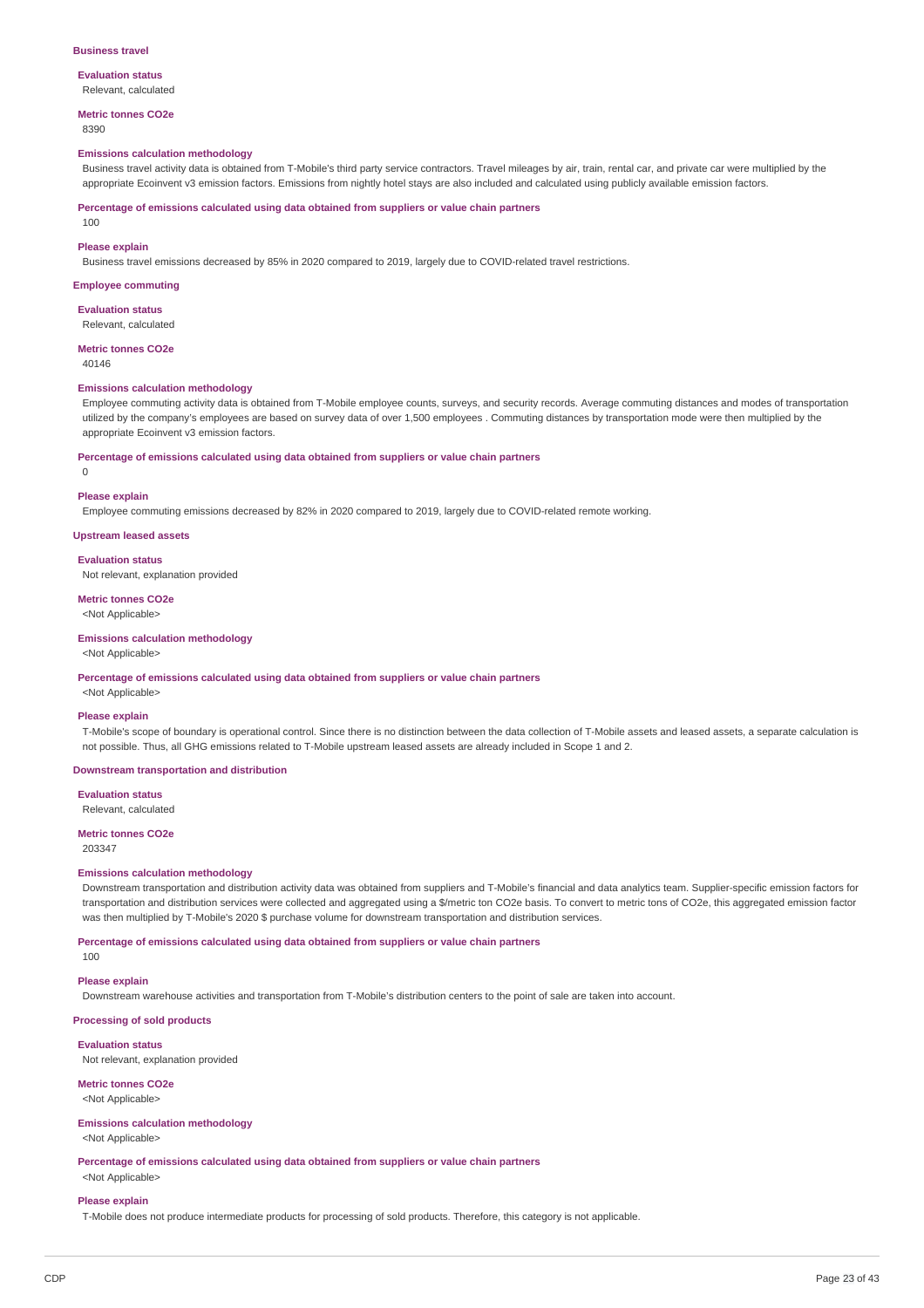**Business travel**

**Evaluation status**

Relevant, calculated

**Metric tonnes CO2e**

8390

**Emissions calculation methodology**

Business travel activity data is obtained from T-Mobile's third party service contractors. Travel mileages by air, train, rental car, and private car were multiplied by the appropriate Ecoinvent v3 emission factors. Emissions from nightly hotel stays are also included and calculated using publicly available emission factors.

**Percentage of emissions calculated using data obtained from suppliers or value chain partners**

100

**Please explain**

Business travel emissions decreased by 85% in 2020 compared to 2019, largely due to COVID-related travel restrictions.

**Employee commuting**

**Evaluation status**

Relevant, calculated

**Metric tonnes CO2e**

40146

**Emissions calculation methodology**

Employee commuting activity data is obtained from T-Mobile employee counts, surveys, and security records. Average commuting distances and modes of transportation utilized by the company's employees are based on survey data of over 1,500 employees . Commuting distances by transportation mode were then multiplied by the appropriate Ecoinvent v3 emission factors.

**Percentage of emissions calculated using data obtained from suppliers or value chain partners**

0

**Please explain**

Employee commuting emissions decreased by 82% in 2020 compared to 2019, largely due to COVID-related remote working.

**Upstream leased assets**

**Evaluation status**

Not relevant, explanation provided

**Metric tonnes CO2e**

<Not Applicable>

**Emissions calculation methodology**

<Not Applicable>

**Percentage of emissions calculated using data obtained from suppliers or value chain partners**

<Not Applicable>

**Please explain**

T-Mobile's scope of boundary is operational control. Since there is no distinction between the data collection of T-Mobile assets and leased assets, a separate calculation is not possible. Thus, all GHG emissions related to T-Mobile upstream leased assets are already included in Scope 1 and 2.

**Downstream transportation and distribution**

**Evaluation status**

Relevant, calculated

**Metric tonnes CO2e**

203347

**Emissions calculation methodology**

Downstream transportation and distribution activity data was obtained from suppliers and T-Mobile's financial and data analytics team. Supplier-specific emission factors for transportation and distribution services were collected and aggregated using a $/metric ton CO2e basis. To convert to metric tons of CO2e, this aggregated emission factor was then multiplied by T-Mobile's 2020 $ purchase volume for downstream transportation and distribution services.

**Percentage of emissions calculated using data obtained from suppliers or value chain partners**

100

**Please explain**

Downstream warehouse activities and transportation from T-Mobile's distribution centers to the point of sale are taken into account.

**Processing of sold products**

**Evaluation status**

Not relevant, explanation provided

**Metric tonnes CO2e**

<Not Applicable>

**Emissions calculation methodology**

<Not Applicable>

**Percentage of emissions calculated using data obtained from suppliers or value chain partners**

<Not Applicable>

**Please explain**

T-Mobile does not produce intermediate products for processing of sold products. Therefore, this category is not applicable.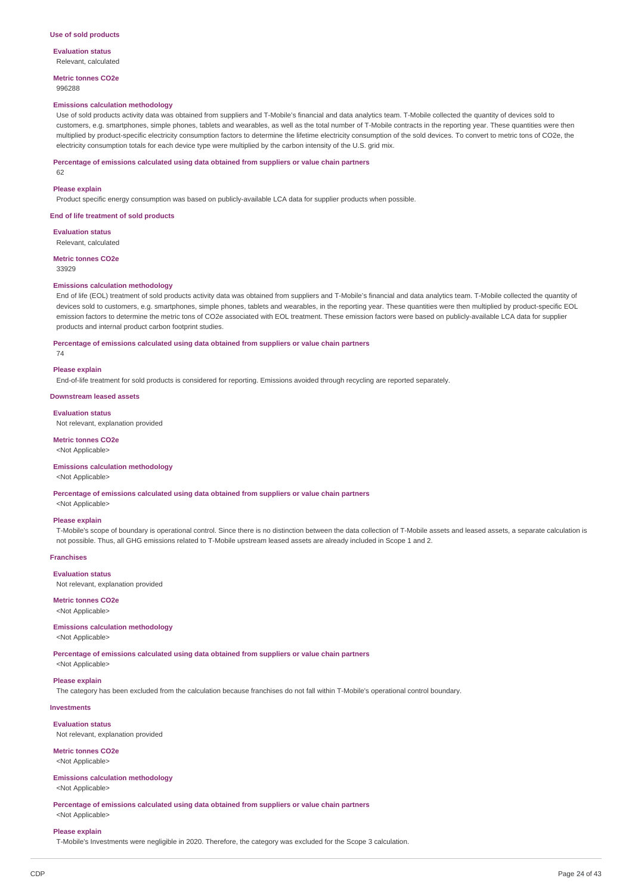### Use of sold products

**Evaluation status**

Relevant, calculated

**Metric tonnes CO2e**

996288

**Emissions calculation methodology**

Use of sold products activity data was obtained from suppliers and T-Mobile's financial and data analytics team. T-Mobile collected the quantity of devices sold to customers, e.g. smartphones, simple phones, tablets and wearables, as well as the total number of T-Mobile contracts in the reporting year. These quantities were then multiplied by product-specific electricity consumption factors to determine the lifetime electricity consumption of the sold devices. To convert to metric tons of CO2e, the electricity consumption totals for each device type were multiplied by the carbon intensity of the U.S. grid mix.

**Percentage of emissions calculated using data obtained from suppliers or value chain partners**

62

**Please explain**

Product specific energy consumption was based on publicly-available LCA data for supplier products when possible.

### End of life treatment of sold products

**Evaluation status**

Relevant, calculated

**Metric tonnes CO2e**

33929

**Emissions calculation methodology**

End of life (EOL) treatment of sold products activity data was obtained from suppliers and T-Mobile's financial and data analytics team. T-Mobile collected the quantity of devices sold to customers, e.g. smartphones, simple phones, tablets and wearables, in the reporting year. These quantities were then multiplied by product-specific EOL emission factors to determine the metric tons of CO2e associated with EOL treatment. These emission factors were based on publicly-available LCA data for supplier products and internal product carbon footprint studies.

**Percentage of emissions calculated using data obtained from suppliers or value chain partners**

74

**Please explain**

End-of-life treatment for sold products is considered for reporting. Emissions avoided through recycling are reported separately.

### Downstream leased assets

**Evaluation status**

Not relevant, explanation provided

**Metric tonnes CO2e**

<Not Applicable>

**Emissions calculation methodology**

<Not Applicable>

**Percentage of emissions calculated using data obtained from suppliers or value chain partners**

<Not Applicable>

**Please explain**

T-Mobile's scope of boundary is operational control. Since there is no distinction between the data collection of T-Mobile assets and leased assets, a separate calculation is not possible. Thus, all GHG emissions related to T-Mobile upstream leased assets are already included in Scope 1 and 2.

### Franchises

**Evaluation status**

Not relevant, explanation provided

**Metric tonnes CO2e**

<Not Applicable>

**Emissions calculation methodology**

<Not Applicable>

**Percentage of emissions calculated using data obtained from suppliers or value chain partners**

<Not Applicable>

**Please explain**

The category has been excluded from the calculation because franchises do not fall within T-Mobile's operational control boundary.

### Investments

**Evaluation status**

Not relevant, explanation provided

**Metric tonnes CO2e**

<Not Applicable>

**Emissions calculation methodology**

<Not Applicable>

**Percentage of emissions calculated using data obtained from suppliers or value chain partners**

<Not Applicable>

**Please explain**

T-Mobile's Investments were negligible in 2020. Therefore, the category was excluded for the Scope 3 calculation.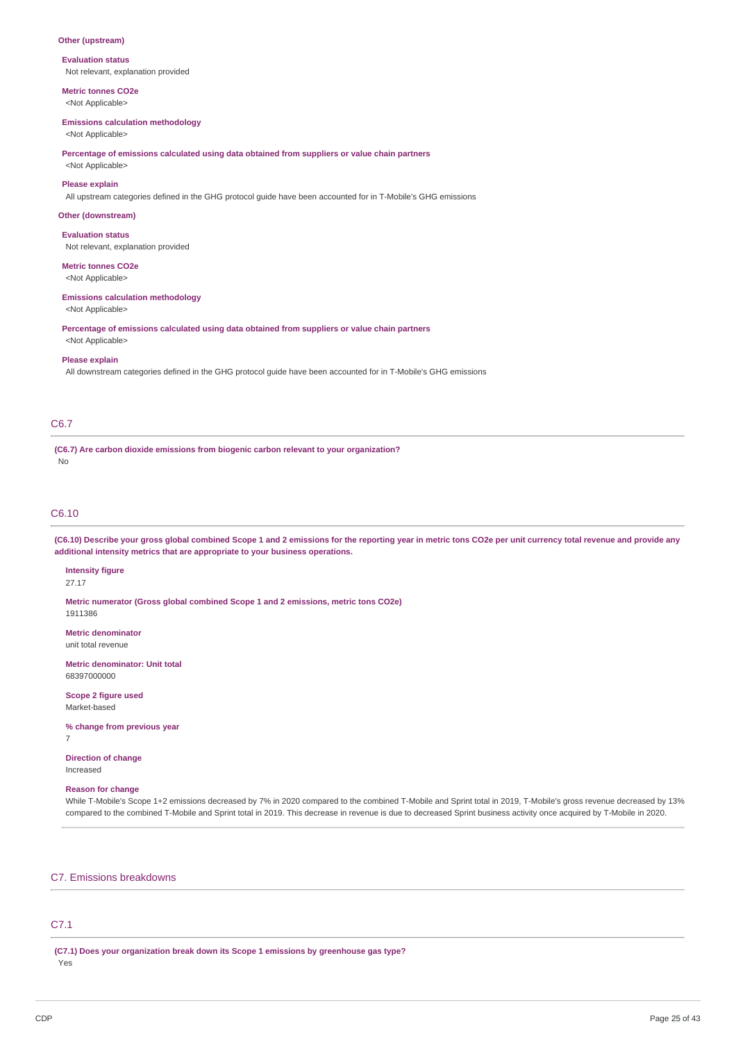**Other (upstream)**

**Evaluation status**
Not relevant, explanation provided

**Metric tonnes CO2e**
<Not Applicable>

**Emissions calculation methodology**
<Not Applicable>

**Percentage of emissions calculated using data obtained from suppliers or value chain partners**
<Not Applicable>

**Please explain**
All upstream categories defined in the GHG protocol guide have been accounted for in T-Mobile's GHG emissions

**Other (downstream)**

**Evaluation status**
Not relevant, explanation provided

**Metric tonnes CO2e**
<Not Applicable>

**Emissions calculation methodology**
<Not Applicable>

**Percentage of emissions calculated using data obtained from suppliers or value chain partners**
<Not Applicable>

**Please explain**
All downstream categories defined in the GHG protocol guide have been accounted for in T-Mobile's GHG emissions

## C6.7

**(C6.7) Are carbon dioxide emissions from biogenic carbon relevant to your organization?**
No

## C6.10

**(C6.10) Describe your gross global combined Scope 1 and 2 emissions for the reporting year in metric tons CO2e per unit currency total revenue and provide any additional intensity metrics that are appropriate to your business operations.**

**Intensity figure**
27.17

**Metric numerator (Gross global combined Scope 1 and 2 emissions, metric tons CO2e)**
1911386

**Metric denominator**
unit total revenue

**Metric denominator: Unit total**
68397000000

**Scope 2 figure used**
Market-based

**% change from previous year**
7

**Direction of change**
Increased

**Reason for change**
While T-Mobile's Scope 1+2 emissions decreased by 7% in 2020 compared to the combined T-Mobile and Sprint total in 2019, T-Mobile's gross revenue decreased by 13% compared to the combined T-Mobile and Sprint total in 2019. This decrease in revenue is due to decreased Sprint business activity once acquired by T-Mobile in 2020.

# C7. Emissions breakdowns

## C7.1

**(C7.1) Does your organization break down its Scope 1 emissions by greenhouse gas type?**
Yes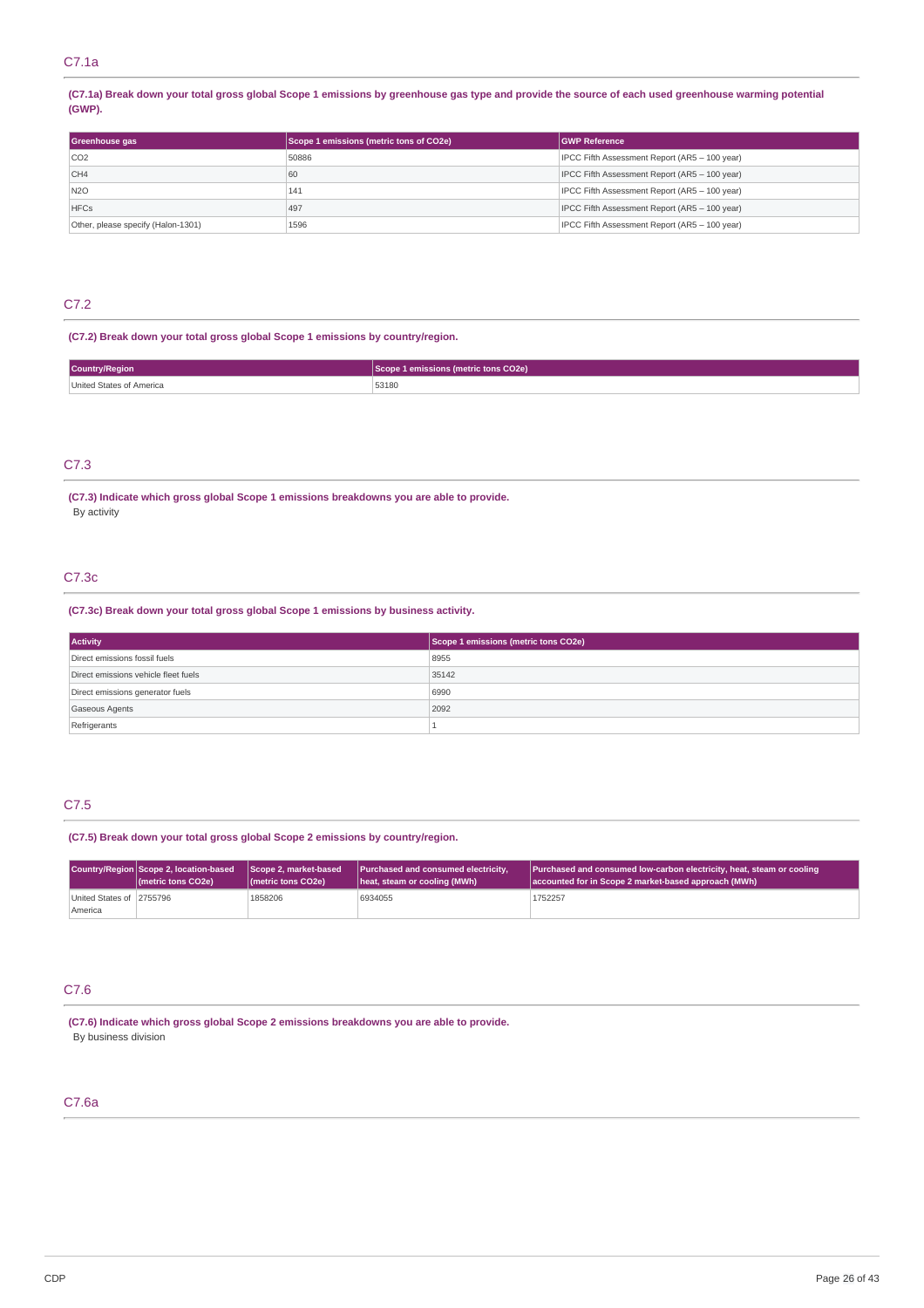## C7.1a

**(C7.1a) Break down your total gross global Scope 1 emissions by greenhouse gas type and provide the source of each used greenhouse warming potential (GWP).**

| Greenhouse gas | Scope 1 emissions (metric tons of CO2e) | GWP Reference |
|---|---|---|
| CO2 | 50886 | IPCC Fifth Assessment Report (AR5 – 100 year) |
| CH4 | 60 | IPCC Fifth Assessment Report (AR5 – 100 year) |
| N2O | 141 | IPCC Fifth Assessment Report (AR5 – 100 year) |
| HFCs | 497 | IPCC Fifth Assessment Report (AR5 – 100 year) |
| Other, please specify (Halon-1301) | 1596 | IPCC Fifth Assessment Report (AR5 – 100 year) |

## C7.2

**(C7.2) Break down your total gross global Scope 1 emissions by country/region.**

| Country/Region | Scope 1 emissions (metric tons CO2e) |
|---|---|
| United States of America | 53180 |

## C7.3

**(C7.3) Indicate which gross global Scope 1 emissions breakdowns you are able to provide.**

By activity

## C7.3c

**(C7.3c) Break down your total gross global Scope 1 emissions by business activity.**

| Activity | Scope 1 emissions (metric tons CO2e) |
|---|---|
| Direct emissions fossil fuels | 8955 |
| Direct emissions vehicle fleet fuels | 35142 |
| Direct emissions generator fuels | 6990 |
| Gaseous Agents | 2092 |
| Refrigerants | 1 |

## C7.5

**(C7.5) Break down your total gross global Scope 2 emissions by country/region.**

| Country/Region | Scope 2, location-based (metric tons CO2e) | Scope 2, market-based (metric tons CO2e) | Purchased and consumed electricity, heat, steam or cooling (MWh) | Purchased and consumed low-carbon electricity, heat, steam or cooling accounted for in Scope 2 market-based approach (MWh) |
|---|---|---|---|---|
| United States of America | 2755796 | 1858206 | 6934055 | 1752257 |

## C7.6

**(C7.6) Indicate which gross global Scope 2 emissions breakdowns you are able to provide.**

By business division

## C7.6a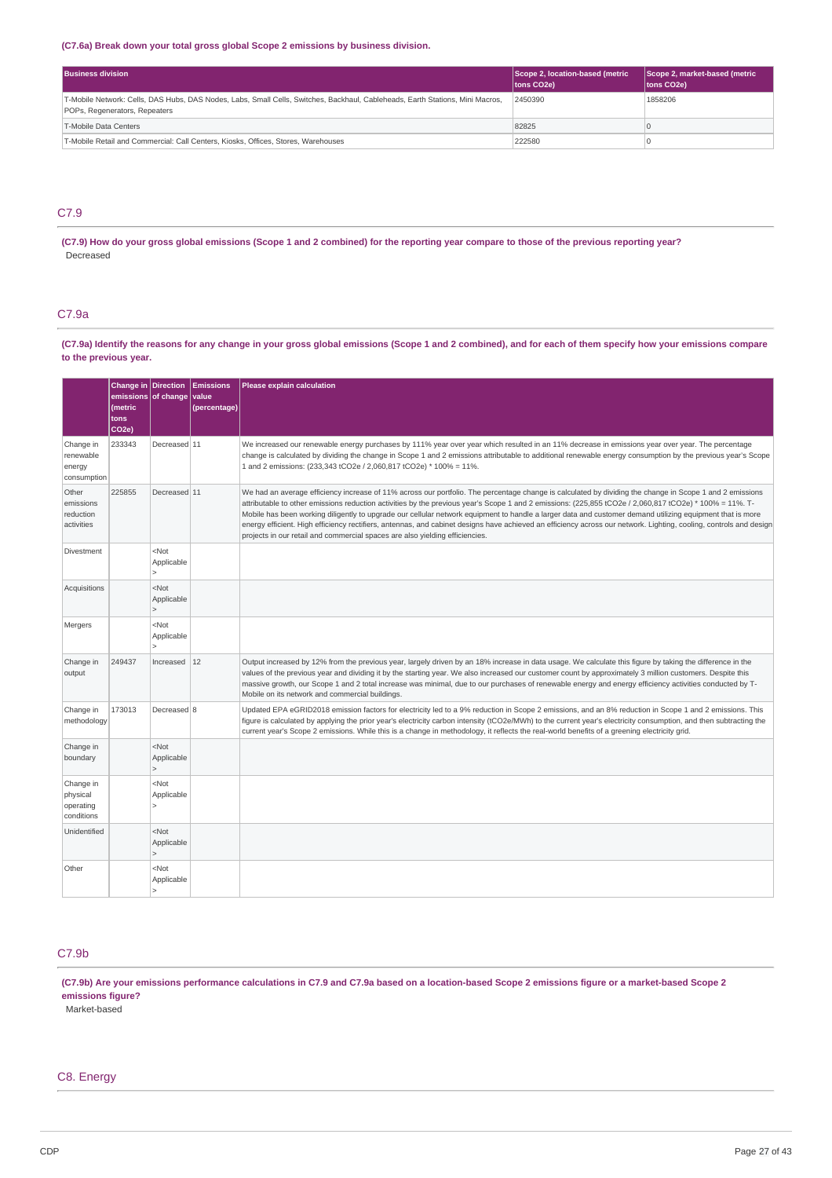**(C7.6a) Break down your total gross global Scope 2 emissions by business division.**

| Business division | Scope 2, location-based (metric tons CO2e) | Scope 2, market-based (metric tons CO2e) |
|---|---|---|
| T-Mobile Network: Cells, DAS Hubs, DAS Nodes, Labs, Small Cells, Switches, Backhaul, Cableheads, Earth Stations, Mini Macros, POPs, Regenerators, Repeaters | 2450390 | 1858206 |
| T-Mobile Data Centers | 82825 | 0 |
| T-Mobile Retail and Commercial: Call Centers, Kiosks, Offices, Stores, Warehouses | 222580 | 0 |

## C7.9

**(C7.9) How do your gross global emissions (Scope 1 and 2 combined) for the reporting year compare to those of the previous reporting year?**

Decreased

## C7.9a

**(C7.9a) Identify the reasons for any change in your gross global emissions (Scope 1 and 2 combined), and for each of them specify how your emissions compare to the previous year.**

| | Change in emissions (metric tons CO2e) | Direction of change | Emissions value (percentage) | Please explain calculation |
|---|---|---|---|---|
| Change in renewable energy consumption | 233343 | Decreased | 11 | We increased our renewable energy purchases by 111% year over year which resulted in an 11% decrease in emissions year over year. The percentage change is calculated by dividing the change in Scope 1 and 2 emissions attributable to additional renewable energy consumption by the previous year's Scope 1 and 2 emissions: (233,343 tCO2e / 2,060,817 tCO2e) * 100% = 11%. |
| Other emissions reduction activities | 225855 | Decreased | 11 | We had an average efficiency increase of 11% across our portfolio. The percentage change is calculated by dividing the change in Scope 1 and 2 emissions attributable to other emissions reduction activities by the previous year's Scope 1 and 2 emissions: (225,855 tCO2e / 2,060,817 tCO2e) * 100% = 11%. T-Mobile has been working diligently to upgrade our cellular network equipment to handle a larger data and customer demand utilizing equipment that is more energy efficient. High efficiency rectifiers, antennas, and cabinet designs have achieved an efficiency across our network. Lighting, cooling, controls and design projects in our retail and commercial spaces are also yielding efficiencies. |
| Divestment | | <Not Applicable> | | |
| Acquisitions | | <Not Applicable> | | |
| Mergers | | <Not Applicable> | | |
| Change in output | 249437 | Increased | 12 | Output increased by 12% from the previous year, largely driven by an 18% increase in data usage. We calculate this figure by taking the difference in the values of the previous year and dividing it by the starting year. We also increased our customer count by approximately 3 million customers. Despite this massive growth, our Scope 1 and 2 total increase was minimal, due to our purchases of renewable energy and energy efficiency activities conducted by T-Mobile on its network and commercial buildings. |
| Change in methodology | 173013 | Decreased | 8 | Updated EPA eGRID2018 emission factors for electricity led to a 9% reduction in Scope 2 emissions, and an 8% reduction in Scope 1 and 2 emissions. This figure is calculated by applying the prior year's electricity carbon intensity (tCO2e/MWh) to the current year's electricity consumption, and then subtracting the current year's Scope 2 emissions. While this is a change in methodology, it reflects the real-world benefits of a greening electricity grid. |
| Change in boundary | | <Not Applicable> | | |
| Change in physical operating conditions | | <Not Applicable> | | |
| Unidentified | | <Not Applicable> | | |
| Other | | <Not Applicable> | | |

## C7.9b

**(C7.9b) Are your emissions performance calculations in C7.9 and C7.9a based on a location-based Scope 2 emissions figure or a market-based Scope 2 emissions figure?**

Market-based

# C8. Energy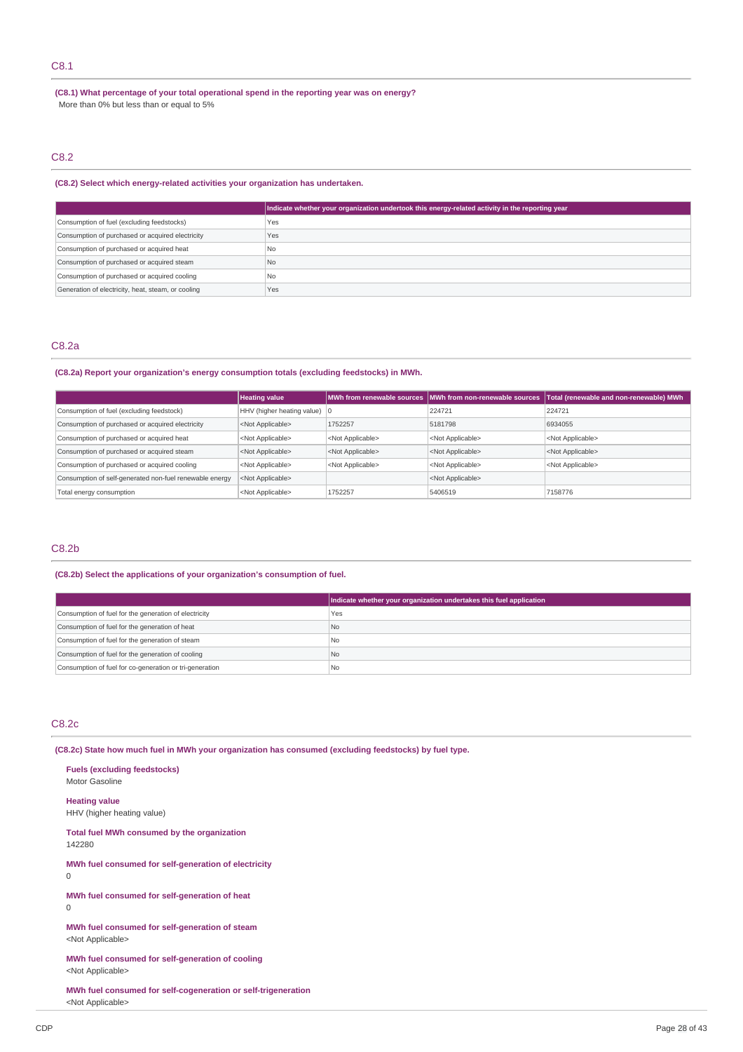## C8.1

**(C8.1) What percentage of your total operational spend in the reporting year was on energy?**

More than 0% but less than or equal to 5%

## C8.2

**(C8.2) Select which energy-related activities your organization has undertaken.**

| | Indicate whether your organization undertook this energy-related activity in the reporting year |
|---|---|
| Consumption of fuel (excluding feedstocks) | Yes |
| Consumption of purchased or acquired electricity | Yes |
| Consumption of purchased or acquired heat | No |
| Consumption of purchased or acquired steam | No |
| Consumption of purchased or acquired cooling | No |
| Generation of electricity, heat, steam, or cooling | Yes |

## C8.2a

**(C8.2a) Report your organization's energy consumption totals (excluding feedstocks) in MWh.**

| | Heating value | MWh from renewable sources | MWh from non-renewable sources | Total (renewable and non-renewable) MWh |
|---|---|---|---|---|
| Consumption of fuel (excluding feedstock) | HHV (higher heating value) | 0 | 224721 | 224721 |
| Consumption of purchased or acquired electricity | <Not Applicable> | 1752257 | 5181798 | 6934055 |
| Consumption of purchased or acquired heat | <Not Applicable> | <Not Applicable> | <Not Applicable> | <Not Applicable> |
| Consumption of purchased or acquired steam | <Not Applicable> | <Not Applicable> | <Not Applicable> | <Not Applicable> |
| Consumption of purchased or acquired cooling | <Not Applicable> | <Not Applicable> | <Not Applicable> | <Not Applicable> |
| Consumption of self-generated non-fuel renewable energy | <Not Applicable> | | <Not Applicable> | |
| Total energy consumption | <Not Applicable> | 1752257 | 5406519 | 7158776 |

## C8.2b

**(C8.2b) Select the applications of your organization's consumption of fuel.**

| | Indicate whether your organization undertakes this fuel application |
|---|---|
| Consumption of fuel for the generation of electricity | Yes |
| Consumption of fuel for the generation of heat | No |
| Consumption of fuel for the generation of steam | No |
| Consumption of fuel for the generation of cooling | No |
| Consumption of fuel for co-generation or tri-generation | No |

## C8.2c

**(C8.2c) State how much fuel in MWh your organization has consumed (excluding feedstocks) by fuel type.**

**Fuels (excluding feedstocks)**
Motor Gasoline

**Heating value**
HHV (higher heating value)

**Total fuel MWh consumed by the organization**
142280

**MWh fuel consumed for self-generation of electricity**
0

**MWh fuel consumed for self-generation of heat**
0

**MWh fuel consumed for self-generation of steam**
<Not Applicable>

**MWh fuel consumed for self-generation of cooling**
<Not Applicable>

**MWh fuel consumed for self-cogeneration or self-trigeneration**
<Not Applicable>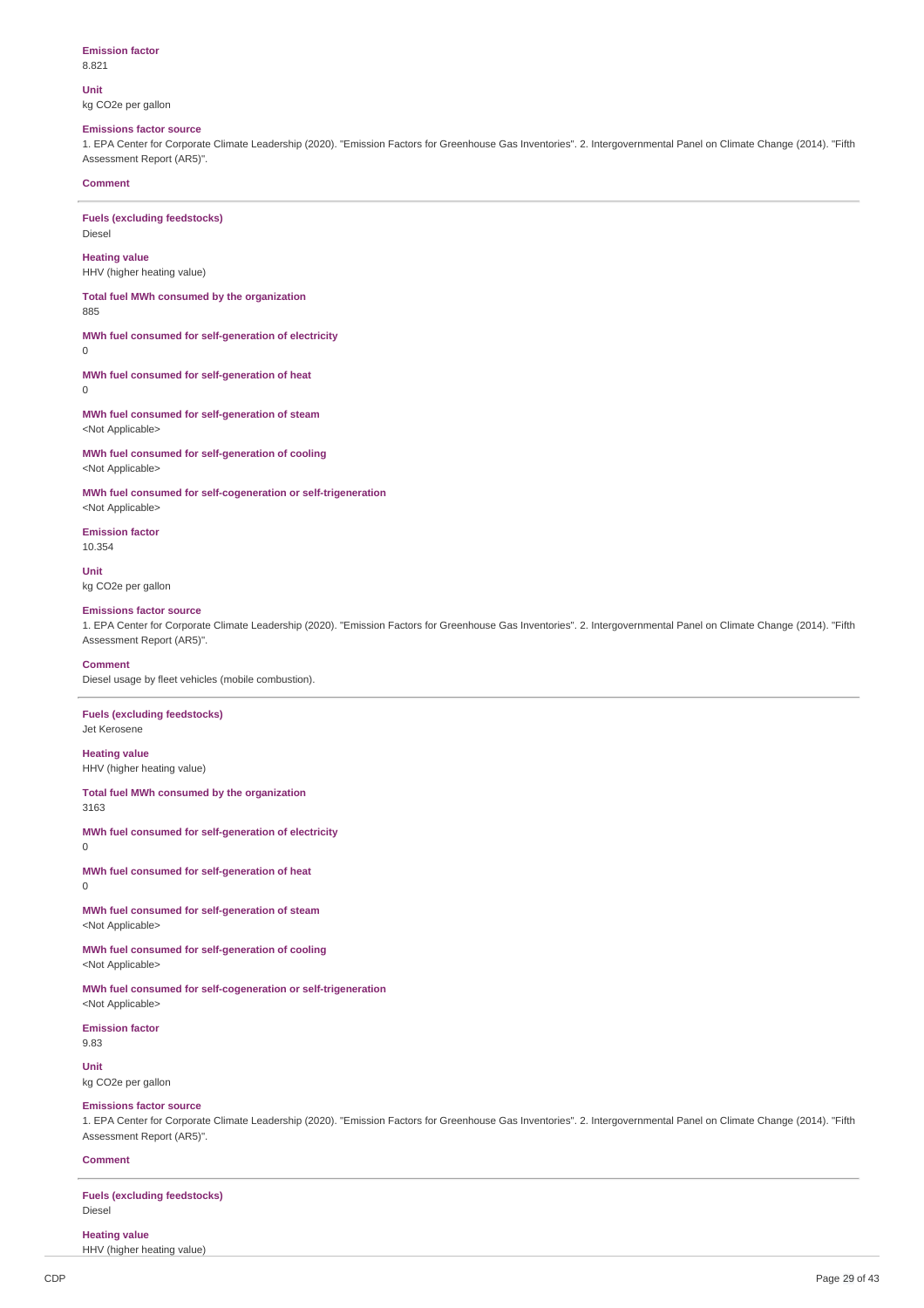**Emission factor**
8.821

**Unit**
kg CO2e per gallon

**Emissions factor source**
1. EPA Center for Corporate Climate Leadership (2020). "Emission Factors for Greenhouse Gas Inventories". 2. Intergovernmental Panel on Climate Change (2014). "Fifth Assessment Report (AR5)".

**Comment**

---

**Fuels (excluding feedstocks)**
Diesel

**Heating value**
HHV (higher heating value)

**Total fuel MWh consumed by the organization**
885

**MWh fuel consumed for self-generation of electricity**
0

**MWh fuel consumed for self-generation of heat**
0

**MWh fuel consumed for self-generation of steam**
<Not Applicable>

**MWh fuel consumed for self-generation of cooling**
<Not Applicable>

**MWh fuel consumed for self-cogeneration or self-trigeneration**
<Not Applicable>

**Emission factor**
10.354

**Unit**
kg CO2e per gallon

**Emissions factor source**
1. EPA Center for Corporate Climate Leadership (2020). "Emission Factors for Greenhouse Gas Inventories". 2. Intergovernmental Panel on Climate Change (2014). "Fifth Assessment Report (AR5)".

**Comment**
Diesel usage by fleet vehicles (mobile combustion).

---

**Fuels (excluding feedstocks)**
Jet Kerosene

**Heating value**
HHV (higher heating value)

**Total fuel MWh consumed by the organization**
3163

**MWh fuel consumed for self-generation of electricity**
0

**MWh fuel consumed for self-generation of heat**
0

**MWh fuel consumed for self-generation of steam**
<Not Applicable>

**MWh fuel consumed for self-generation of cooling**
<Not Applicable>

**MWh fuel consumed for self-cogeneration or self-trigeneration**
<Not Applicable>

**Emission factor**
9.83

**Unit**
kg CO2e per gallon

**Emissions factor source**
1. EPA Center for Corporate Climate Leadership (2020). "Emission Factors for Greenhouse Gas Inventories". 2. Intergovernmental Panel on Climate Change (2014). "Fifth Assessment Report (AR5)".

**Comment**

---

**Fuels (excluding feedstocks)**
Diesel

**Heating value**
HHV (higher heating value)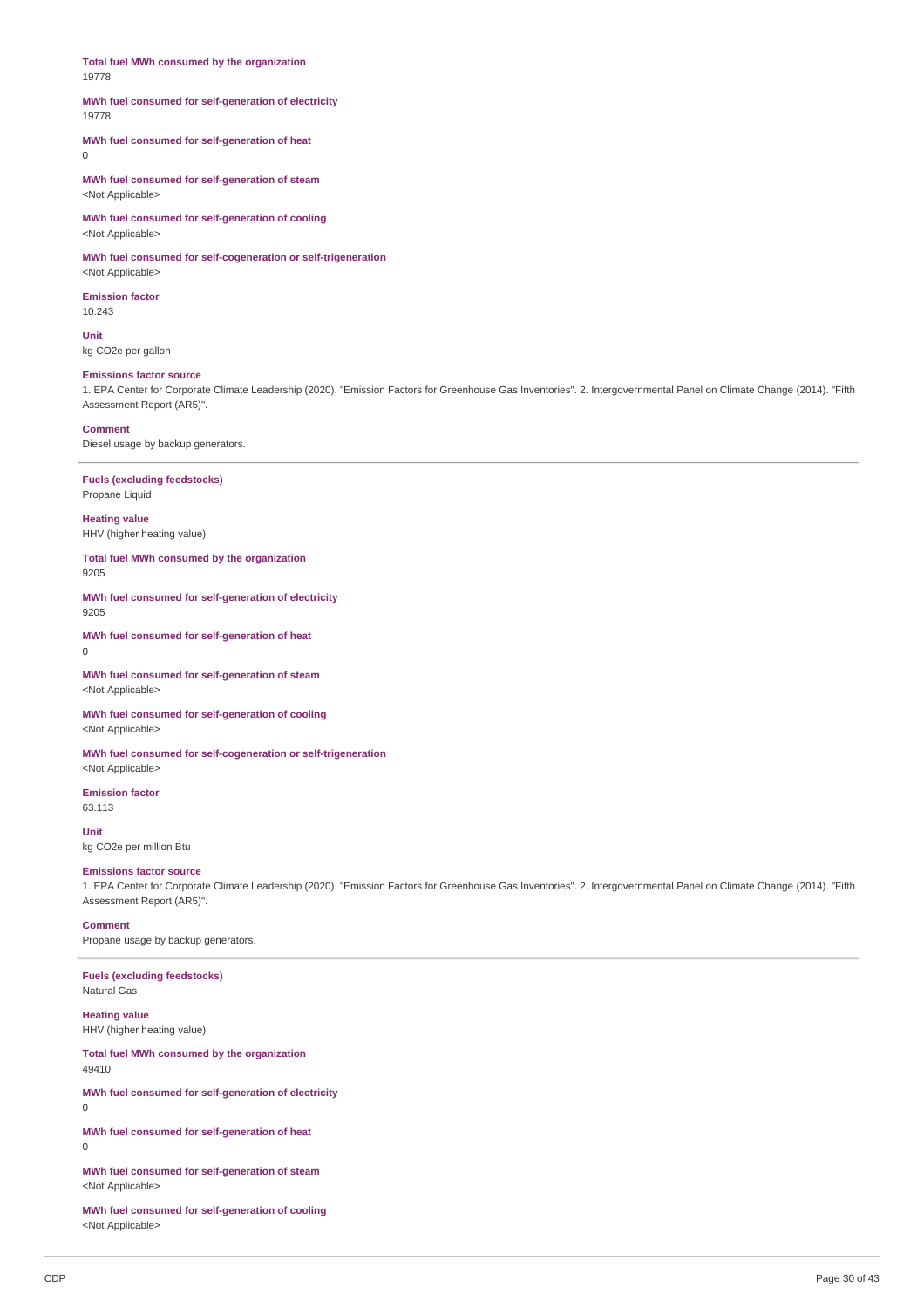**Total fuel MWh consumed by the organization**
19778

**MWh fuel consumed for self-generation of electricity**
19778

**MWh fuel consumed for self-generation of heat**
0

**MWh fuel consumed for self-generation of steam**
<Not Applicable>

**MWh fuel consumed for self-generation of cooling**
<Not Applicable>

**MWh fuel consumed for self-cogeneration or self-trigeneration**
<Not Applicable>

**Emission factor**
10.243

**Unit**
kg CO2e per gallon

**Emissions factor source**
1. EPA Center for Corporate Climate Leadership (2020). "Emission Factors for Greenhouse Gas Inventories". 2. Intergovernmental Panel on Climate Change (2014). "Fifth Assessment Report (AR5)".

**Comment**
Diesel usage by backup generators.

---

**Fuels (excluding feedstocks)**
Propane Liquid

**Heating value**
HHV (higher heating value)

**Total fuel MWh consumed by the organization**
9205

**MWh fuel consumed for self-generation of electricity**
9205

**MWh fuel consumed for self-generation of heat**
0

**MWh fuel consumed for self-generation of steam**
<Not Applicable>

**MWh fuel consumed for self-generation of cooling**
<Not Applicable>

**MWh fuel consumed for self-cogeneration or self-trigeneration**
<Not Applicable>

**Emission factor**
63.113

**Unit**
kg CO2e per million Btu

**Emissions factor source**
1. EPA Center for Corporate Climate Leadership (2020). "Emission Factors for Greenhouse Gas Inventories". 2. Intergovernmental Panel on Climate Change (2014). "Fifth Assessment Report (AR5)".

**Comment**
Propane usage by backup generators.

---

**Fuels (excluding feedstocks)**
Natural Gas

**Heating value**
HHV (higher heating value)

**Total fuel MWh consumed by the organization**
49410

**MWh fuel consumed for self-generation of electricity**
0

**MWh fuel consumed for self-generation of heat**
0

**MWh fuel consumed for self-generation of steam**
<Not Applicable>

**MWh fuel consumed for self-generation of cooling**
<Not Applicable>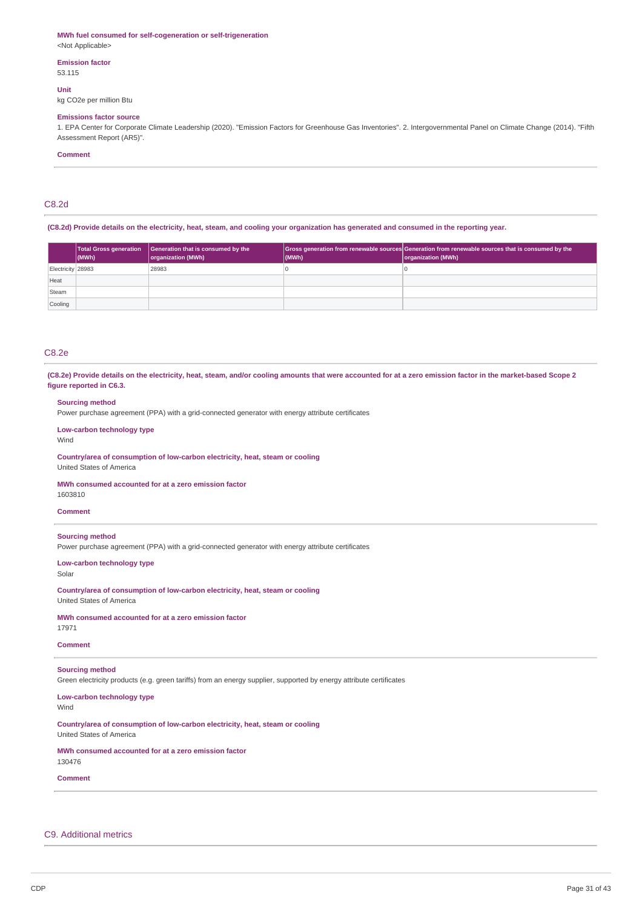**MWh fuel consumed for self-cogeneration or self-trigeneration**
<Not Applicable>

**Emission factor**
53.115

**Unit**
kg CO2e per million Btu

**Emissions factor source**
1. EPA Center for Corporate Climate Leadership (2020). "Emission Factors for Greenhouse Gas Inventories". 2. Intergovernmental Panel on Climate Change (2014). "Fifth Assessment Report (AR5)".

**Comment**

## C8.2d

**(C8.2d) Provide details on the electricity, heat, steam, and cooling your organization has generated and consumed in the reporting year.**

| | Total Gross generation (MWh) | Generation that is consumed by the organization (MWh) | Gross generation from renewable sources (MWh) | Generation from renewable sources that is consumed by the organization (MWh) |
|---|---|---|---|---|
| Electricity | 28983 | 28983 | 0 | 0 |
| Heat | | | | |
| Steam | | | | |
| Cooling | | | | |

## C8.2e

**(C8.2e) Provide details on the electricity, heat, steam, and/or cooling amounts that were accounted for at a zero emission factor in the market-based Scope 2 figure reported in C6.3.**

**Sourcing method**
Power purchase agreement (PPA) with a grid-connected generator with energy attribute certificates

**Low-carbon technology type**
Wind

**Country/area of consumption of low-carbon electricity, heat, steam or cooling**
United States of America

**MWh consumed accounted for at a zero emission factor**
1603810

**Comment**

---

**Sourcing method**
Power purchase agreement (PPA) with a grid-connected generator with energy attribute certificates

**Low-carbon technology type**
Solar

**Country/area of consumption of low-carbon electricity, heat, steam or cooling**
United States of America

**MWh consumed accounted for at a zero emission factor**
17971

**Comment**

---

**Sourcing method**
Green electricity products (e.g. green tariffs) from an energy supplier, supported by energy attribute certificates

**Low-carbon technology type**
Wind

**Country/area of consumption of low-carbon electricity, heat, steam or cooling**
United States of America

**MWh consumed accounted for at a zero emission factor**
130476

**Comment**

## C9. Additional metrics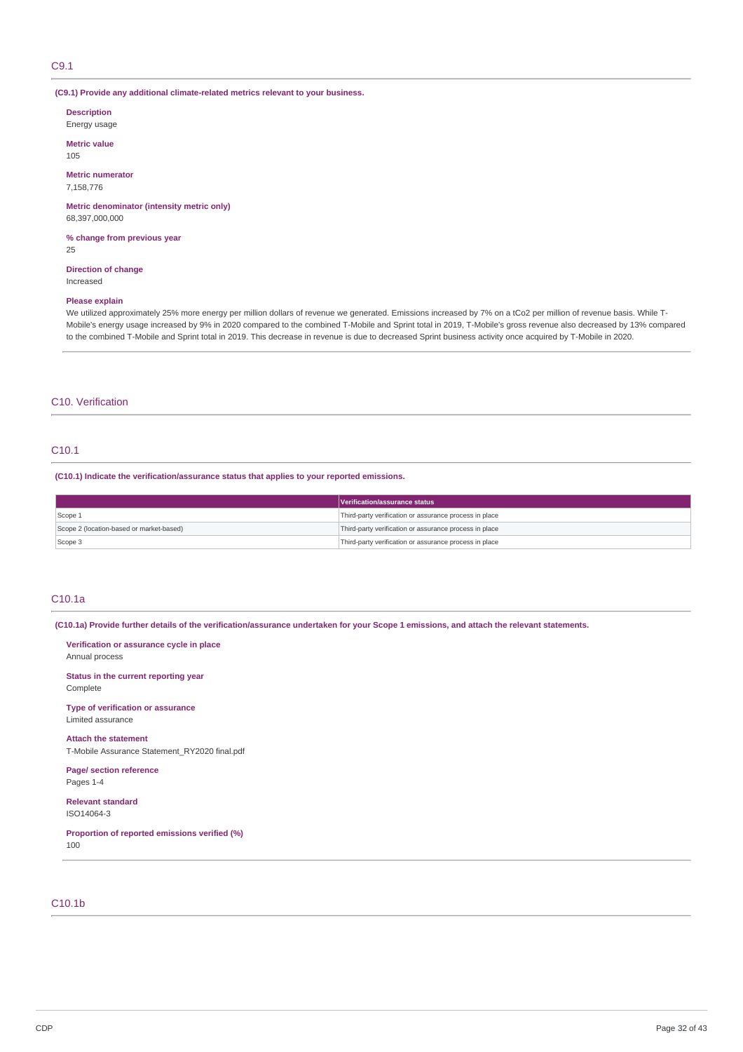## C9.1

**(C9.1) Provide any additional climate-related metrics relevant to your business.**

**Description**
Energy usage

**Metric value**
105

**Metric numerator**
7,158,776

**Metric denominator (intensity metric only)**
68,397,000,000

**% change from previous year**
25

**Direction of change**
Increased

**Please explain**
We utilized approximately 25% more energy per million dollars of revenue we generated. Emissions increased by 7% on a tCo2 per million of revenue basis. While T-Mobile's energy usage increased by 9% in 2020 compared to the combined T-Mobile and Sprint total in 2019, T-Mobile's gross revenue also decreased by 13% compared to the combined T-Mobile and Sprint total in 2019. This decrease in revenue is due to decreased Sprint business activity once acquired by T-Mobile in 2020.

# C10. Verification

## C10.1

**(C10.1) Indicate the verification/assurance status that applies to your reported emissions.**

| | Verification/assurance status |
|---|---|
| Scope 1 | Third-party verification or assurance process in place |
| Scope 2 (location-based or market-based) | Third-party verification or assurance process in place |
| Scope 3 | Third-party verification or assurance process in place |

## C10.1a

**(C10.1a) Provide further details of the verification/assurance undertaken for your Scope 1 emissions, and attach the relevant statements.**

**Verification or assurance cycle in place**
Annual process

**Status in the current reporting year**
Complete

**Type of verification or assurance**
Limited assurance

**Attach the statement**
T-Mobile Assurance Statement_RY2020 final.pdf

**Page/ section reference**
Pages 1-4

**Relevant standard**
ISO14064-3

**Proportion of reported emissions verified (%)**
100

## C10.1b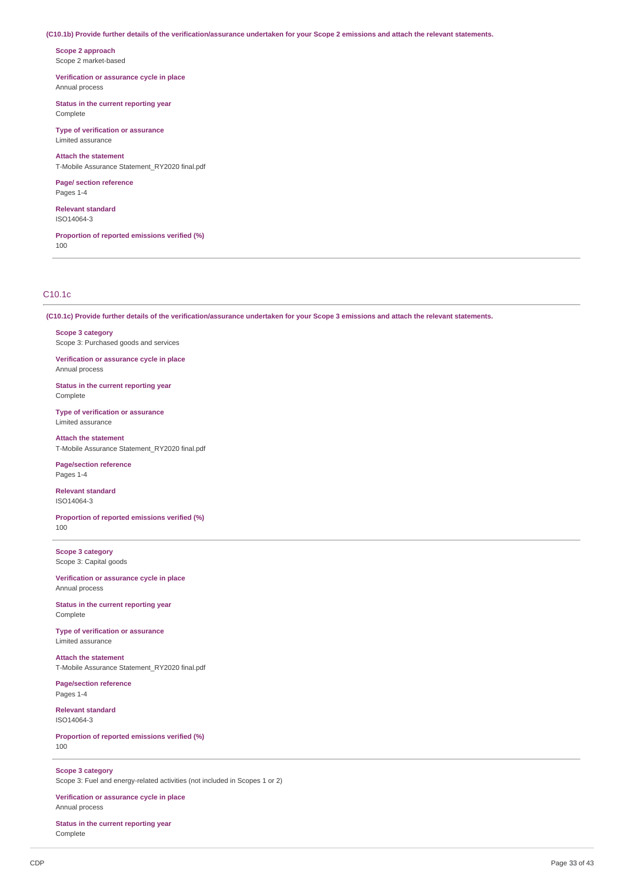**(C10.1b) Provide further details of the verification/assurance undertaken for your Scope 2 emissions and attach the relevant statements.**

**Scope 2 approach**
Scope 2 market-based

**Verification or assurance cycle in place**
Annual process

**Status in the current reporting year**
Complete

**Type of verification or assurance**
Limited assurance

**Attach the statement**
T-Mobile Assurance Statement_RY2020 final.pdf

**Page/ section reference**
Pages 1-4

**Relevant standard**
ISO14064-3

**Proportion of reported emissions verified (%)**
100

---

## C10.1c

**(C10.1c) Provide further details of the verification/assurance undertaken for your Scope 3 emissions and attach the relevant statements.**

**Scope 3 category**
Scope 3: Purchased goods and services

**Verification or assurance cycle in place**
Annual process

**Status in the current reporting year**
Complete

**Type of verification or assurance**
Limited assurance

**Attach the statement**
T-Mobile Assurance Statement_RY2020 final.pdf

**Page/section reference**
Pages 1-4

**Relevant standard**
ISO14064-3

**Proportion of reported emissions verified (%)**
100

---

**Scope 3 category**
Scope 3: Capital goods

**Verification or assurance cycle in place**
Annual process

**Status in the current reporting year**
Complete

**Type of verification or assurance**
Limited assurance

**Attach the statement**
T-Mobile Assurance Statement_RY2020 final.pdf

**Page/section reference**
Pages 1-4

**Relevant standard**
ISO14064-3

**Proportion of reported emissions verified (%)**
100

---

**Scope 3 category**
Scope 3: Fuel and energy-related activities (not included in Scopes 1 or 2)

**Verification or assurance cycle in place**
Annual process

**Status in the current reporting year**
Complete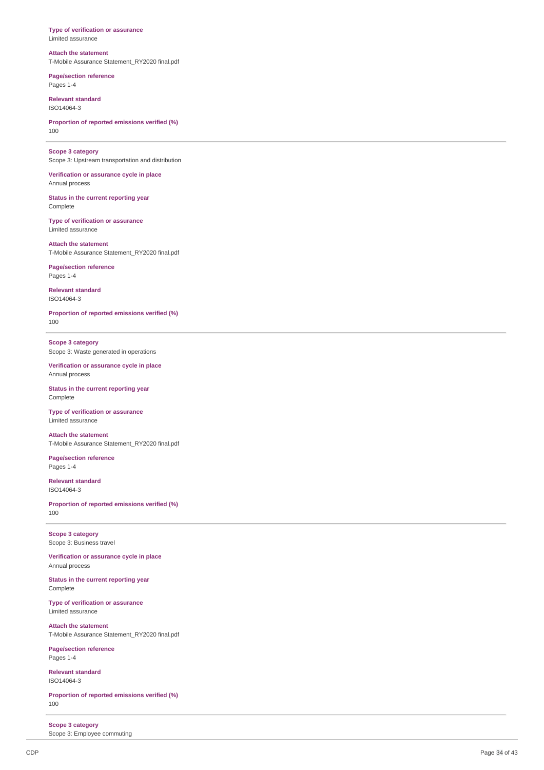**Type of verification or assurance**
Limited assurance

**Attach the statement**
T-Mobile Assurance Statement_RY2020 final.pdf

**Page/section reference**
Pages 1-4

**Relevant standard**
ISO14064-3

**Proportion of reported emissions verified (%)**
100

---

**Scope 3 category**
Scope 3: Upstream transportation and distribution

**Verification or assurance cycle in place**
Annual process

**Status in the current reporting year**
Complete

**Type of verification or assurance**
Limited assurance

**Attach the statement**
T-Mobile Assurance Statement_RY2020 final.pdf

**Page/section reference**
Pages 1-4

**Relevant standard**
ISO14064-3

**Proportion of reported emissions verified (%)**
100

---

**Scope 3 category**
Scope 3: Waste generated in operations

**Verification or assurance cycle in place**
Annual process

**Status in the current reporting year**
Complete

**Type of verification or assurance**
Limited assurance

**Attach the statement**
T-Mobile Assurance Statement_RY2020 final.pdf

**Page/section reference**
Pages 1-4

**Relevant standard**
ISO14064-3

**Proportion of reported emissions verified (%)**
100

---

**Scope 3 category**
Scope 3: Business travel

**Verification or assurance cycle in place**
Annual process

**Status in the current reporting year**
Complete

**Type of verification or assurance**
Limited assurance

**Attach the statement**
T-Mobile Assurance Statement_RY2020 final.pdf

**Page/section reference**
Pages 1-4

**Relevant standard**
ISO14064-3

**Proportion of reported emissions verified (%)**
100

---

**Scope 3 category**
Scope 3: Employee commuting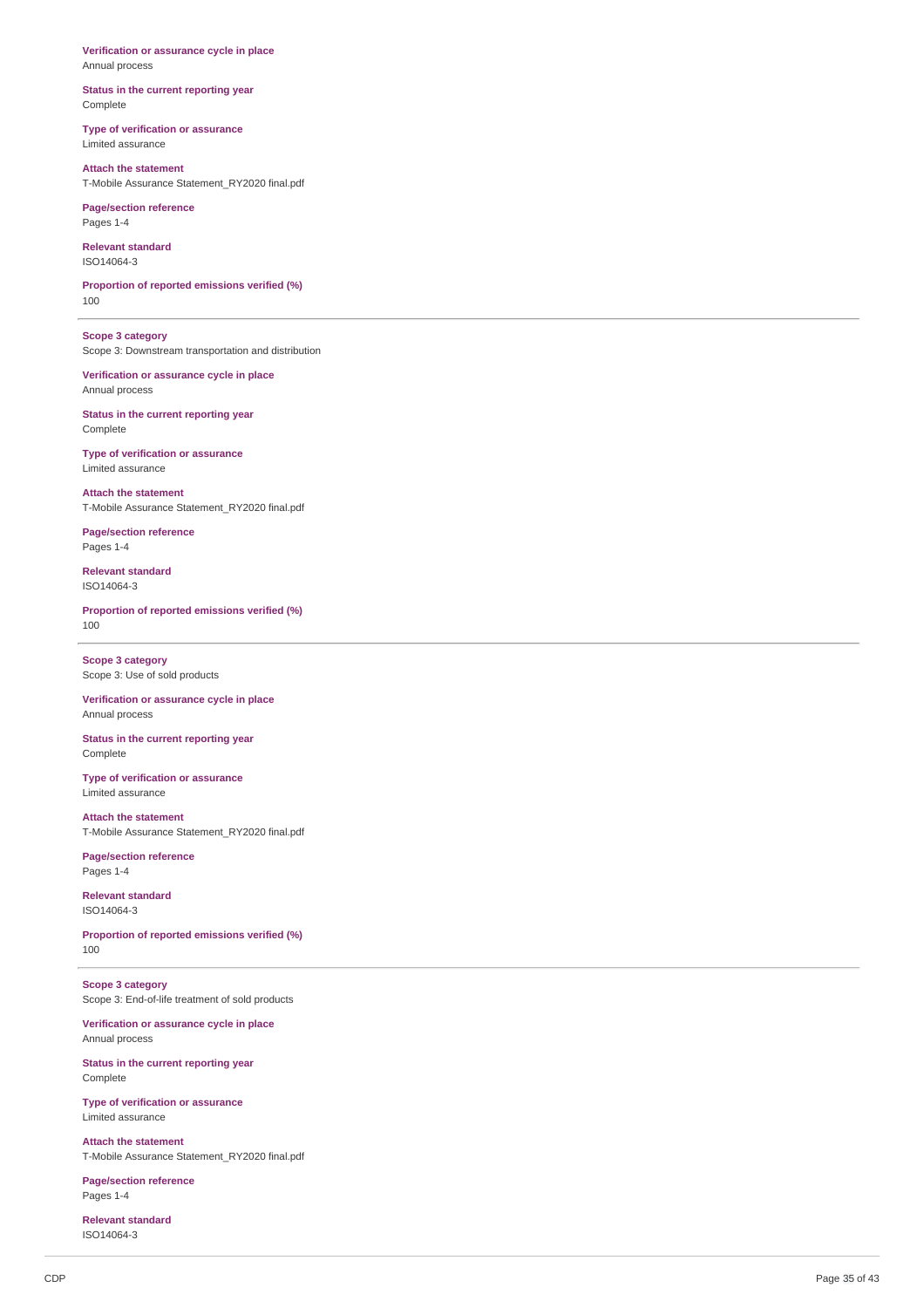**Verification or assurance cycle in place**
Annual process

**Status in the current reporting year**
Complete

**Type of verification or assurance**
Limited assurance

**Attach the statement**
T-Mobile Assurance Statement_RY2020 final.pdf

**Page/section reference**
Pages 1-4

**Relevant standard**
ISO14064-3

**Proportion of reported emissions verified (%)**
100

---

**Scope 3 category**
Scope 3: Downstream transportation and distribution

**Verification or assurance cycle in place**
Annual process

**Status in the current reporting year**
Complete

**Type of verification or assurance**
Limited assurance

**Attach the statement**
T-Mobile Assurance Statement_RY2020 final.pdf

**Page/section reference**
Pages 1-4

**Relevant standard**
ISO14064-3

**Proportion of reported emissions verified (%)**
100

---

**Scope 3 category**
Scope 3: Use of sold products

**Verification or assurance cycle in place**
Annual process

**Status in the current reporting year**
Complete

**Type of verification or assurance**
Limited assurance

**Attach the statement**
T-Mobile Assurance Statement_RY2020 final.pdf

**Page/section reference**
Pages 1-4

**Relevant standard**
ISO14064-3

**Proportion of reported emissions verified (%)**
100

---

**Scope 3 category**
Scope 3: End-of-life treatment of sold products

**Verification or assurance cycle in place**
Annual process

**Status in the current reporting year**
Complete

**Type of verification or assurance**
Limited assurance

**Attach the statement**
T-Mobile Assurance Statement_RY2020 final.pdf

**Page/section reference**
Pages 1-4

**Relevant standard**
ISO14064-3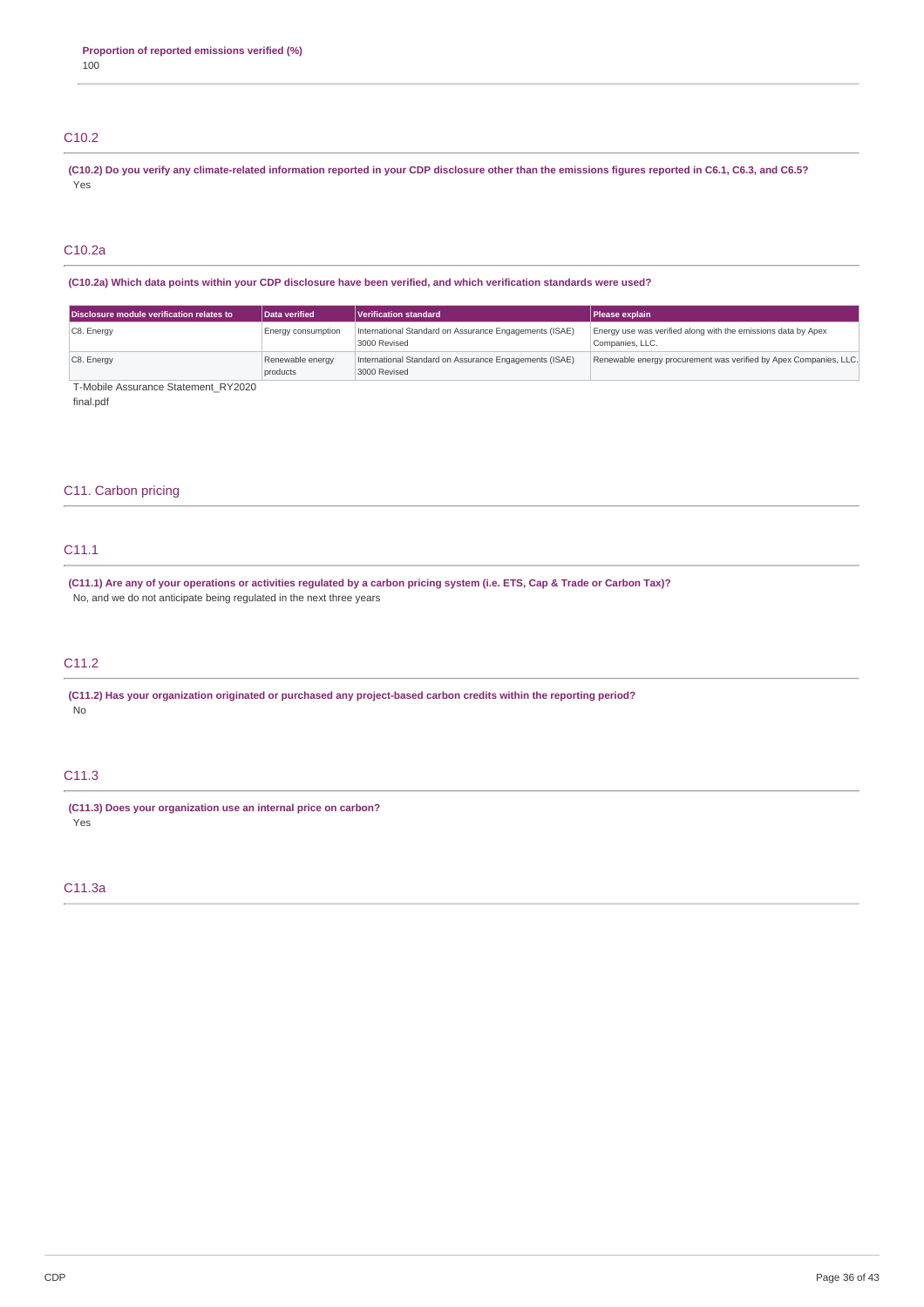**Proportion of reported emissions verified (%)**
100

## C10.2

**(C10.2) Do you verify any climate-related information reported in your CDP disclosure other than the emissions figures reported in C6.1, C6.3, and C6.5?**
Yes

## C10.2a

**(C10.2a) Which data points within your CDP disclosure have been verified, and which verification standards were used?**

| Disclosure module verification relates to | Data verified | Verification standard | Please explain |
|---|---|---|---|
| C8. Energy | Energy consumption | International Standard on Assurance Engagements (ISAE) 3000 Revised | Energy use was verified along with the emissions data by Apex Companies, LLC. |
| C8. Energy | Renewable energy products | International Standard on Assurance Engagements (ISAE) 3000 Revised | Renewable energy procurement was verified by Apex Companies, LLC. |

T-Mobile Assurance Statement_RY2020 final.pdf

# C11. Carbon pricing

## C11.1

**(C11.1) Are any of your operations or activities regulated by a carbon pricing system (i.e. ETS, Cap & Trade or Carbon Tax)?**
No, and we do not anticipate being regulated in the next three years

## C11.2

**(C11.2) Has your organization originated or purchased any project-based carbon credits within the reporting period?**
No

## C11.3

**(C11.3) Does your organization use an internal price on carbon?**
Yes

## C11.3a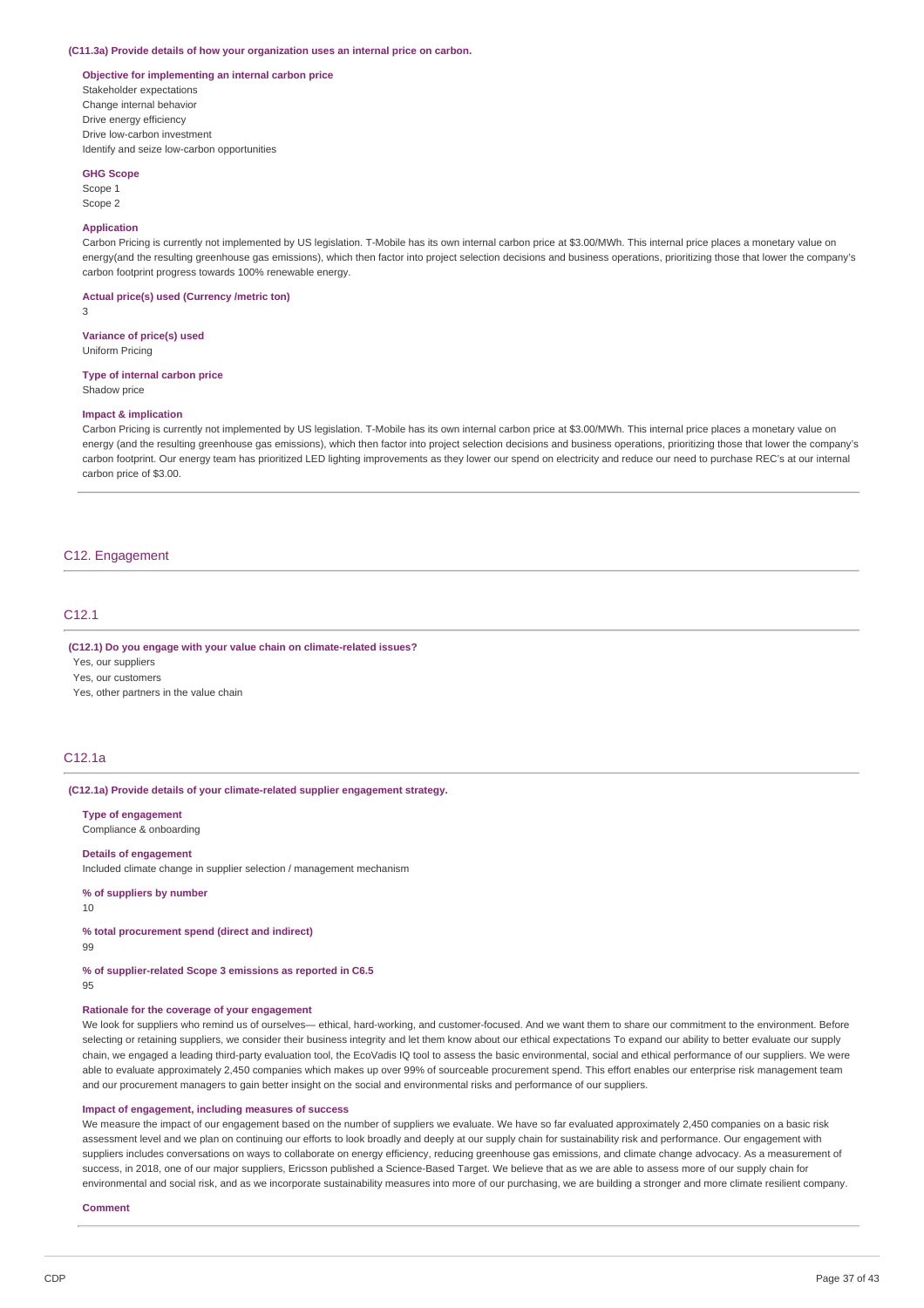**(C11.3a) Provide details of how your organization uses an internal price on carbon.**

**Objective for implementing an internal carbon price**

Stakeholder expectations
Change internal behavior
Drive energy efficiency
Drive low-carbon investment
Identify and seize low-carbon opportunities

**GHG Scope**

Scope 1
Scope 2

**Application**

Carbon Pricing is currently not implemented by US legislation. T-Mobile has its own internal carbon price at $3.00/MWh. This internal price places a monetary value on energy(and the resulting greenhouse gas emissions), which then factor into project selection decisions and business operations, prioritizing those that lower the company's carbon footprint progress towards 100% renewable energy.

**Actual price(s) used (Currency /metric ton)**

3

**Variance of price(s) used**

Uniform Pricing

**Type of internal carbon price**

Shadow price

**Impact & implication**

Carbon Pricing is currently not implemented by US legislation. T-Mobile has its own internal carbon price at $3.00/MWh. This internal price places a monetary value on energy (and the resulting greenhouse gas emissions), which then factor into project selection decisions and business operations, prioritizing those that lower the company's carbon footprint. Our energy team has prioritized LED lighting improvements as they lower our spend on electricity and reduce our need to purchase REC's at our internal carbon price of $3.00.

## C12. Engagement

### C12.1

**(C12.1) Do you engage with your value chain on climate-related issues?**

Yes, our suppliers
Yes, our customers
Yes, other partners in the value chain

### C12.1a

**(C12.1a) Provide details of your climate-related supplier engagement strategy.**

**Type of engagement**

Compliance & onboarding

**Details of engagement**

Included climate change in supplier selection / management mechanism

**% of suppliers by number**

10

**% total procurement spend (direct and indirect)**

99

**% of supplier-related Scope 3 emissions as reported in C6.5**

95

**Rationale for the coverage of your engagement**

We look for suppliers who remind us of ourselves— ethical, hard-working, and customer-focused. And we want them to share our commitment to the environment. Before selecting or retaining suppliers, we consider their business integrity and let them know about our ethical expectations To expand our ability to better evaluate our supply chain, we engaged a leading third-party evaluation tool, the EcoVadis IQ tool to assess the basic environmental, social and ethical performance of our suppliers. We were able to evaluate approximately 2,450 companies which makes up over 99% of sourceable procurement spend. This effort enables our enterprise risk management team and our procurement managers to gain better insight on the social and environmental risks and performance of our suppliers.

**Impact of engagement, including measures of success**

We measure the impact of our engagement based on the number of suppliers we evaluate. We have so far evaluated approximately 2,450 companies on a basic risk assessment level and we plan on continuing our efforts to look broadly and deeply at our supply chain for sustainability risk and performance. Our engagement with suppliers includes conversations on ways to collaborate on energy efficiency, reducing greenhouse gas emissions, and climate change advocacy. As a measurement of success, in 2018, one of our major suppliers, Ericsson published a Science-Based Target. We believe that as we are able to assess more of our supply chain for environmental and social risk, and as we incorporate sustainability measures into more of our purchasing, we are building a stronger and more climate resilient company.

**Comment**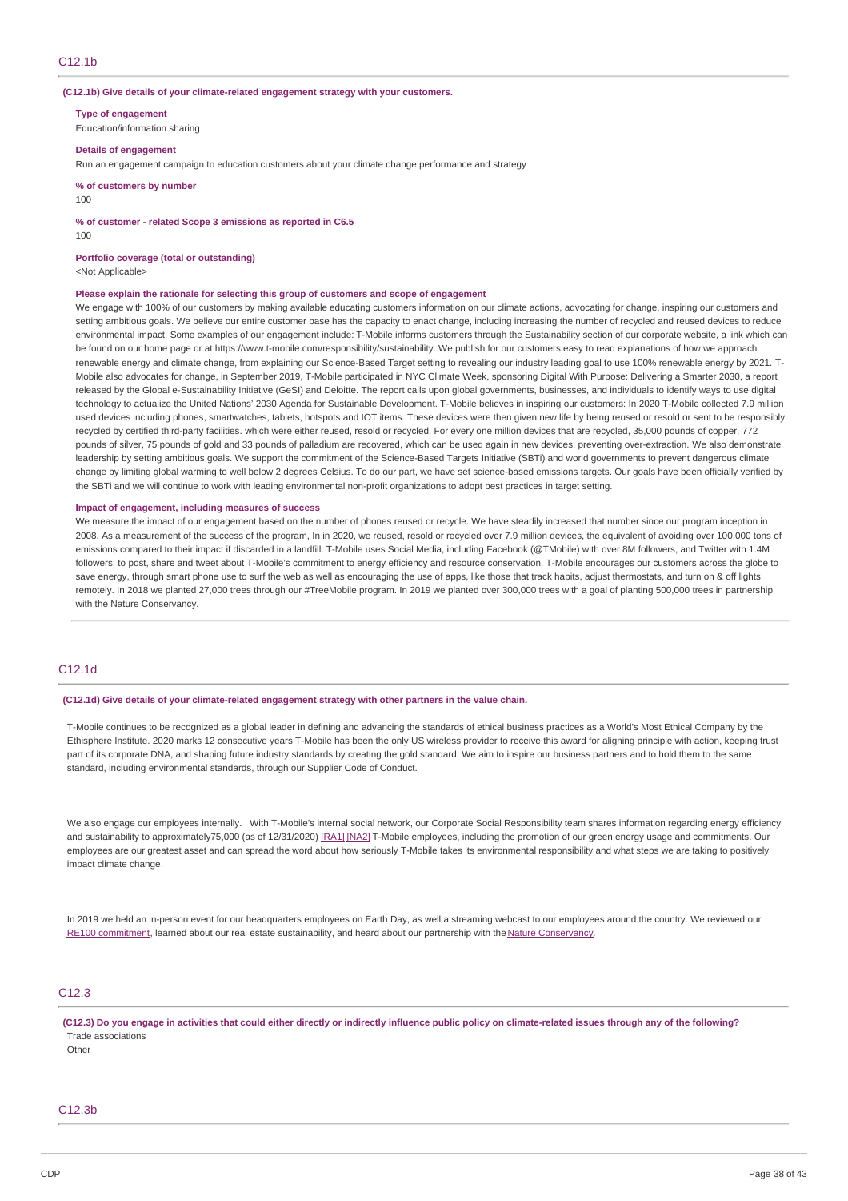## C12.1b

**(C12.1b) Give details of your climate-related engagement strategy with your customers.**

**Type of engagement**
Education/information sharing

**Details of engagement**
Run an engagement campaign to education customers about your climate change performance and strategy

**% of customers by number**
100

**% of customer - related Scope 3 emissions as reported in C6.5**
100

**Portfolio coverage (total or outstanding)**
<Not Applicable>

**Please explain the rationale for selecting this group of customers and scope of engagement**
We engage with 100% of our customers by making available educating customers information on our climate actions, advocating for change, inspiring our customers and setting ambitious goals. We believe our entire customer base has the capacity to enact change, including increasing the number of recycled and reused devices to reduce environmental impact. Some examples of our engagement include: T-Mobile informs customers through the Sustainability section of our corporate website, a link which can be found on our home page or at https://www.t-mobile.com/responsibility/sustainability. We publish for our customers easy to read explanations of how we approach renewable energy and climate change, from explaining our Science-Based Target setting to revealing our industry leading goal to use 100% renewable energy by 2021. T-Mobile also advocates for change, in September 2019, T-Mobile participated in NYC Climate Week, sponsoring Digital With Purpose: Delivering a Smarter 2030, a report released by the Global e-Sustainability Initiative (GeSI) and Deloitte. The report calls upon global governments, businesses, and individuals to identify ways to use digital technology to actualize the United Nations' 2030 Agenda for Sustainable Development. T-Mobile believes in inspiring our customers: In 2020 T-Mobile collected 7.9 million used devices including phones, smartwatches, tablets, hotspots and IOT items. These devices were then given new life by being reused or resold or sent to be responsibly recycled by certified third-party facilities. which were either reused, resold or recycled. For every one million devices that are recycled, 35,000 pounds of copper, 772 pounds of silver, 75 pounds of gold and 33 pounds of palladium are recovered, which can be used again in new devices, preventing over-extraction. We also demonstrate leadership by setting ambitious goals. We support the commitment of the Science-Based Targets Initiative (SBTi) and world governments to prevent dangerous climate change by limiting global warming to well below 2 degrees Celsius. To do our part, we have set science-based emissions targets. Our goals have been officially verified by the SBTi and we will continue to work with leading environmental non-profit organizations to adopt best practices in target setting.

**Impact of engagement, including measures of success**
We measure the impact of our engagement based on the number of phones reused or recycle. We have steadily increased that number since our program inception in 2008. As a measurement of the success of the program, In in 2020, we reused, resold or recycled over 7.9 million devices, the equivalent of avoiding over 100,000 tons of emissions compared to their impact if discarded in a landfill. T-Mobile uses Social Media, including Facebook (@TMobile) with over 8M followers, and Twitter with 1.4M followers, to post, share and tweet about T-Mobile's commitment to energy efficiency and resource conservation. T-Mobile encourages our customers across the globe to save energy, through smart phone use to surf the web as well as encouraging the use of apps, like those that track habits, adjust thermostats, and turn on & off lights remotely. In 2018 we planted 27,000 trees through our #TreeMobile program. In 2019 we planted over 300,000 trees with a goal of planting 500,000 trees in partnership with the Nature Conservancy.

## C12.1d

**(C12.1d) Give details of your climate-related engagement strategy with other partners in the value chain.**

T-Mobile continues to be recognized as a global leader in defining and advancing the standards of ethical business practices as a World's Most Ethical Company by the Ethisphere Institute. 2020 marks 12 consecutive years T-Mobile has been the only US wireless provider to receive this award for aligning principle with action, keeping trust part of its corporate DNA, and shaping future industry standards by creating the gold standard. We aim to inspire our business partners and to hold them to the same standard, including environmental standards, through our Supplier Code of Conduct.

We also engage our employees internally. With T-Mobile's internal social network, our Corporate Social Responsibility team shares information regarding energy efficiency and sustainability to approximately75,000 (as of 12/31/2020) [RA1] [NA2] T-Mobile employees, including the promotion of our green energy usage and commitments. Our employees are our greatest asset and can spread the word about how seriously T-Mobile takes its environmental responsibility and what steps we are taking to positively impact climate change.

In 2019 we held an in-person event for our headquarters employees on Earth Day, as well a streaming webcast to our employees around the country. We reviewed our RE100 commitment, learned about our real estate sustainability, and heard about our partnership with the Nature Conservancy.

## C12.3

**(C12.3) Do you engage in activities that could either directly or indirectly influence public policy on climate-related issues through any of the following?**
Trade associations
Other

## C12.3b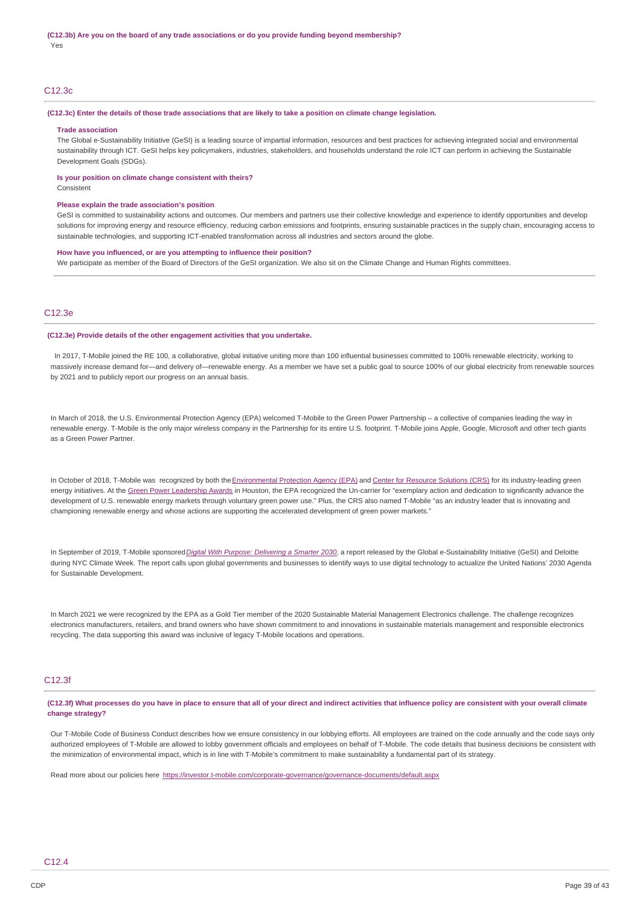**(C12.3b) Are you on the board of any trade associations or do you provide funding beyond membership?**

Yes

## C12.3c

**(C12.3c) Enter the details of those trade associations that are likely to take a position on climate change legislation.**

**Trade association**

The Global e-Sustainability Initiative (GeSI) is a leading source of impartial information, resources and best practices for achieving integrated social and environmental sustainability through ICT. GeSI helps key policymakers, industries, stakeholders, and households understand the role ICT can perform in achieving the Sustainable Development Goals (SDGs).

**Is your position on climate change consistent with theirs?**

Consistent

**Please explain the trade association's position**

GeSI is committed to sustainability actions and outcomes. Our members and partners use their collective knowledge and experience to identify opportunities and develop solutions for improving energy and resource efficiency, reducing carbon emissions and footprints, ensuring sustainable practices in the supply chain, encouraging access to sustainable technologies, and supporting ICT-enabled transformation across all industries and sectors around the globe.

**How have you influenced, or are you attempting to influence their position?**

We participate as member of the Board of Directors of the GeSI organization. We also sit on the Climate Change and Human Rights committees.

## C12.3e

**(C12.3e) Provide details of the other engagement activities that you undertake.**

In 2017, T-Mobile joined the RE 100, a collaborative, global initiative uniting more than 100 influential businesses committed to 100% renewable electricity, working to massively increase demand for—and delivery of—renewable energy. As a member we have set a public goal to source 100% of our global electricity from renewable sources by 2021 and to publicly report our progress on an annual basis.

In March of 2018, the U.S. Environmental Protection Agency (EPA) welcomed T-Mobile to the Green Power Partnership – a collective of companies leading the way in renewable energy. T-Mobile is the only major wireless company in the Partnership for its entire U.S. footprint. T-Mobile joins Apple, Google, Microsoft and other tech giants as a Green Power Partner.

In October of 2018, T-Mobile was recognized by both the Environmental Protection Agency (EPA) and Center for Resource Solutions (CRS) for its industry-leading green energy initiatives. At the Green Power Leadership Awards in Houston, the EPA recognized the Un-carrier for "exemplary action and dedication to significantly advance the development of U.S. renewable energy markets through voluntary green power use." Plus, the CRS also named T-Mobile "as an industry leader that is innovating and championing renewable energy and whose actions are supporting the accelerated development of green power markets."

In September of 2019, T-Mobile sponsored *Digital With Purpose: Delivering a Smarter 2030*, a report released by the Global e-Sustainability Initiative (GeSI) and Deloitte during NYC Climate Week. The report calls upon global governments and businesses to identify ways to use digital technology to actualize the United Nations' 2030 Agenda for Sustainable Development.

In March 2021 we were recognized by the EPA as a Gold Tier member of the 2020 Sustainable Material Management Electronics challenge. The challenge recognizes electronics manufacturers, retailers, and brand owners who have shown commitment to and innovations in sustainable materials management and responsible electronics recycling. The data supporting this award was inclusive of legacy T-Mobile locations and operations.

## C12.3f

**(C12.3f) What processes do you have in place to ensure that all of your direct and indirect activities that influence policy are consistent with your overall climate change strategy?**

Our T-Mobile Code of Business Conduct describes how we ensure consistency in our lobbying efforts. All employees are trained on the code annually and the code says only authorized employees of T-Mobile are allowed to lobby government officials and employees on behalf of T-Mobile. The code details that business decisions be consistent with the minimization of environmental impact, which is in line with T-Mobile's commitment to make sustainability a fundamental part of its strategy.

Read more about our policies here https://investor.t-mobile.com/corporate-governance/governance-documents/default.aspx

## C12.4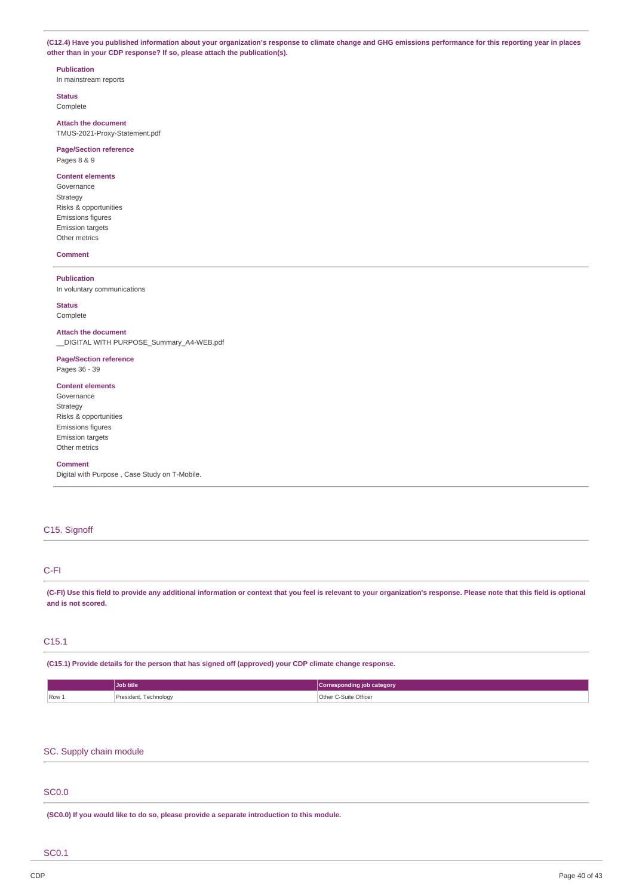**(C12.4) Have you published information about your organization's response to climate change and GHG emissions performance for this reporting year in places other than in your CDP response? If so, please attach the publication(s).**

**Publication**
In mainstream reports

**Status**
Complete

**Attach the document**
TMUS-2021-Proxy-Statement.pdf

**Page/Section reference**
Pages 8 & 9

**Content elements**
Governance
Strategy
Risks & opportunities
Emissions figures
Emission targets
Other metrics

**Comment**

---

**Publication**
In voluntary communications

**Status**
Complete

**Attach the document**
__DIGITAL WITH PURPOSE_Summary_A4-WEB.pdf

**Page/Section reference**
Pages 36 - 39

**Content elements**
Governance
Strategy
Risks & opportunities
Emissions figures
Emission targets
Other metrics

**Comment**
Digital with Purpose , Case Study on T-Mobile.

## C15. Signoff

## C-FI

**(C-FI) Use this field to provide any additional information or context that you feel is relevant to your organization's response. Please note that this field is optional and is not scored.**

## C15.1

**(C15.1) Provide details for the person that has signed off (approved) your CDP climate change response.**

| | Job title | Corresponding job category |
|---|---|---|
| Row 1 | President, Technology | Other C-Suite Officer |

## SC. Supply chain module

## SC0.0

**(SC0.0) If you would like to do so, please provide a separate introduction to this module.**

## SC0.1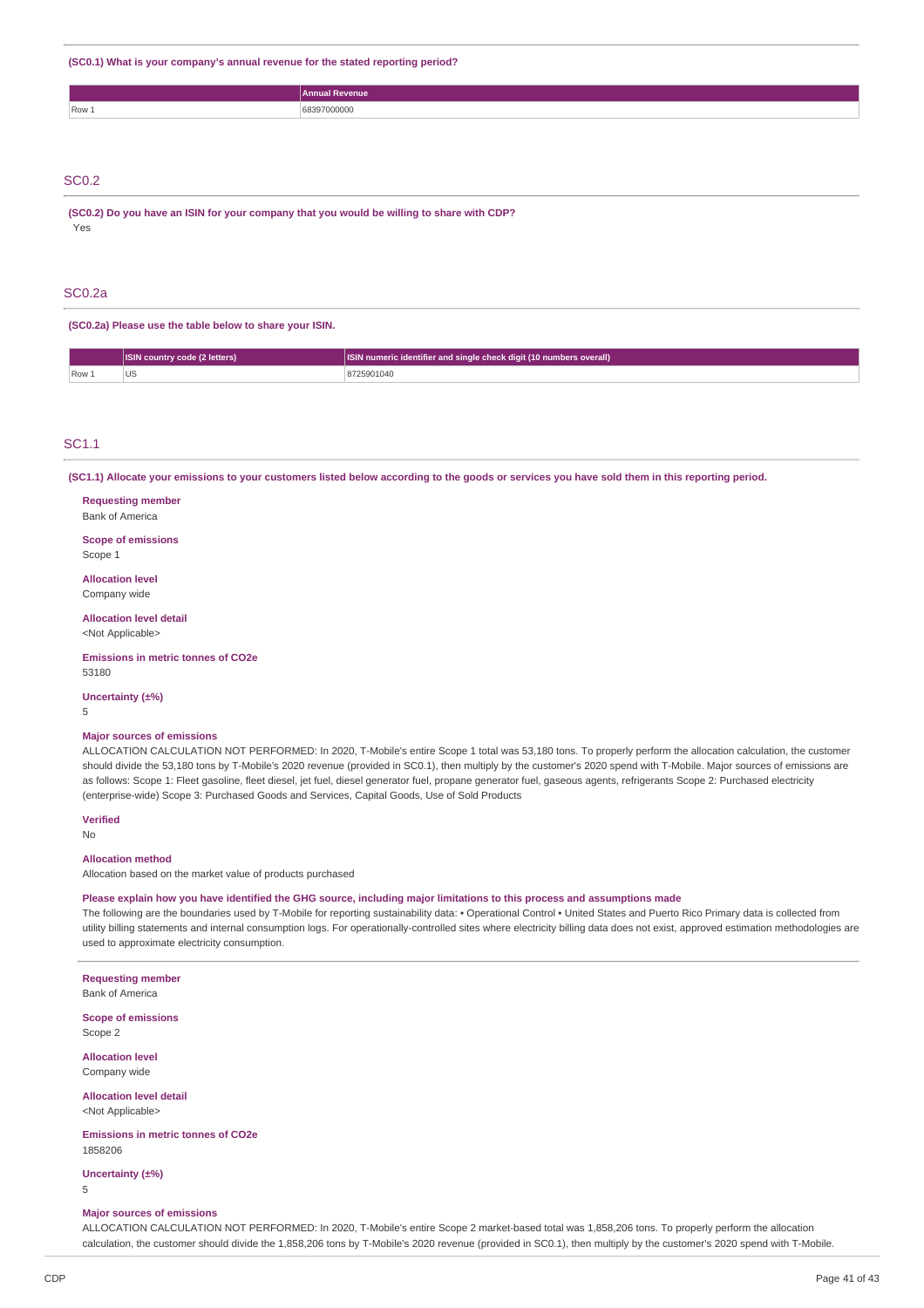**(SC0.1) What is your company's annual revenue for the stated reporting period?**

| | Annual Revenue |
|---|---|
| Row 1 | 68397000000 |

## SC0.2

**(SC0.2) Do you have an ISIN for your company that you would be willing to share with CDP?**

Yes

## SC0.2a

**(SC0.2a) Please use the table below to share your ISIN.**

| | ISIN country code (2 letters) | ISIN numeric identifier and single check digit (10 numbers overall) |
|---|---|---|
| Row 1 | US | 8725901040 |

## SC1.1

**(SC1.1) Allocate your emissions to your customers listed below according to the goods or services you have sold them in this reporting period.**

**Requesting member**
Bank of America

**Scope of emissions**
Scope 1

**Allocation level**
Company wide

**Allocation level detail**
<Not Applicable>

**Emissions in metric tonnes of CO2e**
53180

**Uncertainty (±%)**
5

**Major sources of emissions**
ALLOCATION CALCULATION NOT PERFORMED: In 2020, T-Mobile's entire Scope 1 total was 53,180 tons. To properly perform the allocation calculation, the customer should divide the 53,180 tons by T-Mobile's 2020 revenue (provided in SC0.1), then multiply by the customer's 2020 spend with T-Mobile. Major sources of emissions are as follows: Scope 1: Fleet gasoline, fleet diesel, jet fuel, diesel generator fuel, propane generator fuel, gaseous agents, refrigerants Scope 2: Purchased electricity (enterprise-wide) Scope 3: Purchased Goods and Services, Capital Goods, Use of Sold Products

**Verified**
No

**Allocation method**
Allocation based on the market value of products purchased

**Please explain how you have identified the GHG source, including major limitations to this process and assumptions made**
The following are the boundaries used by T-Mobile for reporting sustainability data: • Operational Control • United States and Puerto Rico Primary data is collected from utility billing statements and internal consumption logs. For operationally-controlled sites where electricity billing data does not exist, approved estimation methodologies are used to approximate electricity consumption.

---

**Requesting member**
Bank of America

**Scope of emissions**
Scope 2

**Allocation level**
Company wide

**Allocation level detail**
<Not Applicable>

**Emissions in metric tonnes of CO2e**
1858206

**Uncertainty (±%)**
5

**Major sources of emissions**
ALLOCATION CALCULATION NOT PERFORMED: In 2020, T-Mobile's entire Scope 2 market-based total was 1,858,206 tons. To properly perform the allocation calculation, the customer should divide the 1,858,206 tons by T-Mobile's 2020 revenue (provided in SC0.1), then multiply by the customer's 2020 spend with T-Mobile.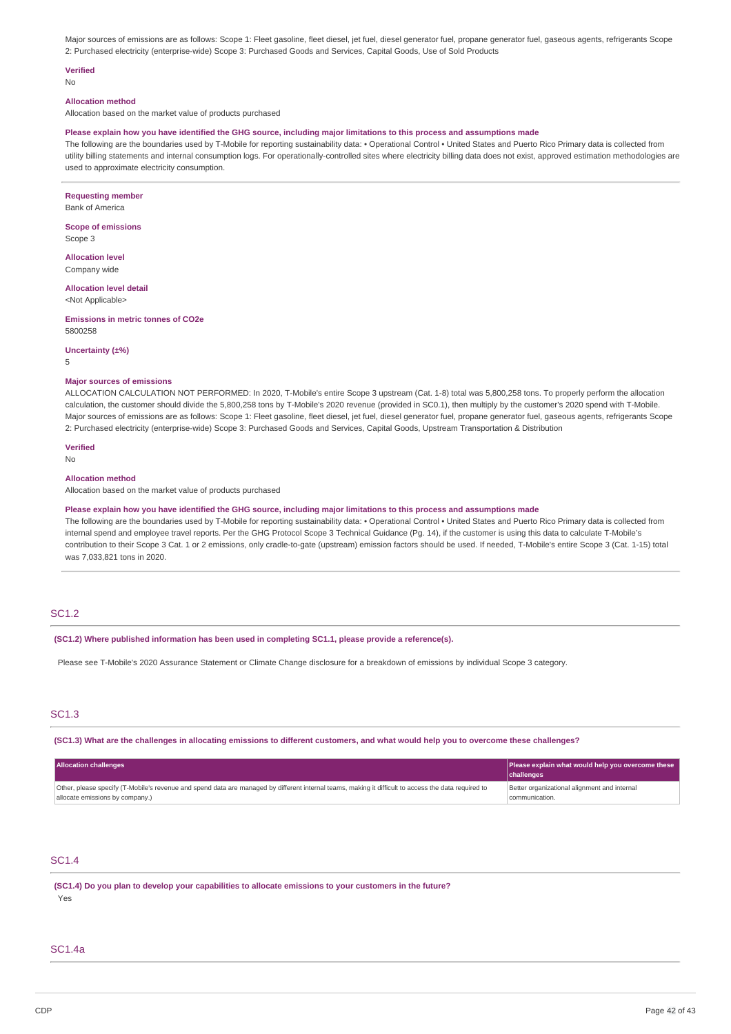Major sources of emissions are as follows: Scope 1: Fleet gasoline, fleet diesel, jet fuel, diesel generator fuel, propane generator fuel, gaseous agents, refrigerants Scope 2: Purchased electricity (enterprise-wide) Scope 3: Purchased Goods and Services, Capital Goods, Use of Sold Products

**Verified**
No

**Allocation method**
Allocation based on the market value of products purchased

**Please explain how you have identified the GHG source, including major limitations to this process and assumptions made**
The following are the boundaries used by T-Mobile for reporting sustainability data: • Operational Control • United States and Puerto Rico Primary data is collected from utility billing statements and internal consumption logs. For operationally-controlled sites where electricity billing data does not exist, approved estimation methodologies are used to approximate electricity consumption.

---

**Requesting member**
Bank of America

**Scope of emissions**
Scope 3

**Allocation level**
Company wide

**Allocation level detail**
<Not Applicable>

**Emissions in metric tonnes of CO2e**
5800258

**Uncertainty (±%)**
5

**Major sources of emissions**
ALLOCATION CALCULATION NOT PERFORMED: In 2020, T-Mobile's entire Scope 3 upstream (Cat. 1-8) total was 5,800,258 tons. To properly perform the allocation calculation, the customer should divide the 5,800,258 tons by T-Mobile's 2020 revenue (provided in SC0.1), then multiply by the customer's 2020 spend with T-Mobile. Major sources of emissions are as follows: Scope 1: Fleet gasoline, fleet diesel, jet fuel, diesel generator fuel, propane generator fuel, gaseous agents, refrigerants Scope 2: Purchased electricity (enterprise-wide) Scope 3: Purchased Goods and Services, Capital Goods, Upstream Transportation & Distribution

**Verified**
No

**Allocation method**
Allocation based on the market value of products purchased

**Please explain how you have identified the GHG source, including major limitations to this process and assumptions made**
The following are the boundaries used by T-Mobile for reporting sustainability data: • Operational Control • United States and Puerto Rico Primary data is collected from internal spend and employee travel reports. Per the GHG Protocol Scope 3 Technical Guidance (Pg. 14), if the customer is using this data to calculate T-Mobile's contribution to their Scope 3 Cat. 1 or 2 emissions, only cradle-to-gate (upstream) emission factors should be used. If needed, T-Mobile's entire Scope 3 (Cat. 1-15) total was 7,033,821 tons in 2020.

---

## SC1.2

**(SC1.2) Where published information has been used in completing SC1.1, please provide a reference(s).**

Please see T-Mobile's 2020 Assurance Statement or Climate Change disclosure for a breakdown of emissions by individual Scope 3 category.

## SC1.3

**(SC1.3) What are the challenges in allocating emissions to different customers, and what would help you to overcome these challenges?**

| Allocation challenges | Please explain what would help you overcome these challenges |
|---|---|
| Other, please specify (T-Mobile's revenue and spend data are managed by different internal teams, making it difficult to access the data required to allocate emissions by company.) | Better organizational alignment and internal communication. |

## SC1.4

**(SC1.4) Do you plan to develop your capabilities to allocate emissions to your customers in the future?**
Yes

## SC1.4a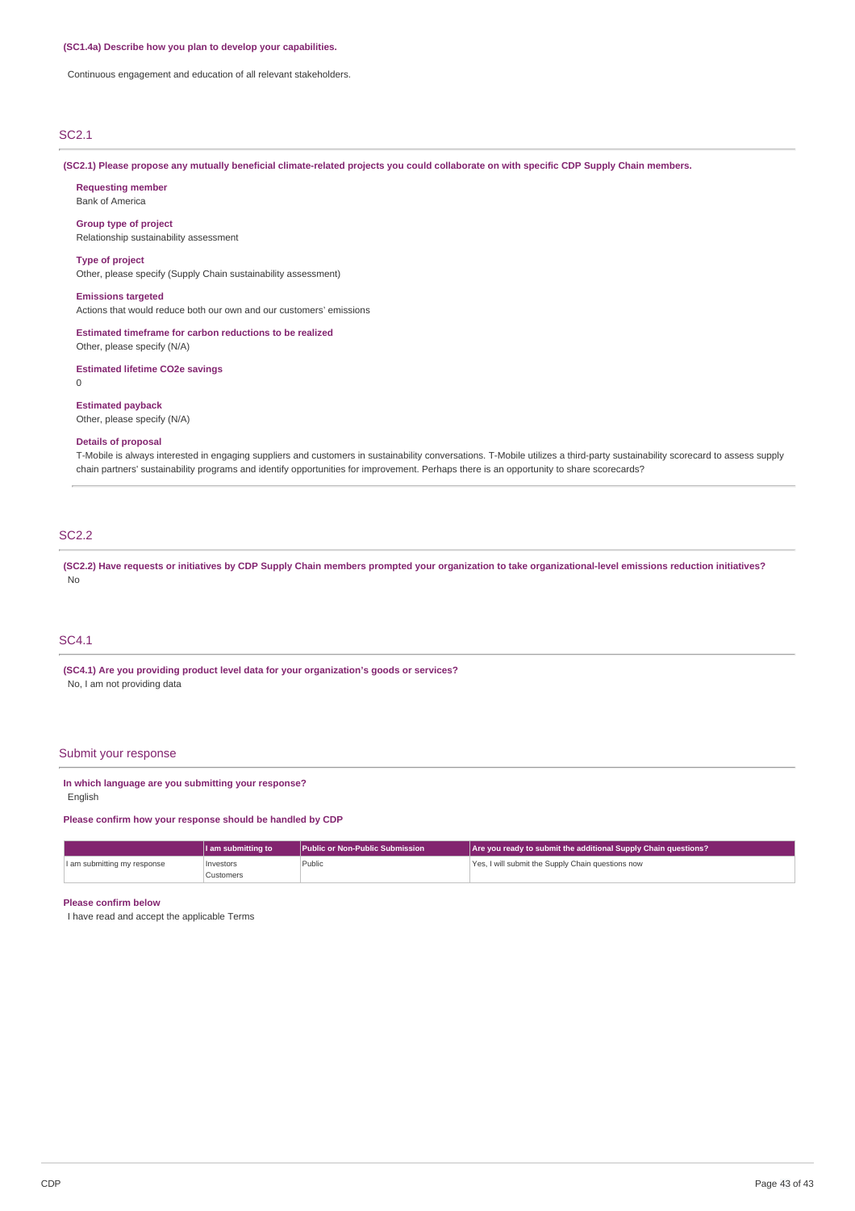**(SC1.4a) Describe how you plan to develop your capabilities.**

Continuous engagement and education of all relevant stakeholders.

## SC2.1

**(SC2.1) Please propose any mutually beneficial climate-related projects you could collaborate on with specific CDP Supply Chain members.**

**Requesting member**
Bank of America

**Group type of project**
Relationship sustainability assessment

**Type of project**
Other, please specify (Supply Chain sustainability assessment)

**Emissions targeted**
Actions that would reduce both our own and our customers' emissions

**Estimated timeframe for carbon reductions to be realized**
Other, please specify (N/A)

**Estimated lifetime CO2e savings**
0

**Estimated payback**
Other, please specify (N/A)

**Details of proposal**
T-Mobile is always interested in engaging suppliers and customers in sustainability conversations. T-Mobile utilizes a third-party sustainability scorecard to assess supply chain partners' sustainability programs and identify opportunities for improvement. Perhaps there is an opportunity to share scorecards?

## SC2.2

**(SC2.2) Have requests or initiatives by CDP Supply Chain members prompted your organization to take organizational-level emissions reduction initiatives?**

No

## SC4.1

**(SC4.1) Are you providing product level data for your organization's goods or services?**

No, I am not providing data

## Submit your response

**In which language are you submitting your response?**

English

**Please confirm how your response should be handled by CDP**

| | I am submitting to | Public or Non-Public Submission | Are you ready to submit the additional Supply Chain questions? |
|---|---|---|---|
| I am submitting my response | Investors<br>Customers | Public | Yes, I will submit the Supply Chain questions now |

**Please confirm below**

I have read and accept the applicable Terms